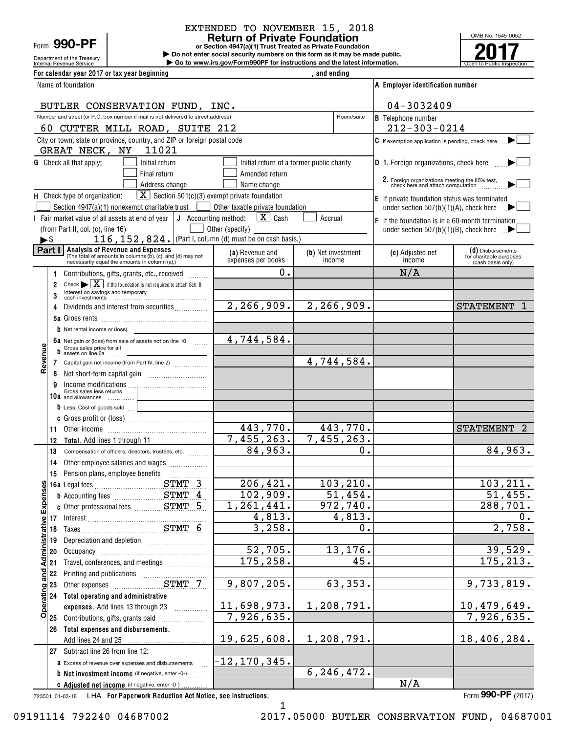EXTENDED TO NOVEMBER 15, 2018

Form **990-PF** Department of the Treasury Internal Revenue Service

# Return of Private Foundation

**or Section 4947(a)(1) Trust Treated as Private Foundation**

▶ Do not enter social security numbers on this form as it may be made public.
▶ Go to www.irs.gov/Form990PF for instructions and the latest information.

OMB No. 1545-0052 **2017** Open to Public Inspection

For calendar year 2017 or tax year beginning , and ending

Name of foundation: BUTLER CONSERVATION FUND, INC.

A Employer identification number: 04-3032409

Number and street (or P.O. box number if mail is not delivered to street address) Room/suite: 60 CUTTER MILL ROAD, SUITE 212

B Telephone number: 212-303-0214

City or town, state or province, country, and ZIP or foreign postal code: GREAT NECK, NY 11021

C If exemption application is pending, check here ☐

G Check all that apply: ☐ Initial return ☐ Initial return of a former public charity ☐ Final return ☐ Amended return ☐ Address change ☐ Name change

D 1. Foreign organizations, check here ☐
2. Foreign organizations meeting the 85% test, check here and attach computation ☐

H Check type of organization: [X] Section 501(c)(3) exempt private foundation ☐ Section 4947(a)(1) nonexempt charitable trust ☐ Other taxable private foundation

E If private foundation status was terminated under section 507(b)(1)(A), check here ☐

I Fair market value of all assets at end of year (from Part II, col. (c), line 16) ▶$ 116,152,824.

J Accounting method: [X] Cash ☐ Accrual ☐ Other (specify) (Part I, column (d) must be on cash basis.)

F If the foundation is in a 60-month termination under section 507(b)(1)(B), check here ☐

**Part I Analysis of Revenue and Expenses** (The total of amounts in columns (b), (c), and (d) may not necessarily equal the amounts in column (a).)

| | Line | (a) Revenue and expenses per books | (b) Net investment income | (c) Adjusted net income | (d) Disbursements for charitable purposes (cash basis only) |
|---|---|---|---|---|---|
| Revenue | 1 Contributions, gifts, grants, etc., received | 0. | | N/A | |
| | 2 Check ▶ [X] if the foundation is not required to attach Sch. B | | | | |
| | 3 Interest on savings and temporary cash investments | | | | |
| | 4 Dividends and interest from securities | 2,266,909. | 2,266,909. | | STATEMENT 1 |
| | 5a Gross rents | | | | |
| | b Net rental income or (loss) | | | | |
| | 6a Net gain or (loss) from sale of assets not on line 10 | 4,744,584. | | | |
| | b Gross sales price for all assets on line 6a | | | | |
| | 7 Capital gain net income (from Part IV, line 2) | | 4,744,584. | | |
| | 8 Net short-term capital gain | | | | |
| | 9 Income modifications | | | | |
| | 10a Gross sales less returns and allowances | | | | |
| | b Less: Cost of goods sold | | | | |
| | c Gross profit or (loss) | | | | |
| | 11 Other income | 443,770. | 443,770. | | STATEMENT 2 |
| | 12 **Total.** Add lines 1 through 11 | 7,455,263. | 7,455,263. | | |
| Operating and Administrative Expenses | 13 Compensation of officers, directors, trustees, etc. | 84,963. | 0. | | 84,963. |
| | 14 Other employee salaries and wages | | | | |
| | 15 Pension plans, employee benefits | | | | |
| | 16a Legal fees STMT 3 | 206,421. | 103,210. | | 103,211. |
| | b Accounting fees STMT 4 | 102,909. | 51,454. | | 51,455. |
| | c Other professional fees STMT 5 | 1,261,441. | 972,740. | | 288,701. |
| | 17 Interest | 4,813. | 4,813. | | 0. |
| | 18 Taxes STMT 6 | 3,258. | 0. | | 2,758. |
| | 19 Depreciation and depletion | | | | |
| | 20 Occupancy | 52,705. | 13,176. | | 39,529. |
| | 21 Travel, conferences, and meetings | 175,258. | 45. | | 175,213. |
| | 22 Printing and publications | | | | |
| | 23 Other expenses STMT 7 | 9,807,205. | 63,353. | | 9,733,819. |
| | 24 **Total operating and administrative expenses.** Add lines 13 through 23 | 11,698,973. | 1,208,791. | | 10,479,649. |
| | 25 Contributions, gifts, grants paid | 7,926,635. | | | 7,926,635. |
| | 26 **Total expenses and disbursements.** Add lines 24 and 25 | 19,625,608. | 1,208,791. | | 18,406,284. |
| | 27 Subtract line 26 from line 12: | | | | |
| | **a** Excess of revenue over expenses and disbursements | -12,170,345. | | | |
| | **b Net investment income** (if negative, enter -0-) | | 6,246,472. | | |
| | **c Adjusted net income** (if negative, enter -0-) | | | N/A | |

723501 01-03-18 LHA For Paperwork Reduction Act Notice, see instructions. Form **990-PF** (2017)

09191114 792240 04687002 2017.05000 BUTLER CONSERVATION FUND, 04687001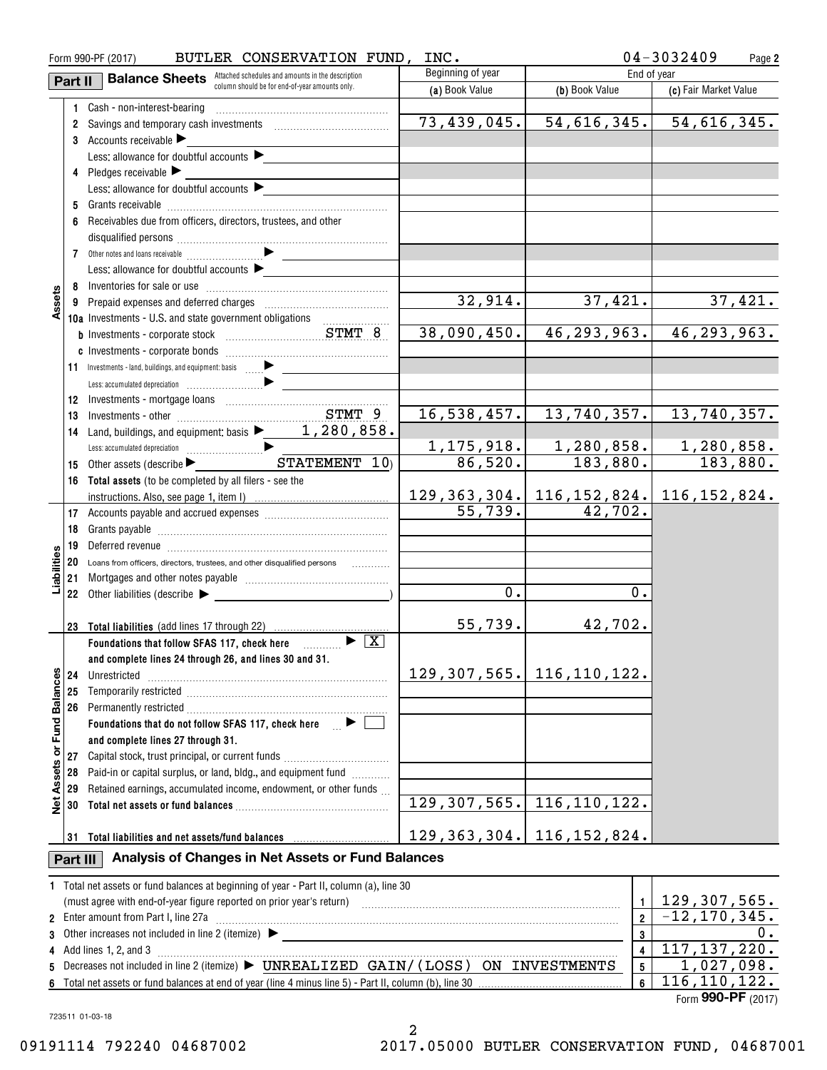Form 990-PF (2017) BUTLER CONSERVATION FUND, INC. 04-3032409

## Part II Balance Sheets

Attached schedules and amounts in the description column should be for end-of-year amounts only.

| | | Beginning of year (a) Book Value | End of year (b) Book Value | End of year (c) Fair Market Value |
|---|---|---|---|---|
| **Assets** | 1 Cash - non-interest-bearing | | | |
| | 2 Savings and temporary cash investments | 73,439,045. | 54,616,345. | 54,616,345. |
| | 3 Accounts receivable ▶ | | | |
| | Less: allowance for doubtful accounts ▶ | | | |
| | 4 Pledges receivable ▶ | | | |
| | Less: allowance for doubtful accounts ▶ | | | |
| | 5 Grants receivable | | | |
| | 6 Receivables due from officers, directors, trustees, and other disqualified persons | | | |
| | 7 Other notes and loans receivable ▶ | | | |
| | Less: allowance for doubtful accounts ▶ | | | |
| | 8 Inventories for sale or use | | | |
| | 9 Prepaid expenses and deferred charges | 32,914. | 37,421. | 37,421. |
| | 10a Investments - U.S. and state government obligations | | | |
| | b Investments - corporate stock STMT 8 | 38,090,450. | 46,293,963. | 46,293,963. |
| | c Investments - corporate bonds | | | |
| | 11 Investments - land, buildings, and equipment: basis ▶ | | | |
| | Less: accumulated depreciation ▶ | | | |
| | 12 Investments - mortgage loans | | | |
| | 13 Investments - other STMT 9 | 16,538,457. | 13,740,357. | 13,740,357. |
| | 14 Land, buildings, and equipment: basis ▶ 1,280,858. | | | |
| | Less: accumulated depreciation ▶ | 1,175,918. | 1,280,858. | 1,280,858. |
| | 15 Other assets (describe ▶ STATEMENT 10) | 86,520. | 183,880. | 183,880. |
| | 16 **Total assets** (to be completed by all filers - see the instructions. Also, see page 1, item I) | 129,363,304. | 116,152,824. | 116,152,824. |
| **Liabilities** | 17 Accounts payable and accrued expenses | 55,739. | 42,702. | |
| | 18 Grants payable | | | |
| | 19 Deferred revenue | | | |
| | 20 Loans from officers, directors, trustees, and other disqualified persons | | | |
| | 21 Mortgages and other notes payable | | | |
| | 22 Other liabilities (describe ▶ ) | 0. | 0. | |
| | 23 **Total liabilities** (add lines 17 through 22) | 55,739. | 42,702. | |
| **Net Assets or Fund Balances** | **Foundations that follow SFAS 117, check here** ▶ [X] **and complete lines 24 through 26, and lines 30 and 31.** | | | |
| | 24 Unrestricted | 129,307,565. | 116,110,122. | |
| | 25 Temporarily restricted | | | |
| | 26 Permanently restricted | | | |
| | **Foundations that do not follow SFAS 117, check here** ▶ [ ] **and complete lines 27 through 31.** | | | |
| | 27 Capital stock, trust principal, or current funds | | | |
| | 28 Paid-in or capital surplus, or land, bldg., and equipment fund | | | |
| | 29 Retained earnings, accumulated income, endowment, or other funds | | | |
| | 30 **Total net assets or fund balances** | 129,307,565. | 116,110,122. | |
| | 31 **Total liabilities and net assets/fund balances** | 129,363,304. | 116,152,824. | |

## Part III Analysis of Changes in Net Assets or Fund Balances

| | | | |
|---|---|---|---|
| 1 | Total net assets or fund balances at beginning of year - Part II, column (a), line 30 (must agree with end-of-year figure reported on prior year's return) | 1 | 129,307,565. |
| 2 | Enter amount from Part I, line 27a | 2 | -12,170,345. |
| 3 | Other increases not included in line 2 (itemize) ▶ | 3 | 0. |
| 4 | Add lines 1, 2, and 3 | 4 | 117,137,220. |
| 5 | Decreases not included in line 2 (itemize) ▶ UNREALIZED GAIN/(LOSS) ON INVESTMENTS | 5 | 1,027,098. |
| 6 | Total net assets or fund balances at end of year (line 4 minus line 5) - Part II, column (b), line 30 | 6 | 116,110,122. |

Form **990-PF** (2017)

723511 01-03-18

09191114 792240 04687002 2017.05000 BUTLER CONSERVATION FUND, 04687001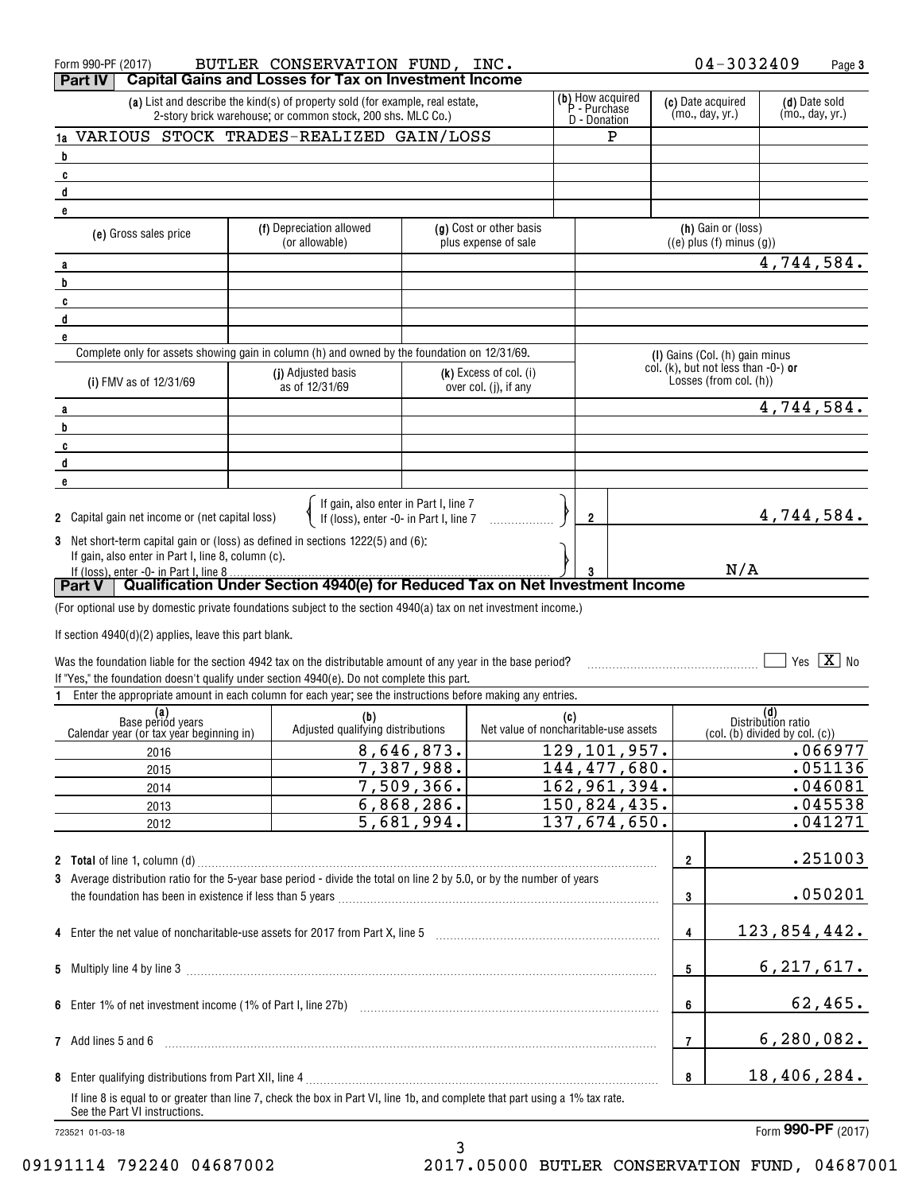Form 990-PF (2017) BUTLER CONSERVATION FUND, INC. 04-3032409 Page 3

## Part IV Capital Gains and Losses for Tax on Investment Income

| | (a) List and describe the kind(s) of property sold (for example, real estate, 2-story brick warehouse; or common stock, 200 shs. MLC Co.) | (b) How acquired P - Purchase D - Donation | (c) Date acquired (mo., day, yr.) | (d) Date sold (mo., day, yr.) |
|---|---|---|---|---|
| 1a | VARIOUS STOCK TRADES-REALIZED GAIN/LOSS | P | | |
| b | | | | |
| c | | | | |
| d | | | | |
| e | | | | |

| | (e) Gross sales price | (f) Depreciation allowed (or allowable) | (g) Cost or other basis plus expense of sale | (h) Gain or (loss) ((e) plus (f) minus (g)) |
|---|---|---|---|---|
| a | | | | 4,744,584. |
| b | | | | |
| c | | | | |
| d | | | | |
| e | | | | |

Complete only for assets showing gain in column (h) and owned by the foundation on 12/31/69.

| | (i) FMV as of 12/31/69 | (j) Adjusted basis as of 12/31/69 | (k) Excess of col. (i) over col. (j), if any | (l) Gains (Col. (h) gain minus col. (k), but not less than -0-) or Losses (from col. (h)) |
|---|---|---|---|---|
| a | | | | 4,744,584. |
| b | | | | |
| c | | | | |
| d | | | | |
| e | | | | |

2 Capital gain net income or (net capital loss) { If gain, also enter in Part I, line 7; If (loss), enter -0- in Part I, line 7 } — **2** 4,744,584.

3 Net short-term capital gain or (loss) as defined in sections 1222(5) and (6): If gain, also enter in Part I, line 8, column (c). If (loss), enter -0- in Part I, line 8 — **3** N/A

## Part V Qualification Under Section 4940(e) for Reduced Tax on Net Investment Income

(For optional use by domestic private foundations subject to the section 4940(a) tax on net investment income.)

If section 4940(d)(2) applies, leave this part blank.

Was the foundation liable for the section 4942 tax on the distributable amount of any year in the base period? ☐ Yes ☒ No

If "Yes," the foundation doesn't qualify under section 4940(e). Do not complete this part.

1 Enter the appropriate amount in each column for each year; see the instructions before making any entries.

| (a) Base period years Calendar year (or tax year beginning in) | (b) Adjusted qualifying distributions | (c) Net value of noncharitable-use assets | (d) Distribution ratio (col. (b) divided by col. (c)) |
|---|---|---|---|
| 2016 | 8,646,873. | 129,101,957. | .066977 |
| 2015 | 7,387,988. | 144,477,680. | .051136 |
| 2014 | 7,509,366. | 162,961,394. | .046081 |
| 2013 | 6,868,286. | 150,824,435. | .045538 |
| 2012 | 5,681,994. | 137,674,650. | .041271 |

| | | Line | Amount |
|---|---|---|---|
| 2 | **Total** of line 1, column (d) | 2 | .251003 |
| 3 | Average distribution ratio for the 5-year base period - divide the total on line 2 by 5.0, or by the number of years the foundation has been in existence if less than 5 years | 3 | .050201 |
| 4 | Enter the net value of noncharitable-use assets for 2017 from Part X, line 5 | 4 | 123,854,442. |
| 5 | Multiply line 4 by line 3 | 5 | 6,217,617. |
| 6 | Enter 1% of net investment income (1% of Part I, line 27b) | 6 | 62,465. |
| 7 | Add lines 5 and 6 | 7 | 6,280,082. |
| 8 | Enter qualifying distributions from Part XII, line 4 | 8 | 18,406,284. |

If line 8 is equal to or greater than line 7, check the box in Part VI, line 1b, and complete that part using a 1% tax rate. See the Part VI instructions.

723521 01-03-18 Form **990-PF** (2017)

09191114 792240 04687002 2017.05000 BUTLER CONSERVATION FUND, 04687001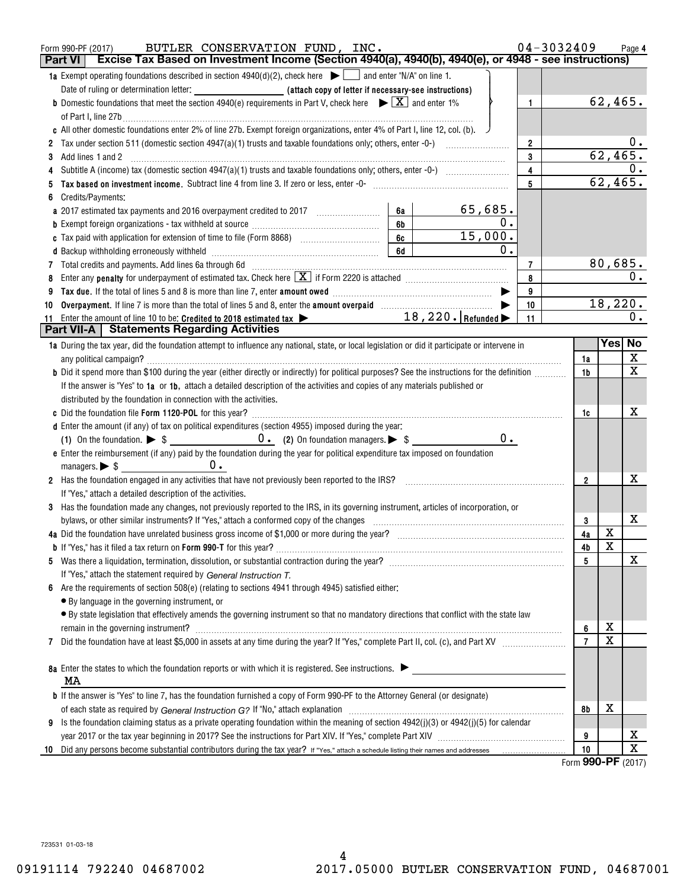Form 990-PF (2017) BUTLER CONSERVATION FUND, INC. 04-3032409 Page 4

## Part VI — Excise Tax Based on Investment Income (Section 4940(a), 4940(b), 4940(e), or 4948 - see instructions)

| | | | | |
|---|---|---|---|---|
| **1a** | Exempt operating foundations described in section 4940(d)(2), check here ▶ ☐ and enter "N/A" on line 1. Date of ruling or determination letter: ______ (attach copy of letter if necessary-see instructions) | | | |
| **b** | Domestic foundations that meet the section 4940(e) requirements in Part V, check here ▶ ☒ and enter 1% of Part I, line 27b | | 1 | 62,465. |
| **c** | All other domestic foundations enter 2% of line 27b. Exempt foreign organizations, enter 4% of Part I, line 12, col. (b). | | | |
| **2** | Tax under section 511 (domestic section 4947(a)(1) trusts and taxable foundations only; others, enter -0-) | | 2 | 0. |
| **3** | Add lines 1 and 2 | | 3 | 62,465. |
| **4** | Subtitle A (income) tax (domestic section 4947(a)(1) trusts and taxable foundations only; others, enter -0-) | | 4 | 0. |
| **5** | **Tax based on investment income.** Subtract line 4 from line 3. If zero or less, enter -0- | | 5 | 62,465. |
| **6** | Credits/Payments: | | | |
| **a** | 2017 estimated tax payments and 2016 overpayment credited to 2017 | 6a 65,685. | | |
| **b** | Exempt foreign organizations - tax withheld at source | 6b 0. | | |
| **c** | Tax paid with application for extension of time to file (Form 8868) | 6c 15,000. | | |
| **d** | Backup withholding erroneously withheld | 6d 0. | | |
| **7** | Total credits and payments. Add lines 6a through 6d | | 7 | 80,685. |
| **8** | Enter any **penalty** for underpayment of estimated tax. Check here ☒ if Form 2220 is attached | | 8 | 0. |
| **9** | **Tax due.** If the total of lines 5 and 8 is more than line 7, enter **amount owed** ▶ | | 9 | |
| **10** | **Overpayment.** If line 7 is more than the total of lines 5 and 8, enter the **amount overpaid** ▶ | | 10 | 18,220. |
| **11** | Enter the amount of line 10 to be: **Credited to 2018 estimated tax** ▶ 18,220. **Refunded** ▶ | | 11 | 0. |

## Part VII-A — Statements Regarding Activities

| | | Line | Yes | No |
|---|---|---|---|---|
| **1a** | During the tax year, did the foundation attempt to influence any national, state, or local legislation or did it participate or intervene in any political campaign? | 1a | | X |
| **b** | Did it spend more than $100 during the year (either directly or indirectly) for political purposes? See the instructions for the definition | 1b | | X |
| | If the answer is "Yes" to **1a** or **1b**, attach a detailed description of the activities and copies of any materials published or distributed by the foundation in connection with the activities. | | | |
| **c** | Did the foundation file **Form 1120-POL** for this year? | 1c | | X |
| **d** | Enter the amount (if any) of tax on political expenditures (section 4955) imposed during the year: (1) On the foundation. ▶ $ 0. (2) On foundation managers. ▶ $ 0. | | | |
| **e** | Enter the reimbursement (if any) paid by the foundation during the year for political expenditure tax imposed on foundation managers. ▶ $ 0. | | | |
| **2** | Has the foundation engaged in any activities that have not previously been reported to the IRS? If "Yes," attach a detailed description of the activities. | 2 | | X |
| **3** | Has the foundation made any changes, not previously reported to the IRS, in its governing instrument, articles of incorporation, or bylaws, or other similar instruments? If "Yes," attach a conformed copy of the changes | 3 | | X |
| **4a** | Did the foundation have unrelated business gross income of $1,000 or more during the year? | 4a | X | |
| **b** | If "Yes," has it filed a tax return on **Form 990-T** for this year? | 4b | X | |
| **5** | Was there a liquidation, termination, dissolution, or substantial contraction during the year? If "Yes," attach the statement required by *General Instruction T.* | 5 | | X |
| **6** | Are the requirements of section 508(e) (relating to sections 4941 through 4945) satisfied either: • By language in the governing instrument, or • By state legislation that effectively amends the governing instrument so that no mandatory directions that conflict with the state law remain in the governing instrument? | 6 | X | |
| **7** | Did the foundation have at least $5,000 in assets at any time during the year? If "Yes," complete Part II, col. (c), and Part XV | 7 | X | |
| **8a** | Enter the states to which the foundation reports or with which it is registered. See instructions. ▶ MA | | | |
| **b** | If the answer is "Yes" to line 7, has the foundation furnished a copy of Form 990-PF to the Attorney General (or designate) of each state as required by *General Instruction G?* If "No," attach explanation | 8b | X | |
| **9** | Is the foundation claiming status as a private operating foundation within the meaning of section 4942(j)(3) or 4942(j)(5) for calendar year 2017 or the tax year beginning in 2017? See the instructions for Part XIV. If "Yes," complete Part XIV | 9 | | X |
| **10** | Did any persons become substantial contributors during the tax year? If "Yes," attach a schedule listing their names and addresses | 10 | | X |

Form **990-PF** (2017)

723531 01-03-18

09191114 792240 04687002 2017.05000 BUTLER CONSERVATION FUND, 04687001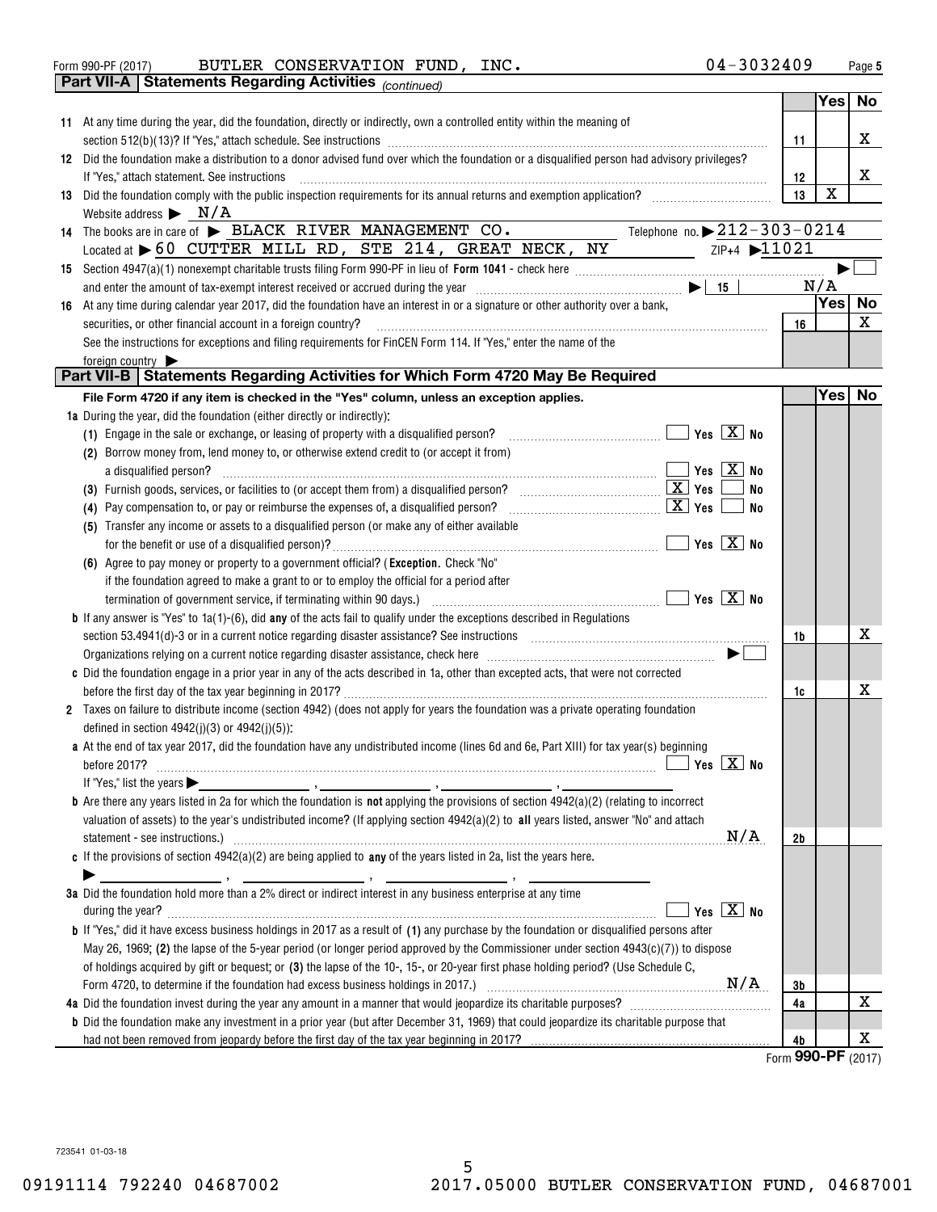Form 990-PF (2017) BUTLER CONSERVATION FUND, INC. 04-3032409

## Part VII-A | Statements Regarding Activities *(continued)*

| | | Yes | No |
|---|---|---|---|
| **11** At any time during the year, did the foundation, directly or indirectly, own a controlled entity within the meaning of section 512(b)(13)? If "Yes," attach schedule. See instructions | 11 | | X |
| **12** Did the foundation make a distribution to a donor advised fund over which the foundation or a disqualified person had advisory privileges? If "Yes," attach statement. See instructions | 12 | | X |
| **13** Did the foundation comply with the public inspection requirements for its annual returns and exemption application? | 13 | X | |

Website address ▶ N/A

**14** The books are in care of ▶ BLACK RIVER MANAGEMENT CO. Telephone no. ▶ 212-303-0214
Located at ▶ 60 CUTTER MILL RD, STE 214, GREAT NECK, NY ZIP+4 ▶ 11021

**15** Section 4947(a)(1) nonexempt charitable trusts filing Form 990-PF in lieu of **Form 1041** - check here ▶ ☐
and enter the amount of tax-exempt interest received or accrued during the year ▶ | 15 | N/A

| | | Yes | No |
|---|---|---|---|
| **16** At any time during calendar year 2017, did the foundation have an interest in or a signature or other authority over a bank, securities, or other financial account in a foreign country? See the instructions for exceptions and filing requirements for FinCEN Form 114. If "Yes," enter the name of the foreign country ▶ | 16 | | X |

## Part VII-B | Statements Regarding Activities for Which Form 4720 May Be Required

**File Form 4720 if any item is checked in the "Yes" column, unless an exception applies.**

| | | Yes | No |
|---|---|---|---|
| **1a** During the year, did the foundation (either directly or indirectly): | | | |
| (1) Engage in the sale or exchange, or leasing of property with a disqualified person? ☐ Yes ☒ No | | | |
| (2) Borrow money from, lend money to, or otherwise extend credit to (or accept it from) a disqualified person? ☐ Yes ☒ No | | | |
| (3) Furnish goods, services, or facilities to (or accept them from) a disqualified person? ☒ Yes ☐ No | | | |
| (4) Pay compensation to, or pay or reimburse the expenses of, a disqualified person? ☒ Yes ☐ No | | | |
| (5) Transfer any income or assets to a disqualified person (or make any of either available for the benefit or use of a disqualified person)? ☐ Yes ☒ No | | | |
| (6) Agree to pay money or property to a government official? (**Exception.** Check "No" if the foundation agreed to make a grant to or to employ the official for a period after termination of government service, if terminating within 90 days.) ☐ Yes ☒ No | | | |
| **b** If any answer is "Yes" to 1a(1)-(6), did **any** of the acts fail to qualify under the exceptions described in Regulations section 53.4941(d)-3 or in a current notice regarding disaster assistance? See instructions | 1b | | X |
| Organizations relying on a current notice regarding disaster assistance, check here ▶ ☐ | | | |
| **c** Did the foundation engage in a prior year in any of the acts described in 1a, other than excepted acts, that were not corrected before the first day of the tax year beginning in 2017? | 1c | | X |
| **2** Taxes on failure to distribute income (section 4942) (does not apply for years the foundation was a private operating foundation defined in section 4942(j)(3) or 4942(j)(5)): | | | |
| **a** At the end of tax year 2017, did the foundation have any undistributed income (lines 6d and 6e, Part XIII) for tax year(s) beginning before 2017? ☐ Yes ☒ No<br>If "Yes," list the years ▶ | | | |
| **b** Are there any years listed in 2a for which the foundation is **not** applying the provisions of section 4942(a)(2) (relating to incorrect valuation of assets) to the year's undistributed income? (If applying section 4942(a)(2) to **all** years listed, answer "No" and attach statement - see instructions.) N/A | 2b | | |
| **c** If the provisions of section 4942(a)(2) are being applied to **any** of the years listed in 2a, list the years here. ▶ | | | |
| **3a** Did the foundation hold more than a 2% direct or indirect interest in any business enterprise at any time during the year? ☐ Yes ☒ No | | | |
| **b** If "Yes," did it have excess business holdings in 2017 as a result of **(1)** any purchase by the foundation or disqualified persons after May 26, 1969; **(2)** the lapse of the 5-year period (or longer period approved by the Commissioner under section 4943(c)(7)) to dispose of holdings acquired by gift or bequest; or **(3)** the lapse of the 10-, 15-, or 20-year first phase holding period? (Use Schedule C, Form 4720, to determine if the foundation had excess business holdings in 2017.) N/A | 3b | | |
| **4a** Did the foundation invest during the year any amount in a manner that would jeopardize its charitable purposes? | 4a | | X |
| **b** Did the foundation make any investment in a prior year (but after December 31, 1969) that could jeopardize its charitable purpose that had not been removed from jeopardy before the first day of the tax year beginning in 2017? | 4b | | X |

Form **990-PF** (2017)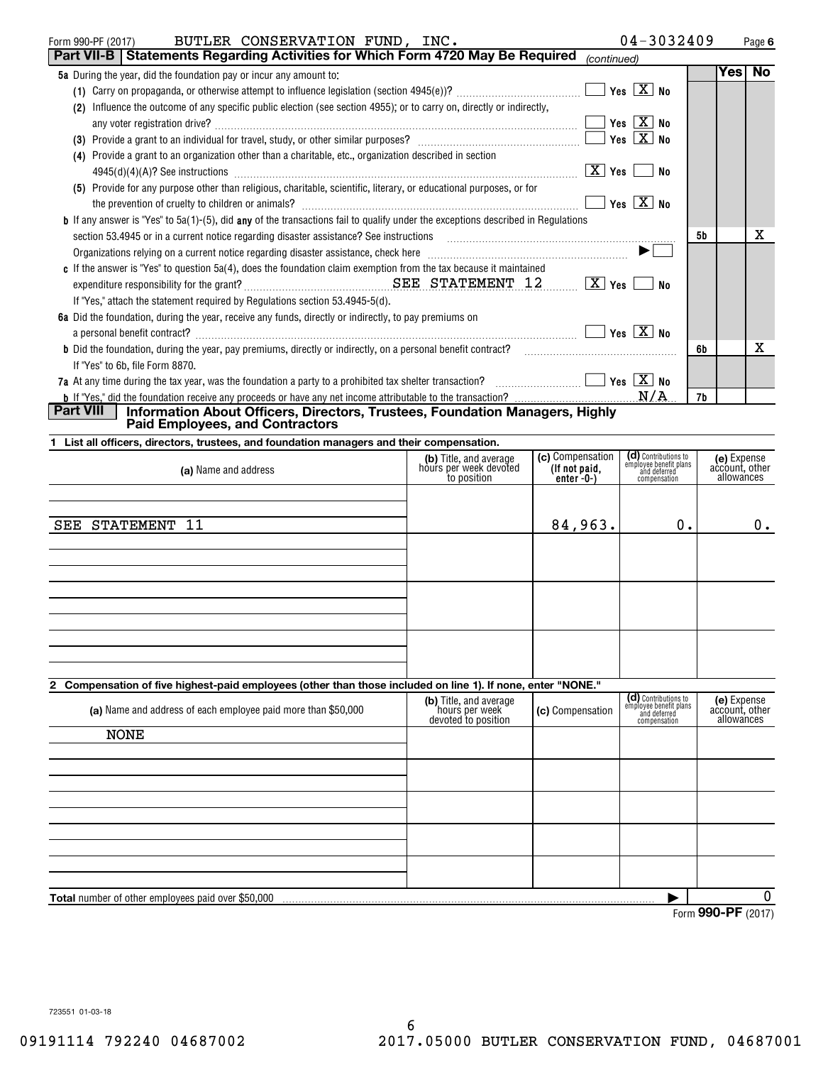Form 990-PF (2017) BUTLER CONSERVATION FUND, INC. 04-3032409 Page 6

## Part VII-B Statements Regarding Activities for Which Form 4720 May Be Required *(continued)*

| | | Yes | No |
|---|---|---|---|
| **5a** During the year, did the foundation pay or incur any amount to: | | | |
| (1) Carry on propaganda, or otherwise attempt to influence legislation (section 4945(e))? ☐ Yes ☒ No | | | |
| (2) Influence the outcome of any specific public election (see section 4955); or to carry on, directly or indirectly, any voter registration drive? ☐ Yes ☒ No | | | |
| (3) Provide a grant to an individual for travel, study, or other similar purposes? ☐ Yes ☒ No | | | |
| (4) Provide a grant to an organization other than a charitable, etc., organization described in section 4945(d)(4)(A)? See instructions ☒ Yes ☐ No | | | |
| (5) Provide for any purpose other than religious, charitable, scientific, literary, or educational purposes, or for the prevention of cruelty to children or animals? ☐ Yes ☒ No | | | |
| **b** If any answer is "Yes" to 5a(1)-(5), did **any** of the transactions fail to qualify under the exceptions described in Regulations section 53.4945 or in a current notice regarding disaster assistance? See instructions | 5b | | X |
| Organizations relying on a current notice regarding disaster assistance, check here ▶ ☐ | | | |
| **c** If the answer is "Yes" to question 5a(4), does the foundation claim exemption from the tax because it maintained expenditure responsibility for the grant? SEE STATEMENT 12 ☒ Yes ☐ No | | | |
| If "Yes," attach the statement required by Regulations section 53.4945-5(d). | | | |
| **6a** Did the foundation, during the year, receive any funds, directly or indirectly, to pay premiums on a personal benefit contract? ☐ Yes ☒ No | | | |
| **b** Did the foundation, during the year, pay premiums, directly or indirectly, on a personal benefit contract? | 6b | | X |
| If "Yes" to 6b, file Form 8870. | | | |
| **7a** At any time during the tax year, was the foundation a party to a prohibited tax shelter transaction? ☐ Yes ☒ No | | | |
| **b** If "Yes," did the foundation receive any proceeds or have any net income attributable to the transaction? N/A | 7b | | |

## Part VIII Information About Officers, Directors, Trustees, Foundation Managers, Highly Paid Employees, and Contractors

**1 List all officers, directors, trustees, and foundation managers and their compensation.**

| (a) Name and address | (b) Title, and average hours per week devoted to position | (c) Compensation (If not paid, enter -0-) | (d) Contributions to employee benefit plans and deferred compensation | (e) Expense account, other allowances |
|---|---|---|---|---|
| SEE STATEMENT 11 | | 84,963. | 0. | 0. |

**2 Compensation of five highest-paid employees (other than those included on line 1). If none, enter "NONE."**

| (a) Name and address of each employee paid more than $50,000 | (b) Title, and average hours per week devoted to position | (c) Compensation | (d) Contributions to employee benefit plans and deferred compensation | (e) Expense account, other allowances |
|---|---|---|---|---|
| NONE | | | | |

**Total** number of other employees paid over $50,000 ▶ 0

Form **990-PF** (2017)

723551 01-03-18

09191114 792240 04687002 2017.05000 BUTLER CONSERVATION FUND, 04687001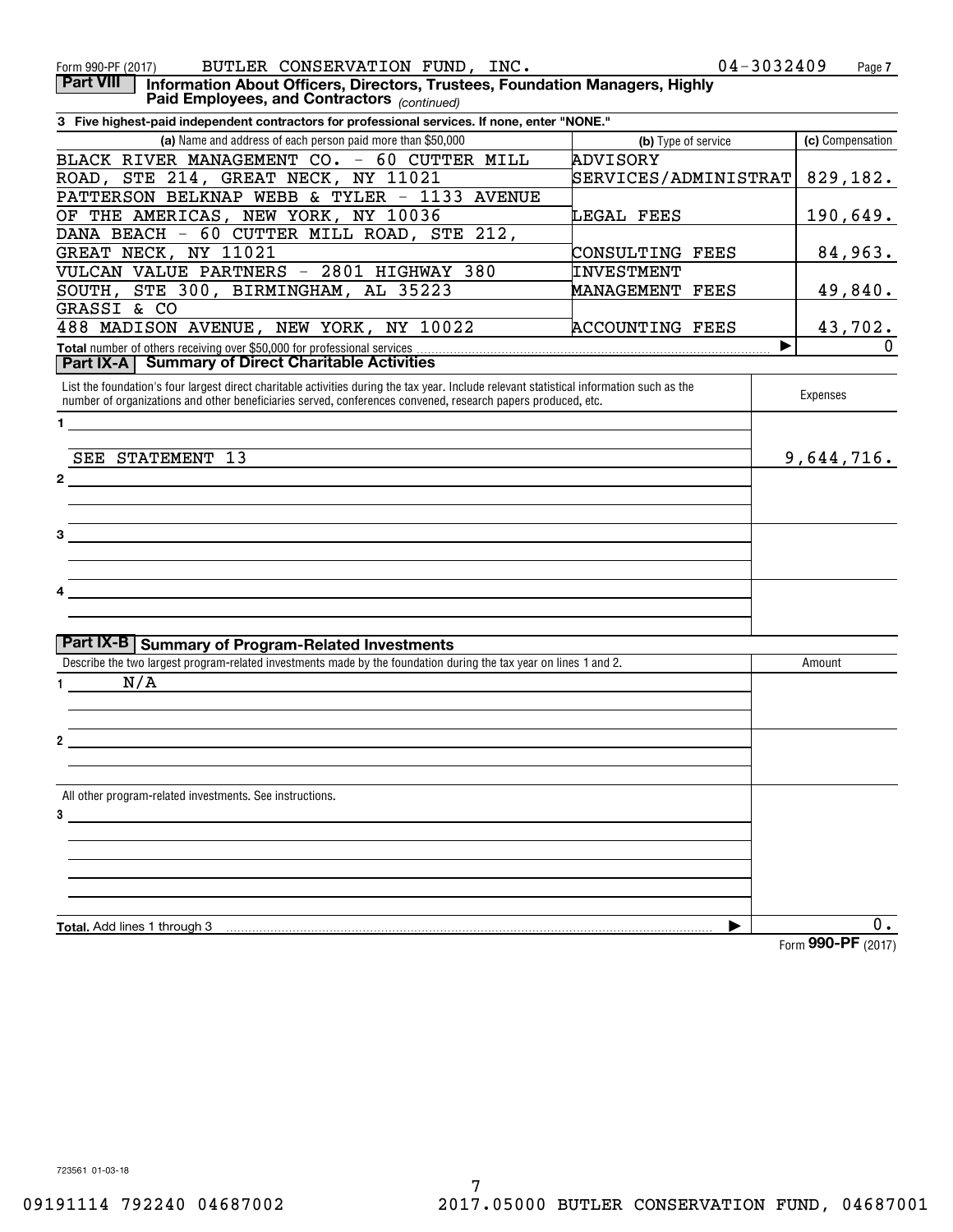Form 990-PF (2017) BUTLER CONSERVATION FUND, INC. 04-3032409 Page 7

**Part VIII** **Information About Officers, Directors, Trustees, Foundation Managers, Highly Paid Employees, and Contractors** *(continued)*

**3 Five highest-paid independent contractors for professional services. If none, enter "NONE."**

| (a) Name and address of each person paid more than $50,000 | (b) Type of service | (c) Compensation |
|---|---|---|
| BLACK RIVER MANAGEMENT CO. - 60 CUTTER MILL ROAD, STE 214, GREAT NECK, NY 11021 | ADVISORY SERVICES/ADMINISTRAT | 829,182. |
| PATTERSON BELKNAP WEBB & TYLER - 1133 AVENUE OF THE AMERICAS, NEW YORK, NY 10036 | LEGAL FEES | 190,649. |
| DANA BEACH - 60 CUTTER MILL ROAD, STE 212, GREAT NECK, NY 11021 | CONSULTING FEES | 84,963. |
| VULCAN VALUE PARTNERS - 2801 HIGHWAY 380 SOUTH, STE 300, BIRMINGHAM, AL 35223 | INVESTMENT MANAGEMENT FEES | 49,840. |
| GRASSI & CO 488 MADISON AVENUE, NEW YORK, NY 10022 | ACCOUNTING FEES | 43,702. |
| **Total** number of others receiving over $50,000 for professional services | ▶ | 0 |

**Part IX-A** **Summary of Direct Charitable Activities**

| List the foundation's four largest direct charitable activities during the tax year. Include relevant statistical information such as the number of organizations and other beneficiaries served, conferences convened, research papers produced, etc. | Expenses |
|---|---|
| 1 SEE STATEMENT 13 | 9,644,716. |
| 2 | |
| 3 | |
| 4 | |

**Part IX-B** **Summary of Program-Related Investments**

| Describe the two largest program-related investments made by the foundation during the tax year on lines 1 and 2. | Amount |
|---|---|
| 1 N/A | |
| 2 | |
| All other program-related investments. See instructions. | |
| 3 | |
| **Total.** Add lines 1 through 3 ▶ | 0. |

Form **990-PF** (2017)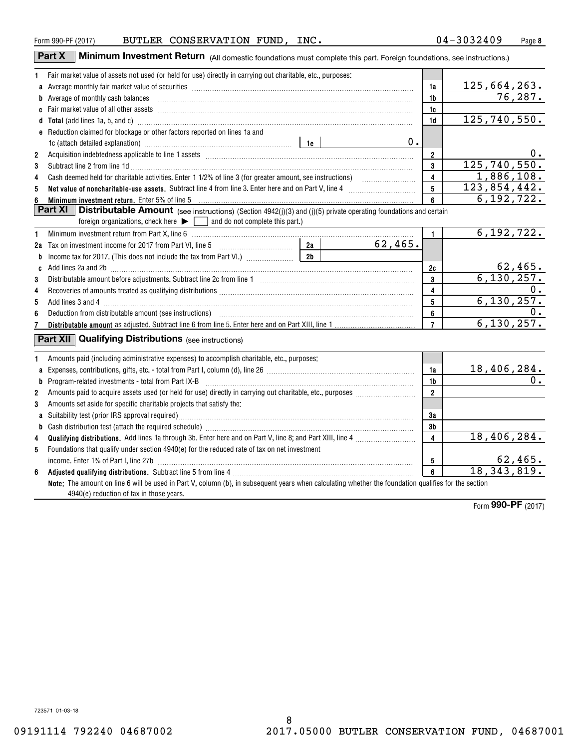Form 990-PF (2017) BUTLER CONSERVATION FUND, INC. 04-3032409

## Part X Minimum Investment Return (All domestic foundations must complete this part. Foreign foundations, see instructions.)

| | | | |
|---|---|---|---|
| 1 | Fair market value of assets not used (or held for use) directly in carrying out charitable, etc., purposes: | | |
| a | Average monthly fair market value of securities | 1a | 125,664,263. |
| b | Average of monthly cash balances | 1b | 76,287. |
| c | Fair market value of all other assets | 1c | |
| d | **Total** (add lines 1a, b, and c) | 1d | 125,740,550. |
| e | Reduction claimed for blockage or other factors reported on lines 1a and 1c (attach detailed explanation) — 1e: 0. | | |
| 2 | Acquisition indebtedness applicable to line 1 assets | 2 | 0. |
| 3 | Subtract line 2 from line 1d | 3 | 125,740,550. |
| 4 | Cash deemed held for charitable activities. Enter 1 1/2% of line 3 (for greater amount, see instructions) | 4 | 1,886,108. |
| 5 | **Net value of noncharitable-use assets.** Subtract line 4 from line 3. Enter here and on Part V, line 4 | 5 | 123,854,442. |
| 6 | **Minimum investment return.** Enter 5% of line 5 | 6 | 6,192,722. |

## Part XI Distributable Amount (see instructions) (Section 4942(j)(3) and (j)(5) private operating foundations and certain foreign organizations, check here ▶ ☐ and do not complete this part.)

| | | | |
|---|---|---|---|
| 1 | Minimum investment return from Part X, line 6 | 1 | 6,192,722. |
| 2a | Tax on investment income for 2017 from Part VI, line 5 — 2a: 62,465. | | |
| b | Income tax for 2017. (This does not include the tax from Part VI.) — 2b: | | |
| c | Add lines 2a and 2b | 2c | 62,465. |
| 3 | Distributable amount before adjustments. Subtract line 2c from line 1 | 3 | 6,130,257. |
| 4 | Recoveries of amounts treated as qualifying distributions | 4 | 0. |
| 5 | Add lines 3 and 4 | 5 | 6,130,257. |
| 6 | Deduction from distributable amount (see instructions) | 6 | 0. |
| 7 | **Distributable amount** as adjusted. Subtract line 6 from line 5. Enter here and on Part XIII, line 1 | 7 | 6,130,257. |

## Part XII Qualifying Distributions (see instructions)

| | | | |
|---|---|---|---|
| 1 | Amounts paid (including administrative expenses) to accomplish charitable, etc., purposes: | | |
| a | Expenses, contributions, gifts, etc. - total from Part I, column (d), line 26 | 1a | 18,406,284. |
| b | Program-related investments - total from Part IX-B | 1b | 0. |
| 2 | Amounts paid to acquire assets used (or held for use) directly in carrying out charitable, etc., purposes | 2 | |
| 3 | Amounts set aside for specific charitable projects that satisfy the: | | |
| a | Suitability test (prior IRS approval required) | 3a | |
| b | Cash distribution test (attach the required schedule) | 3b | |
| 4 | **Qualifying distributions.** Add lines 1a through 3b. Enter here and on Part V, line 8; and Part XIII, line 4 | 4 | 18,406,284. |
| 5 | Foundations that qualify under section 4940(e) for the reduced rate of tax on net investment income. Enter 1% of Part I, line 27b | 5 | 62,465. |
| 6 | **Adjusted qualifying distributions.** Subtract line 5 from line 4 | 6 | 18,343,819. |

**Note:** The amount on line 6 will be used in Part V, column (b), in subsequent years when calculating whether the foundation qualifies for the section 4940(e) reduction of tax in those years.

Form **990-PF** (2017)

723571 01-03-18

09191114 792240 04687002 2017.05000 BUTLER CONSERVATION FUND, 04687001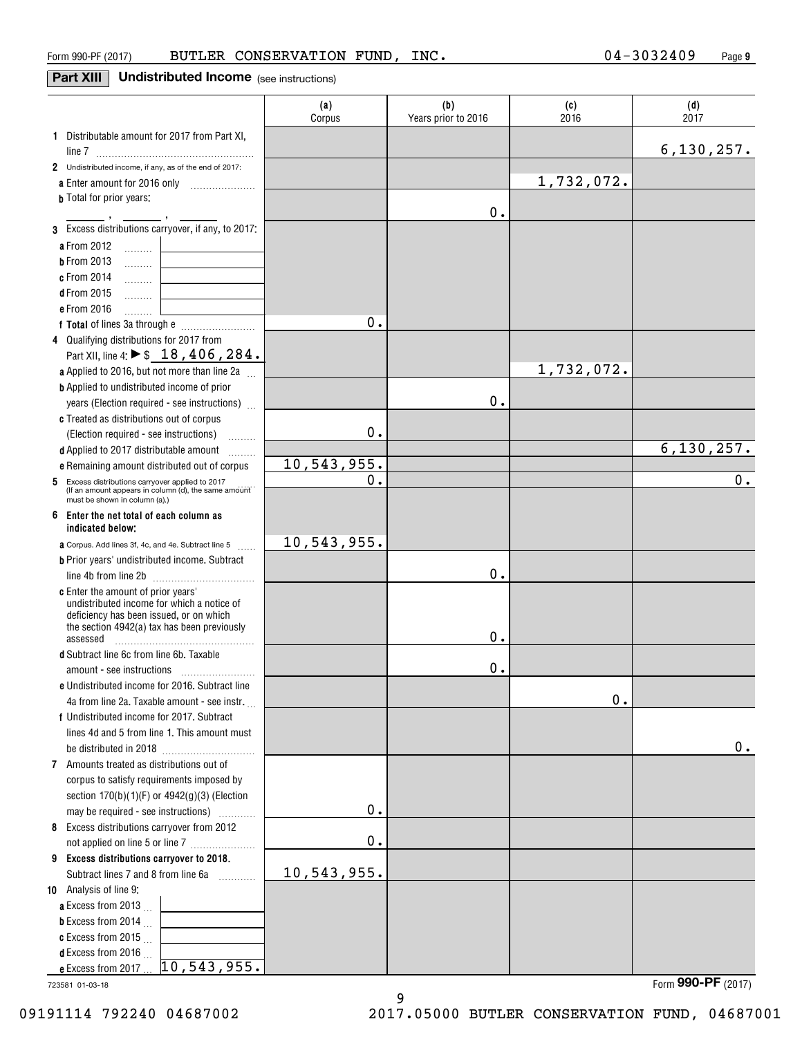Form 990-PF (2017) BUTLER CONSERVATION FUND, INC. 04-3032409

## Part XIII Undistributed Income (see instructions)

| | (a) Corpus | (b) Years prior to 2016 | (c) 2016 | (d) 2017 |
|---|---|---|---|---|
| **1** Distributable amount for 2017 from Part XI, line 7 | | | | 6,130,257. |
| **2** Undistributed income, if any, as of the end of 2017: | | | | |
| **a** Enter amount for 2016 only | | | 1,732,072. | |
| **b** Total for prior years: \_\_\_\_ , \_\_\_\_ , \_\_\_\_ | | 0. | | |
| **3** Excess distributions carryover, if any, to 2017: | | | | |
| **a** From 2012 | | | | |
| **b** From 2013 | | | | |
| **c** From 2014 | | | | |
| **d** From 2015 | | | | |
| **e** From 2016 | | | | |
| **f Total** of lines 3a through e | 0. | | | |
| **4** Qualifying distributions for 2017 from Part XII, line 4: ▶ $ 18,406,284. | | | | |
| **a** Applied to 2016, but not more than line 2a | | | 1,732,072. | |
| **b** Applied to undistributed income of prior years (Election required - see instructions) | | 0. | | |
| **c** Treated as distributions out of corpus (Election required - see instructions) | 0. | | | |
| **d** Applied to 2017 distributable amount | | | | 6,130,257. |
| **e** Remaining amount distributed out of corpus | 10,543,955. | | | |
| **5** Excess distributions carryover applied to 2017 (If an amount appears in column (d), the same amount must be shown in column (a).) | 0. | | | 0. |
| **6 Enter the net total of each column as indicated below:** | | | | |
| **a** Corpus. Add lines 3f, 4c, and 4e. Subtract line 5 | 10,543,955. | | | |
| **b** Prior years' undistributed income. Subtract line 4b from line 2b | | 0. | | |
| **c** Enter the amount of prior years' undistributed income for which a notice of deficiency has been issued, or on which the section 4942(a) tax has been previously assessed | | 0. | | |
| **d** Subtract line 6c from line 6b. Taxable amount - see instructions | | 0. | | |
| **e** Undistributed income for 2016. Subtract line 4a from line 2a. Taxable amount - see instr. | | | 0. | |
| **f** Undistributed income for 2017. Subtract lines 4d and 5 from line 1. This amount must be distributed in 2018 | | | | 0. |
| **7** Amounts treated as distributions out of corpus to satisfy requirements imposed by section 170(b)(1)(F) or 4942(g)(3) (Election may be required - see instructions) | 0. | | | |
| **8** Excess distributions carryover from 2012 not applied on line 5 or line 7 | 0. | | | |
| **9 Excess distributions carryover to 2018.** Subtract lines 7 and 8 from line 6a | 10,543,955. | | | |
| **10** Analysis of line 9: | | | | |
| **a** Excess from 2013 | | | | |
| **b** Excess from 2014 | | | | |
| **c** Excess from 2015 | | | | |
| **d** Excess from 2016 | | | | |
| **e** Excess from 2017 10,543,955. | | | | |

723581 01-03-18

Form **990-PF** (2017)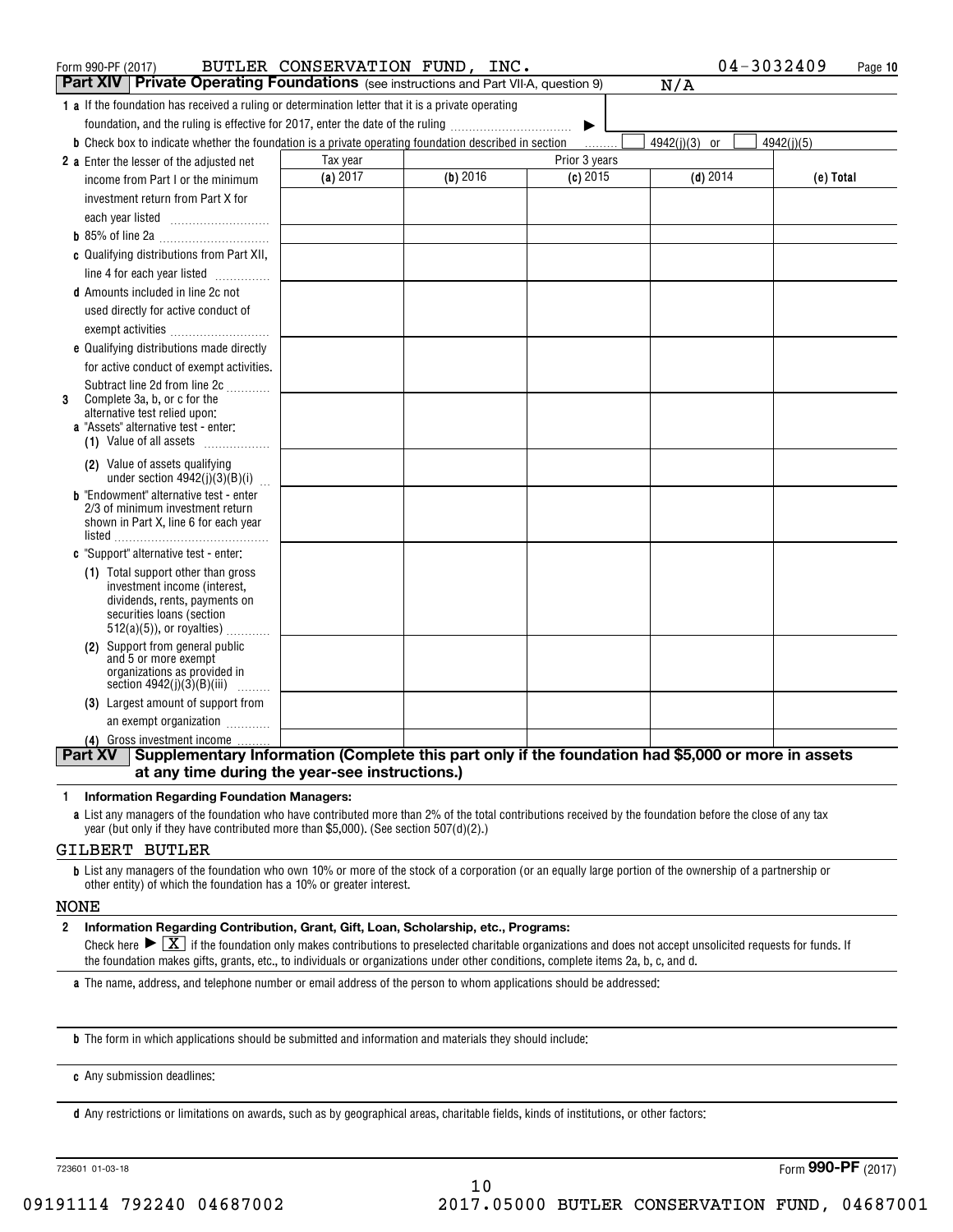Form 990-PF (2017) BUTLER CONSERVATION FUND, INC. 04-3032409 Page 10

## Part XIV Private Operating Foundations (see instructions and Part VII-A, question 9) N/A

**1 a** If the foundation has received a ruling or determination letter that it is a private operating foundation, and the ruling is effective for 2017, enter the date of the ruling ▶

**b** Check box to indicate whether the foundation is a private operating foundation described in section ☐ 4942(j)(3) or ☐ 4942(j)(5)

| | Tax year | Prior 3 years | | | |
|---|---|---|---|---|---|
| | (a) 2017 | (b) 2016 | (c) 2015 | (d) 2014 | (e) Total |
| **2 a** Enter the lesser of the adjusted net income from Part I or the minimum investment return from Part X for each year listed | | | | | |
| **b** 85% of line 2a | | | | | |
| **c** Qualifying distributions from Part XII, line 4 for each year listed | | | | | |
| **d** Amounts included in line 2c not used directly for active conduct of exempt activities | | | | | |
| **e** Qualifying distributions made directly for active conduct of exempt activities. Subtract line 2d from line 2c | | | | | |
| **3** Complete 3a, b, or c for the alternative test relied upon: **a** "Assets" alternative test - enter: (1) Value of all assets | | | | | |
| (2) Value of assets qualifying under section 4942(j)(3)(B)(i) | | | | | |
| **b** "Endowment" alternative test - enter 2/3 of minimum investment return shown in Part X, line 6 for each year listed | | | | | |
| **c** "Support" alternative test - enter: (1) Total support other than gross investment income (interest, dividends, rents, payments on securities loans (section 512(a)(5)), or royalties) | | | | | |
| (2) Support from general public and 5 or more exempt organizations as provided in section 4942(j)(3)(B)(iii) | | | | | |
| (3) Largest amount of support from an exempt organization | | | | | |
| (4) Gross investment income | | | | | |

## Part XV Supplementary Information (Complete this part only if the foundation had $5,000 or more in assets at any time during the year-see instructions.)

**1 Information Regarding Foundation Managers:**

**a** List any managers of the foundation who have contributed more than 2% of the total contributions received by the foundation before the close of any tax year (but only if they have contributed more than $5,000). (See section 507(d)(2).)

GILBERT BUTLER

**b** List any managers of the foundation who own 10% or more of the stock of a corporation (or an equally large portion of the ownership of a partnership or other entity) of which the foundation has a 10% or greater interest.

NONE

**2 Information Regarding Contribution, Grant, Gift, Loan, Scholarship, etc., Programs:**

Check here ▶ [X] if the foundation only makes contributions to preselected charitable organizations and does not accept unsolicited requests for funds. If the foundation makes gifts, grants, etc., to individuals or organizations under other conditions, complete items 2a, b, c, and d.

**a** The name, address, and telephone number or email address of the person to whom applications should be addressed:

**b** The form in which applications should be submitted and information and materials they should include:

**c** Any submission deadlines:

**d** Any restrictions or limitations on awards, such as by geographical areas, charitable fields, kinds of institutions, or other factors:

723601 01-03-18 Form 990-PF (2017)

09191114 792240 04687002 2017.05000 BUTLER CONSERVATION FUND, 04687001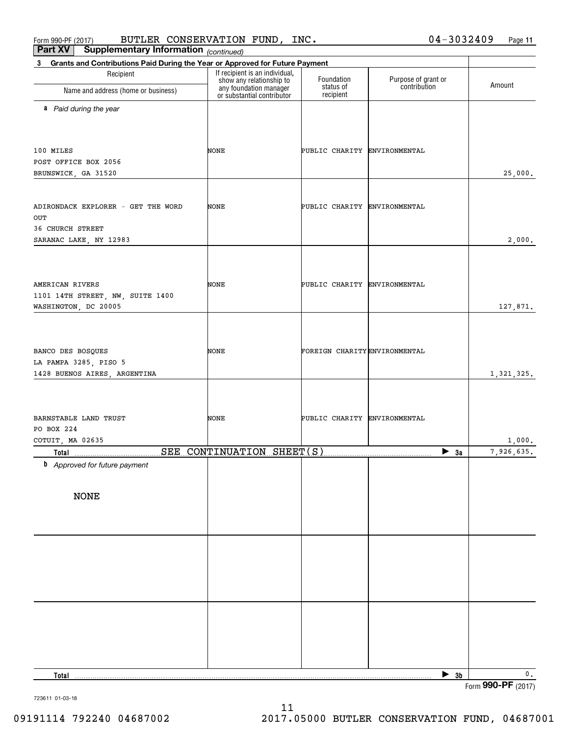Form 990-PF (2017) BUTLER CONSERVATION FUND, INC. 04-3032409 Page 11

**Part XV Supplementary Information** *(continued)*

**3 Grants and Contributions Paid During the Year or Approved for Future Payment**

| Recipient Name and address (home or business) | If recipient is an individual, show any relationship to any foundation manager or substantial contributor | Foundation status of recipient | Purpose of grant or contribution | Amount |
|---|---|---|---|---|
| ***a** Paid during the year* | | | | |
| 100 MILES<br>POST OFFICE BOX 2056<br>BRUNSWICK, GA 31520 | NONE | PUBLIC CHARITY | ENVIRONMENTAL | 25,000. |
| ADIRONDACK EXPLORER - GET THE WORD OUT<br>36 CHURCH STREET<br>SARANAC LAKE, NY 12983 | NONE | PUBLIC CHARITY | ENVIRONMENTAL | 2,000. |
| AMERICAN RIVERS<br>1101 14TH STREET, NW, SUITE 1400<br>WASHINGTON, DC 20005 | NONE | PUBLIC CHARITY | ENVIRONMENTAL | 127,871. |
| BANCO DES BOSQUES<br>LA PAMPA 3285, PISO 5<br>1428 BUENOS AIRES, ARGENTINA | NONE | FOREIGN CHARITY | ENVIRONMENTAL | 1,321,325. |
| BARNSTABLE LAND TRUST<br>PO BOX 224<br>COTUIT, MA 02635 | NONE | PUBLIC CHARITY | ENVIRONMENTAL | 1,000. |
| **Total** SEE CONTINUATION SHEET(S) | | | ▶ **3a** | 7,926,635. |
| ***b** Approved for future payment* | | | | |
| NONE | | | | |
| **Total** | | | ▶ **3b** | 0. |

Form **990-PF** (2017)

723611 01-03-18

09191114 792240 04687002 2017.05000 BUTLER CONSERVATION FUND, 04687001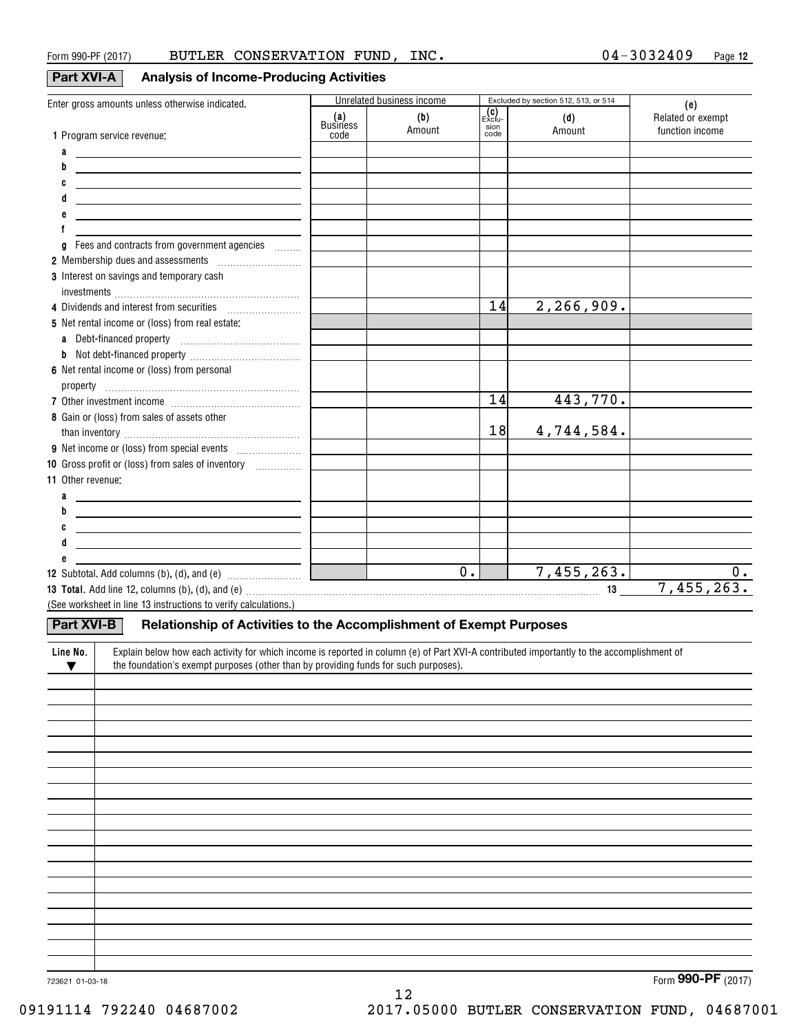Form 990-PF (2017) BUTLER CONSERVATION FUND, INC. 04-3032409

## Part XVI-A Analysis of Income-Producing Activities

| Enter gross amounts unless otherwise indicated. | Unrelated business income | | Excluded by section 512, 513, or 514 | | (e) |
|---|---|---|---|---|---|
| | (a) Business code | (b) Amount | (c) Exclusion code | (d) Amount | Related or exempt function income |
| 1 Program service revenue: | | | | | |
| a | | | | | |
| b | | | | | |
| c | | | | | |
| d | | | | | |
| e | | | | | |
| f | | | | | |
| g Fees and contracts from government agencies | | | | | |
| 2 Membership dues and assessments | | | | | |
| 3 Interest on savings and temporary cash investments | | | | | |
| 4 Dividends and interest from securities | | | 14 | 2,266,909. | |
| 5 Net rental income or (loss) from real estate: | | | | | |
| a Debt-financed property | | | | | |
| b Not debt-financed property | | | | | |
| 6 Net rental income or (loss) from personal property | | | | | |
| 7 Other investment income | | | 14 | 443,770. | |
| 8 Gain or (loss) from sales of assets other than inventory | | | 18 | 4,744,584. | |
| 9 Net income or (loss) from special events | | | | | |
| 10 Gross profit or (loss) from sales of inventory | | | | | |
| 11 Other revenue: | | | | | |
| a | | | | | |
| b | | | | | |
| c | | | | | |
| d | | | | | |
| e | | | | | |
| 12 Subtotal. Add columns (b), (d), and (e) | | 0. | | 7,455,263. | 0. |

**13 Total.** Add line 12, columns (b), (d), and (e) ........ 13 7,455,263.

(See worksheet in line 13 instructions to verify calculations.)

## Part XVI-B Relationship of Activities to the Accomplishment of Exempt Purposes

| Line No. ▼ | Explain below how each activity for which income is reported in column (e) of Part XVI-A contributed importantly to the accomplishment of the foundation's exempt purposes (other than by providing funds for such purposes). |
|---|---|
| | |

723621 01-03-18 Form **990-PF** (2017)

09191114 792240 04687002 2017.05000 BUTLER CONSERVATION FUND, 04687001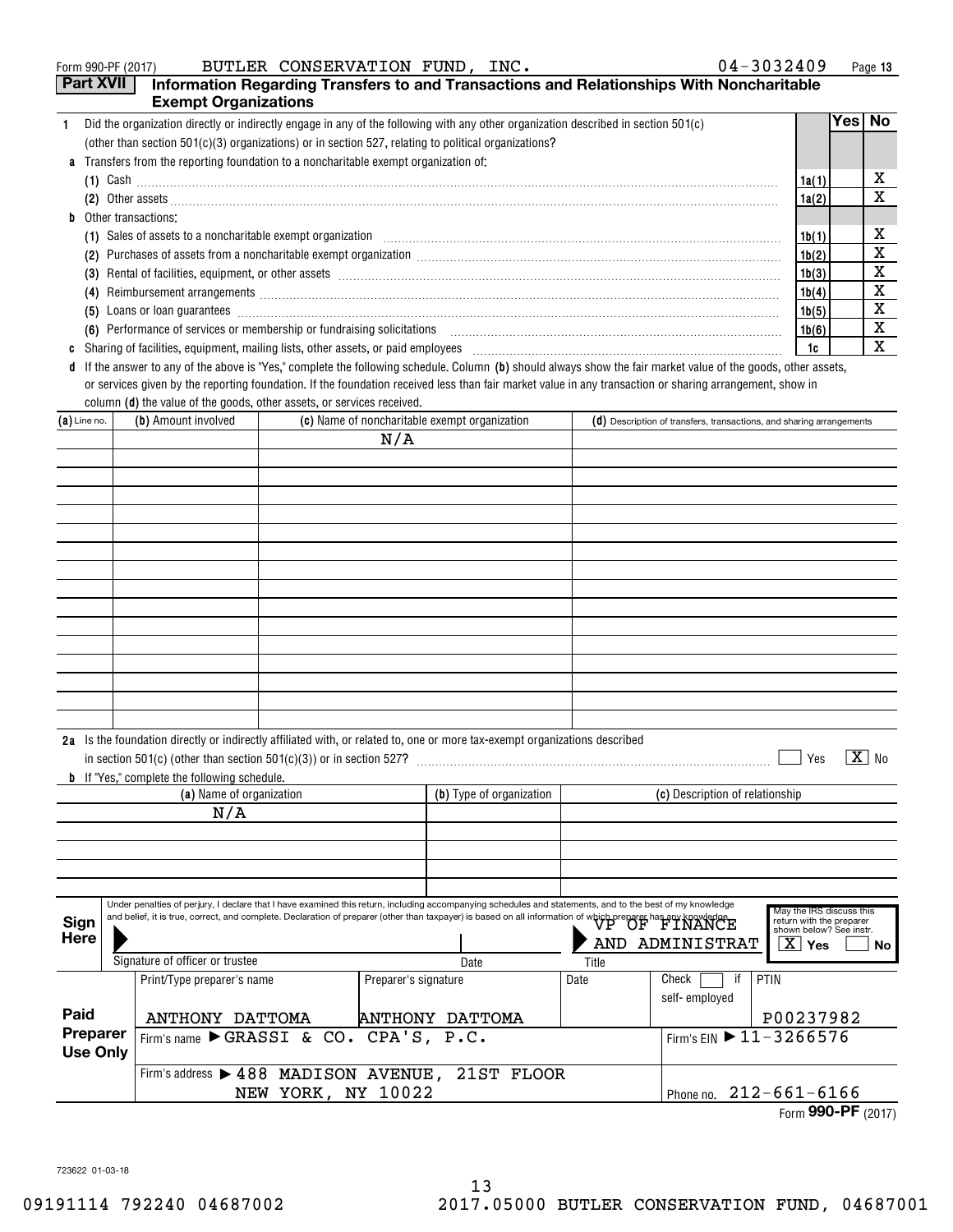Form 990-PF (2017) BUTLER CONSERVATION FUND, INC. 04-3032409 Page 13

## Part XVII Information Regarding Transfers to and Transactions and Relationships With Noncharitable Exempt Organizations

| | | | Yes | No |
|---|---|---|---|---|
| **1** | Did the organization directly or indirectly engage in any of the following with any other organization described in section 501(c) (other than section 501(c)(3) organizations) or in section 527, relating to political organizations? | | | |
| **a** | Transfers from the reporting foundation to a noncharitable exempt organization of: | | | |
| | (1) Cash | 1a(1) | | X |
| | (2) Other assets | 1a(2) | | X |
| **b** | Other transactions: | | | |
| | (1) Sales of assets to a noncharitable exempt organization | 1b(1) | | X |
| | (2) Purchases of assets from a noncharitable exempt organization | 1b(2) | | X |
| | (3) Rental of facilities, equipment, or other assets | 1b(3) | | X |
| | (4) Reimbursement arrangements | 1b(4) | | X |
| | (5) Loans or loan guarantees | 1b(5) | | X |
| | (6) Performance of services or membership or fundraising solicitations | 1b(6) | | X |
| **c** | Sharing of facilities, equipment, mailing lists, other assets, or paid employees | 1c | | X |

**d** If the answer to any of the above is "Yes," complete the following schedule. Column **(b)** should always show the fair market value of the goods, other assets, or services given by the reporting foundation. If the foundation received less than fair market value in any transaction or sharing arrangement, show in column **(d)** the value of the goods, other assets, or services received.

| (a) Line no. | (b) Amount involved | (c) Name of noncharitable exempt organization | (d) Description of transfers, transactions, and sharing arrangements |
|---|---|---|---|
| | | N/A | |

**2a** Is the foundation directly or indirectly affiliated with, or related to, one or more tax-exempt organizations described in section 501(c) (other than section 501(c)(3)) or in section 527? ☐ Yes ☒ No

**b** If "Yes," complete the following schedule.

| (a) Name of organization | (b) Type of organization | (c) Description of relationship |
|---|---|---|
| N/A | | |

**Sign Here**

Under penalties of perjury, I declare that I have examined this return, including accompanying schedules and statements, and to the best of my knowledge and belief, it is true, correct, and complete. Declaration of preparer (other than taxpayer) is based on all information of which preparer has any knowledge.

Signature of officer or trustee | Date | Title: VP OF FINANCE AND ADMINISTRAT

May the IRS discuss this return with the preparer shown below? See instr. ☒ Yes ☐ No

**Paid Preparer Use Only**

| Print/Type preparer's name | Preparer's signature | Date | Check ☐ if self-employed | PTIN |
|---|---|---|---|---|
| ANTHONY DATTOMA | ANTHONY DATTOMA | | | P00237982 |

Firm's name ▶ GRASSI & CO. CPA'S, P.C. Firm's EIN ▶ 11-3266576

Firm's address ▶ 488 MADISON AVENUE, 21ST FLOOR NEW YORK, NY 10022 Phone no. 212-661-6166

Form **990-PF** (2017)

723622 01-03-18

09191114 792240 04687002 2017.05000 BUTLER CONSERVATION FUND, 04687001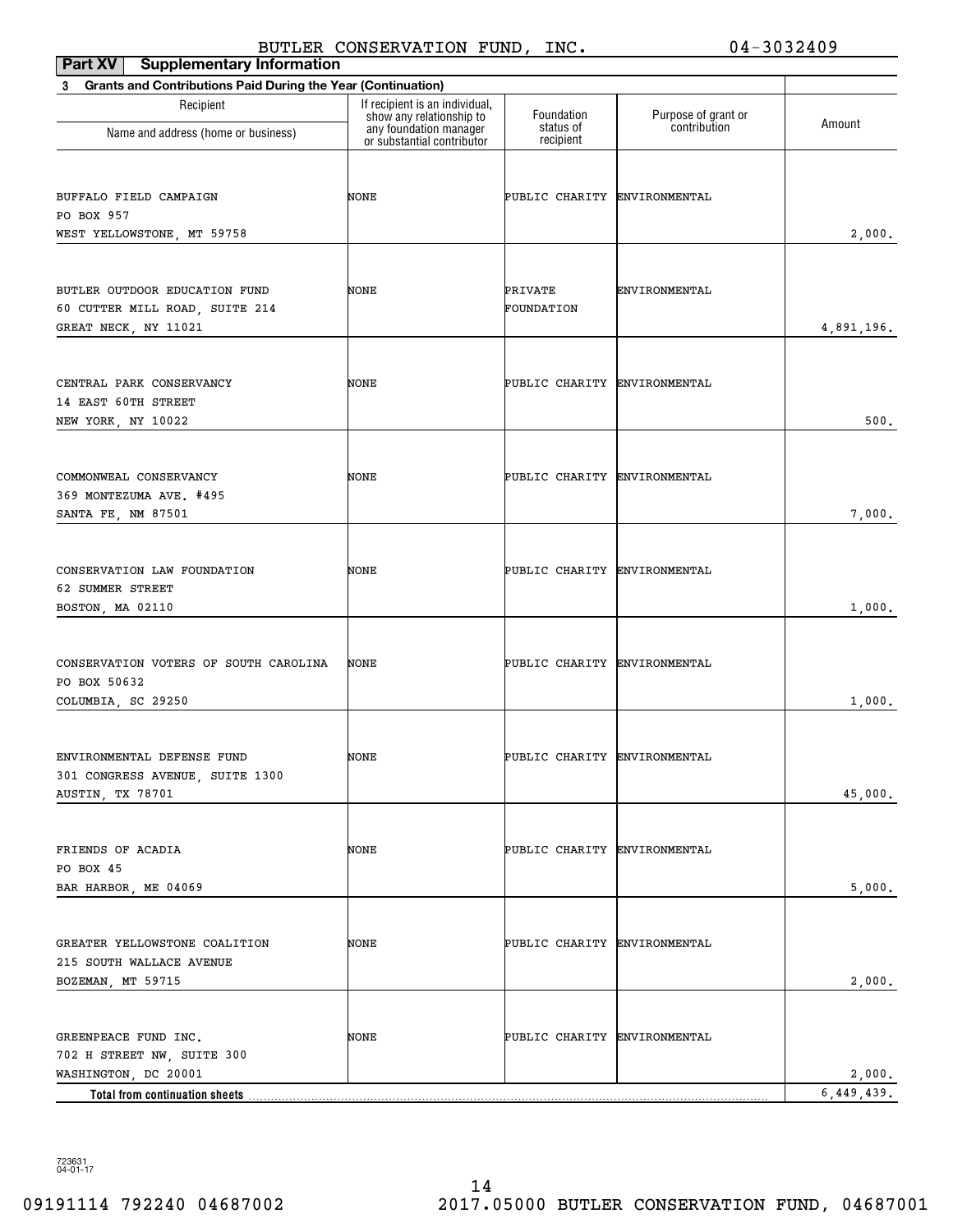BUTLER CONSERVATION FUND, INC. 04-3032409

**Part XV Supplementary Information**

**3 Grants and Contributions Paid During the Year (Continuation)**

| Recipient Name and address (home or business) | If recipient is an individual, show any relationship to any foundation manager or substantial contributor | Foundation status of recipient | Purpose of grant or contribution | Amount |
|---|---|---|---|---|
| BUFFALO FIELD CAMPAIGN<br>PO BOX 957<br>WEST YELLOWSTONE, MT 59758 | NONE | PUBLIC CHARITY | ENVIRONMENTAL | 2,000. |
| BUTLER OUTDOOR EDUCATION FUND<br>60 CUTTER MILL ROAD, SUITE 214<br>GREAT NECK, NY 11021 | NONE | PRIVATE FOUNDATION | ENVIRONMENTAL | 4,891,196. |
| CENTRAL PARK CONSERVANCY<br>14 EAST 60TH STREET<br>NEW YORK, NY 10022 | NONE | PUBLIC CHARITY | ENVIRONMENTAL | 500. |
| COMMONWEAL CONSERVANCY<br>369 MONTEZUMA AVE. #495<br>SANTA FE, NM 87501 | NONE | PUBLIC CHARITY | ENVIRONMENTAL | 7,000. |
| CONSERVATION LAW FOUNDATION<br>62 SUMMER STREET<br>BOSTON, MA 02110 | NONE | PUBLIC CHARITY | ENVIRONMENTAL | 1,000. |
| CONSERVATION VOTERS OF SOUTH CAROLINA<br>PO BOX 50632<br>COLUMBIA, SC 29250 | NONE | PUBLIC CHARITY | ENVIRONMENTAL | 1,000. |
| ENVIRONMENTAL DEFENSE FUND<br>301 CONGRESS AVENUE, SUITE 1300<br>AUSTIN, TX 78701 | NONE | PUBLIC CHARITY | ENVIRONMENTAL | 45,000. |
| FRIENDS OF ACADIA<br>PO BOX 45<br>BAR HARBOR, ME 04069 | NONE | PUBLIC CHARITY | ENVIRONMENTAL | 5,000. |
| GREATER YELLOWSTONE COALITION<br>215 SOUTH WALLACE AVENUE<br>BOZEMAN, MT 59715 | NONE | PUBLIC CHARITY | ENVIRONMENTAL | 2,000. |
| GREENPEACE FUND INC.<br>702 H STREET NW, SUITE 300<br>WASHINGTON, DC 20001 | NONE | PUBLIC CHARITY | ENVIRONMENTAL | 2,000. |
| **Total from continuation sheets** | | | | 6,449,439. |

723631 04-01-17

09191114 792240 04687002 2017.05000 BUTLER CONSERVATION FUND, 04687001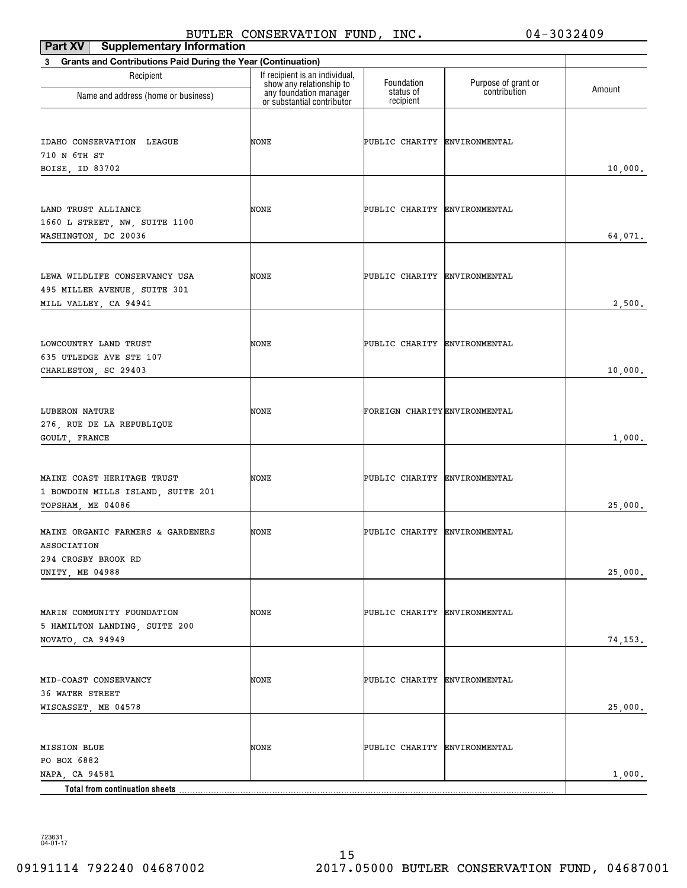BUTLER CONSERVATION FUND, INC. 04-3032409

**Part XV Supplementary Information**

**3 Grants and Contributions Paid During the Year (Continuation)**

| Recipient<br>Name and address (home or business) | If recipient is an individual, show any relationship to any foundation manager or substantial contributor | Foundation status of recipient | Purpose of grant or contribution | Amount |
|---|---|---|---|---|
| IDAHO CONSERVATION LEAGUE<br>710 N 6TH ST<br>BOISE, ID 83702 | NONE | PUBLIC CHARITY | ENVIRONMENTAL | 10,000. |
| LAND TRUST ALLIANCE<br>1660 L STREET, NW, SUITE 1100<br>WASHINGTON, DC 20036 | NONE | PUBLIC CHARITY | ENVIRONMENTAL | 64,071. |
| LEWA WILDLIFE CONSERVANCY USA<br>495 MILLER AVENUE, SUITE 301<br>MILL VALLEY, CA 94941 | NONE | PUBLIC CHARITY | ENVIRONMENTAL | 2,500. |
| LOWCOUNTRY LAND TRUST<br>635 UTLEDGE AVE STE 107<br>CHARLESTON, SC 29403 | NONE | PUBLIC CHARITY | ENVIRONMENTAL | 10,000. |
| LUBERON NATURE<br>276, RUE DE LA REPUBLIQUE<br>GOULT, FRANCE | NONE | FOREIGN CHARITY | ENVIRONMENTAL | 1,000. |
| MAINE COAST HERITAGE TRUST<br>1 BOWDOIN MILLS ISLAND, SUITE 201<br>TOPSHAM, ME 04086 | NONE | PUBLIC CHARITY | ENVIRONMENTAL | 25,000. |
| MAINE ORGANIC FARMERS & GARDENERS ASSOCIATION<br>294 CROSBY BROOK RD<br>UNITY, ME 04988 | NONE | PUBLIC CHARITY | ENVIRONMENTAL | 25,000. |
| MARIN COMMUNITY FOUNDATION<br>5 HAMILTON LANDING, SUITE 200<br>NOVATO, CA 94949 | NONE | PUBLIC CHARITY | ENVIRONMENTAL | 74,153. |
| MID-COAST CONSERVANCY<br>36 WATER STREET<br>WISCASSET, ME 04578 | NONE | PUBLIC CHARITY | ENVIRONMENTAL | 25,000. |
| MISSION BLUE<br>PO BOX 6882<br>NAPA, CA 94581 | NONE | PUBLIC CHARITY | ENVIRONMENTAL | 1,000. |
| **Total from continuation sheets** | | | | |

723631
04-01-17

09191114 792240 04687002 2017.05000 BUTLER CONSERVATION FUND, 04687001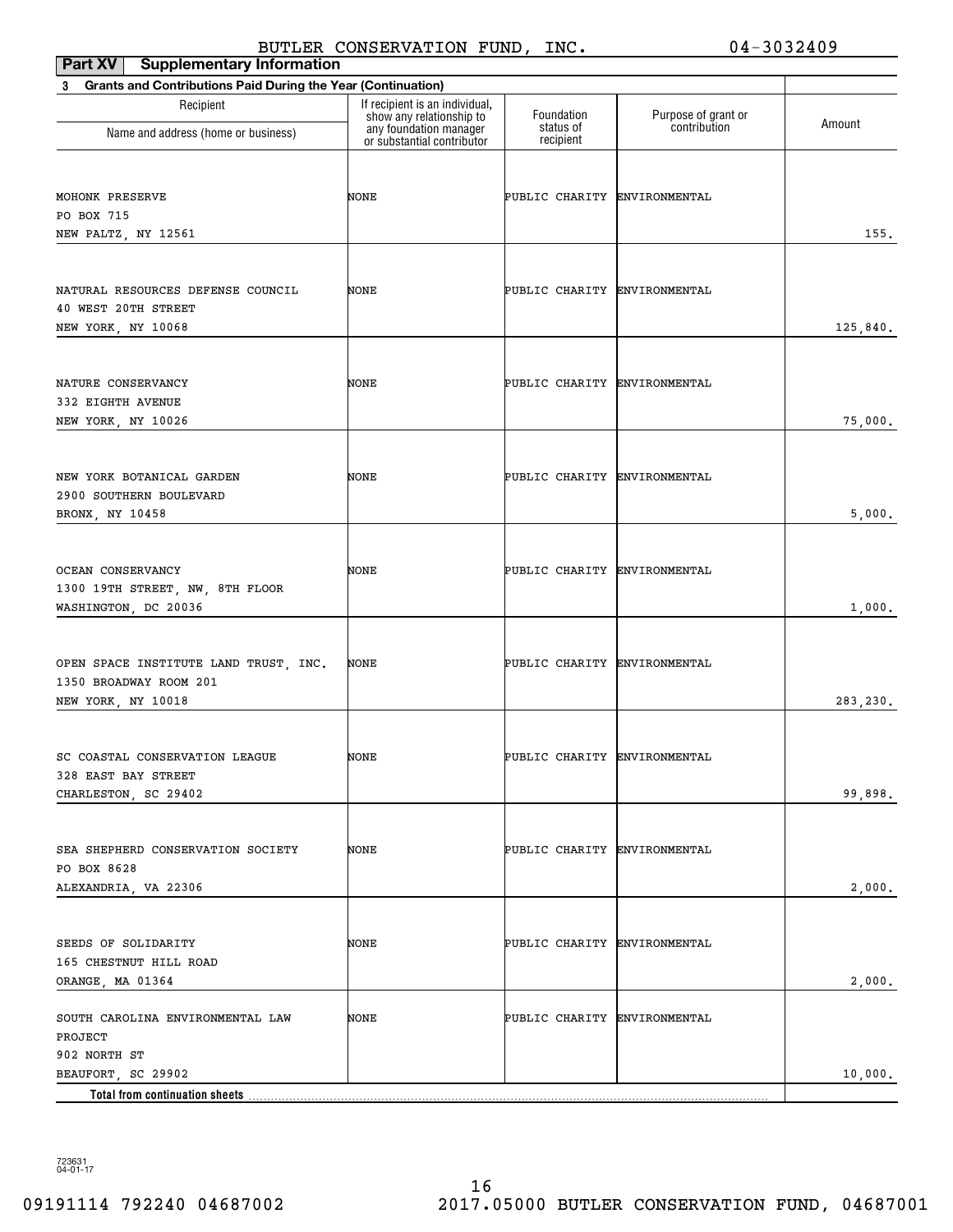BUTLER CONSERVATION FUND, INC. 04-3032409

**Part XV Supplementary Information**

**3 Grants and Contributions Paid During the Year (Continuation)**

| Recipient<br>Name and address (home or business) | If recipient is an individual, show any relationship to any foundation manager or substantial contributor | Foundation status of recipient | Purpose of grant or contribution | Amount |
|---|---|---|---|---|
| MOHONK PRESERVE<br>PO BOX 715<br>NEW PALTZ, NY 12561 | NONE | PUBLIC CHARITY | ENVIRONMENTAL | 155. |
| NATURAL RESOURCES DEFENSE COUNCIL<br>40 WEST 20TH STREET<br>NEW YORK, NY 10068 | NONE | PUBLIC CHARITY | ENVIRONMENTAL | 125,840. |
| NATURE CONSERVANCY<br>332 EIGHTH AVENUE<br>NEW YORK, NY 10026 | NONE | PUBLIC CHARITY | ENVIRONMENTAL | 75,000. |
| NEW YORK BOTANICAL GARDEN<br>2900 SOUTHERN BOULEVARD<br>BRONX, NY 10458 | NONE | PUBLIC CHARITY | ENVIRONMENTAL | 5,000. |
| OCEAN CONSERVANCY<br>1300 19TH STREET, NW, 8TH FLOOR<br>WASHINGTON, DC 20036 | NONE | PUBLIC CHARITY | ENVIRONMENTAL | 1,000. |
| OPEN SPACE INSTITUTE LAND TRUST, INC.<br>1350 BROADWAY ROOM 201<br>NEW YORK, NY 10018 | NONE | PUBLIC CHARITY | ENVIRONMENTAL | 283,230. |
| SC COASTAL CONSERVATION LEAGUE<br>328 EAST BAY STREET<br>CHARLESTON, SC 29402 | NONE | PUBLIC CHARITY | ENVIRONMENTAL | 99,898. |
| SEA SHEPHERD CONSERVATION SOCIETY<br>PO BOX 8628<br>ALEXANDRIA, VA 22306 | NONE | PUBLIC CHARITY | ENVIRONMENTAL | 2,000. |
| SEEDS OF SOLIDARITY<br>165 CHESTNUT HILL ROAD<br>ORANGE, MA 01364 | NONE | PUBLIC CHARITY | ENVIRONMENTAL | 2,000. |
| SOUTH CAROLINA ENVIRONMENTAL LAW PROJECT<br>902 NORTH ST<br>BEAUFORT, SC 29902 | NONE | PUBLIC CHARITY | ENVIRONMENTAL | 10,000. |
| **Total from continuation sheets** | | | | |

723631 04-01-17

09191114 792240 04687002 2017.05000 BUTLER CONSERVATION FUND, 04687001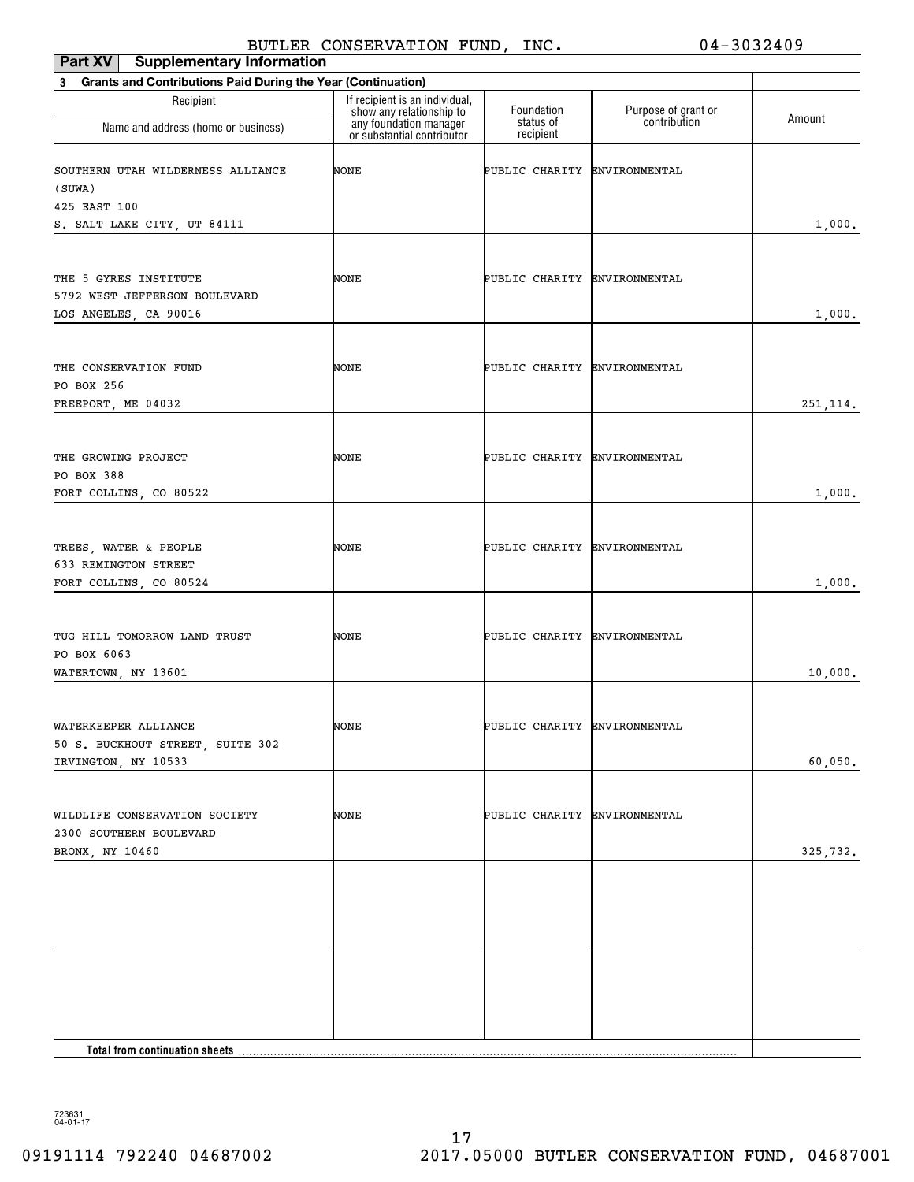BUTLER CONSERVATION FUND, INC. 04-3032409

**Part XV Supplementary Information**

**3 Grants and Contributions Paid During the Year (Continuation)**

| Recipient<br>Name and address (home or business) | If recipient is an individual, show any relationship to any foundation manager or substantial contributor | Foundation status of recipient | Purpose of grant or contribution | Amount |
|---|---|---|---|---|
| SOUTHERN UTAH WILDERNESS ALLIANCE (SUWA)<br>425 EAST 100<br>S. SALT LAKE CITY, UT 84111 | NONE | PUBLIC CHARITY | ENVIRONMENTAL | 1,000. |
| THE 5 GYRES INSTITUTE<br>5792 WEST JEFFERSON BOULEVARD<br>LOS ANGELES, CA 90016 | NONE | PUBLIC CHARITY | ENVIRONMENTAL | 1,000. |
| THE CONSERVATION FUND<br>PO BOX 256<br>FREEPORT, ME 04032 | NONE | PUBLIC CHARITY | ENVIRONMENTAL | 251,114. |
| THE GROWING PROJECT<br>PO BOX 388<br>FORT COLLINS, CO 80522 | NONE | PUBLIC CHARITY | ENVIRONMENTAL | 1,000. |
| TREES, WATER & PEOPLE<br>633 REMINGTON STREET<br>FORT COLLINS, CO 80524 | NONE | PUBLIC CHARITY | ENVIRONMENTAL | 1,000. |
| TUG HILL TOMORROW LAND TRUST<br>PO BOX 6063<br>WATERTOWN, NY 13601 | NONE | PUBLIC CHARITY | ENVIRONMENTAL | 10,000. |
| WATERKEEPER ALLIANCE<br>50 S. BUCKHOUT STREET, SUITE 302<br>IRVINGTON, NY 10533 | NONE | PUBLIC CHARITY | ENVIRONMENTAL | 60,050. |
| WILDLIFE CONSERVATION SOCIETY<br>2300 SOUTHERN BOULEVARD<br>BRONX, NY 10460 | NONE | PUBLIC CHARITY | ENVIRONMENTAL | 325,732. |
| | | | | |
| | | | | |
| **Total from continuation sheets** | | | | |

723631 04-01-17

09191114 792240 04687002 2017.05000 BUTLER CONSERVATION FUND, 04687001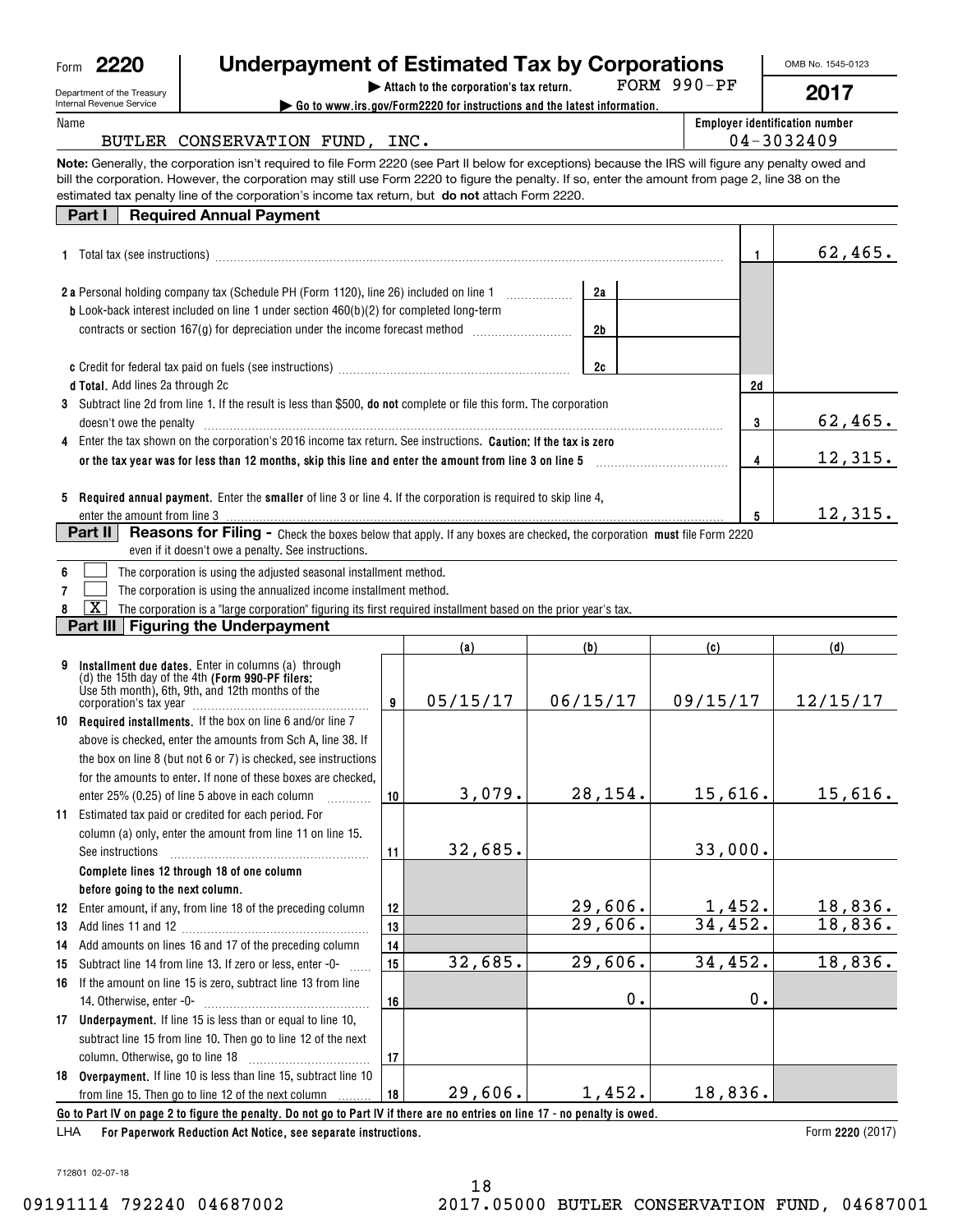Form **2220** Department of the Treasury Internal Revenue Service

# Underpayment of Estimated Tax by Corporations

▶ Attach to the corporation's tax return. FORM 990-PF

▶ Go to www.irs.gov/Form2220 for instructions and the latest information.

OMB No. 1545-0123

**2017**

Name: BUTLER CONSERVATION FUND, INC.

Employer identification number: 04-3032409

**Note:** Generally, the corporation isn't required to file Form 2220 (see Part II below for exceptions) because the IRS will figure any penalty owed and bill the corporation. However, the corporation may still use Form 2220 to figure the penalty. If so, enter the amount from page 2, line 38 on the estimated tax penalty line of the corporation's income tax return, but **do not** attach Form 2220.

## Part I Required Annual Payment

| | | | |
|---|---|---|---|
| **1** Total tax (see instructions) | | 1 | 62,465. |
| **2a** Personal holding company tax (Schedule PH (Form 1120), line 26) included on line 1 | 2a | | |
| **b** Look-back interest included on line 1 under section 460(b)(2) for completed long-term contracts or section 167(g) for depreciation under the income forecast method | 2b | | |
| **c** Credit for federal tax paid on fuels (see instructions) | 2c | | |
| **d Total.** Add lines 2a through 2c | | 2d | |
| **3** Subtract line 2d from line 1. If the result is less than $500, **do not** complete or file this form. The corporation doesn't owe the penalty | | 3 | 62,465. |
| **4** Enter the tax shown on the corporation's 2016 income tax return. See instructions. **Caution: If the tax is zero or the tax year was for less than 12 months, skip this line and enter the amount from line 3 on line 5** | | 4 | 12,315. |
| **5 Required annual payment.** Enter the **smaller** of line 3 or line 4. If the corporation is required to skip line 4, enter the amount from line 3 | | 5 | 12,315. |

## Part II Reasons for Filing - Check the boxes below that apply. If any boxes are checked, the corporation must file Form 2220 even if it doesn't owe a penalty. See instructions.

- **6** ☐ The corporation is using the adjusted seasonal installment method.
- **7** ☐ The corporation is using the annualized income installment method.
- **8** ☒ The corporation is a "large corporation" figuring its first required installment based on the prior year's tax.

## Part III Figuring the Underpayment

| | | (a) | (b) | (c) | (d) |
|---|---|---|---|---|---|
| **9 Installment due dates.** Enter in columns (a) through (d) the 15th day of the 4th **(Form 990-PF filers:** Use 5th month), 6th, 9th, and 12th months of the corporation's tax year | 9 | 05/15/17 | 06/15/17 | 09/15/17 | 12/15/17 |
| **10 Required installments.** If the box on line 6 and/or line 7 above is checked, enter the amounts from Sch A, line 38. If the box on line 8 (but not 6 or 7) is checked, see instructions for the amounts to enter. If none of these boxes are checked, enter 25% (0.25) of line 5 above in each column | 10 | 3,079. | 28,154. | 15,616. | 15,616. |
| **11** Estimated tax paid or credited for each period. For column (a) only, enter the amount from line 11 on line 15. See instructions | 11 | 32,685. | | 33,000. | |
| **Complete lines 12 through 18 of one column before going to the next column.** | | | | | |
| **12** Enter amount, if any, from line 18 of the preceding column | 12 | | 29,606. | 1,452. | 18,836. |
| **13** Add lines 11 and 12 | 13 | | 29,606. | 34,452. | 18,836. |
| **14** Add amounts on lines 16 and 17 of the preceding column | 14 | | | | |
| **15** Subtract line 14 from line 13. If zero or less, enter -0- | 15 | 32,685. | 29,606. | 34,452. | 18,836. |
| **16** If the amount on line 15 is zero, subtract line 13 from line 14. Otherwise, enter -0- | 16 | | 0. | 0. | |
| **17 Underpayment.** If line 15 is less than or equal to line 10, subtract line 15 from line 10. Then go to line 12 of the next column. Otherwise, go to line 18 | 17 | | | | |
| **18 Overpayment.** If line 10 is less than line 15, subtract line 10 from line 15. Then go to line 12 of the next column | 18 | 29,606. | 1,452. | 18,836. | |

**Go to Part IV on page 2 to figure the penalty. Do not go to Part IV if there are no entries on line 17 - no penalty is owed.**

LHA **For Paperwork Reduction Act Notice, see separate instructions.** Form **2220** (2017)

712801 02-07-18

09191114 792240 04687002 2017.05000 BUTLER CONSERVATION FUND, 04687001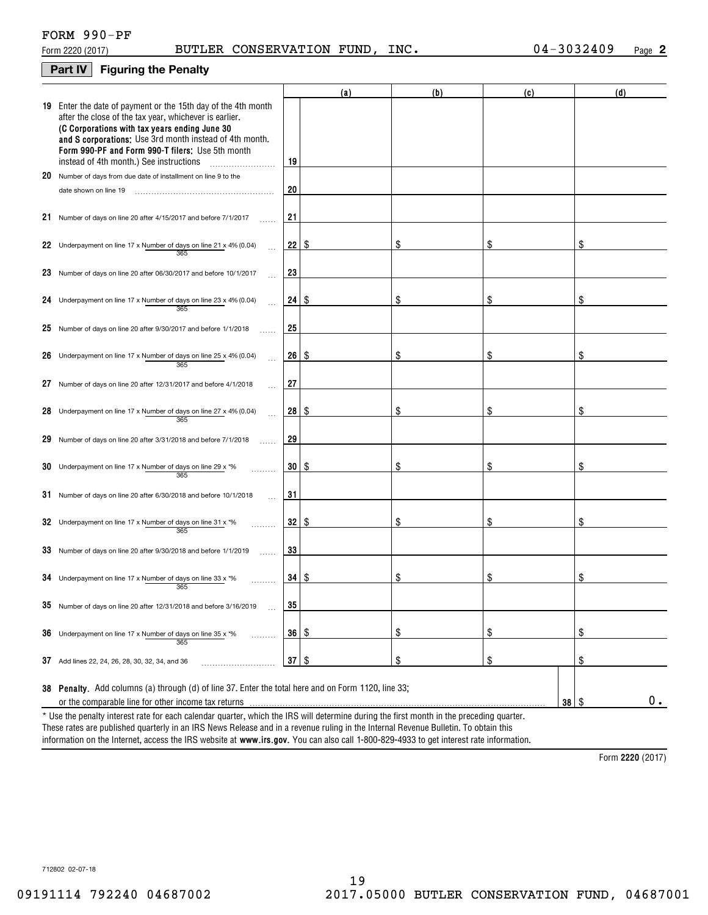FORM 990-PF

Form 2220 (2017) BUTLER CONSERVATION FUND, INC. 04-3032409 Page **2**

## Part IV Figuring the Penalty

| | | (a) | (b) | (c) | (d) |
|---|---|---|---|---|---|
| **19** Enter the date of payment or the 15th day of the 4th month after the close of the tax year, whichever is earlier. **(C Corporations with tax years ending June 30 and S corporations:** Use 3rd month instead of 4th month. **Form 990-PF and Form 990-T filers:** Use 5th month instead of 4th month.) See instructions | 19 | | | | |
| **20** Number of days from due date of installment on line 9 to the date shown on line 19 | 20 | | | | |
| **21** Number of days on line 20 after 4/15/2017 and before 7/1/2017 | 21 | | | | |
| **22** Underpayment on line 17 x Number of days on line 21 / 365 x 4% (0.04) | 22 | $ | $ | $ | $ |
| **23** Number of days on line 20 after 06/30/2017 and before 10/1/2017 | 23 | | | | |
| **24** Underpayment on line 17 x Number of days on line 23 / 365 x 4% (0.04) | 24 | $ | $ | $ | $ |
| **25** Number of days on line 20 after 9/30/2017 and before 1/1/2018 | 25 | | | | |
| **26** Underpayment on line 17 x Number of days on line 25 / 365 x 4% (0.04) | 26 | $ | $ | $ | $ |
| **27** Number of days on line 20 after 12/31/2017 and before 4/1/2018 | 27 | | | | |
| **28** Underpayment on line 17 x Number of days on line 27 / 365 x 4% (0.04) | 28 | $ | $ | $ | $ |
| **29** Number of days on line 20 after 3/31/2018 and before 7/1/2018 | 29 | | | | |
| **30** Underpayment on line 17 x Number of days on line 29 / 365 x *% | 30 | $ | $ | $ | $ |
| **31** Number of days on line 20 after 6/30/2018 and before 10/1/2018 | 31 | | | | |
| **32** Underpayment on line 17 x Number of days on line 31 / 365 x *% | 32 | $ | $ | $ | $ |
| **33** Number of days on line 20 after 9/30/2018 and before 1/1/2019 | 33 | | | | |
| **34** Underpayment on line 17 x Number of days on line 33 / 365 x *% | 34 | $ | $ | $ | $ |
| **35** Number of days on line 20 after 12/31/2018 and before 3/16/2019 | 35 | | | | |
| **36** Underpayment on line 17 x Number of days on line 35 / 365 x *% | 36 | $ | $ | $ | $ |
| **37** Add lines 22, 24, 26, 28, 30, 32, 34, and 36 | 37 | $ | $ | $ | $ |

**38 Penalty.** Add columns (a) through (d) of line 37. Enter the total here and on Form 1120, line 33; or the comparable line for other income tax returns ..... **38** $ 0.

\* Use the penalty interest rate for each calendar quarter, which the IRS will determine during the first month in the preceding quarter. These rates are published quarterly in an IRS News Release and in a revenue ruling in the Internal Revenue Bulletin. To obtain this information on the Internet, access the IRS website at **www.irs.gov**. You can also call 1-800-829-4933 to get interest rate information.

Form **2220** (2017)

712802 02-07-18

09191114 792240 04687002 2017.05000 BUTLER CONSERVATION FUND, 04687001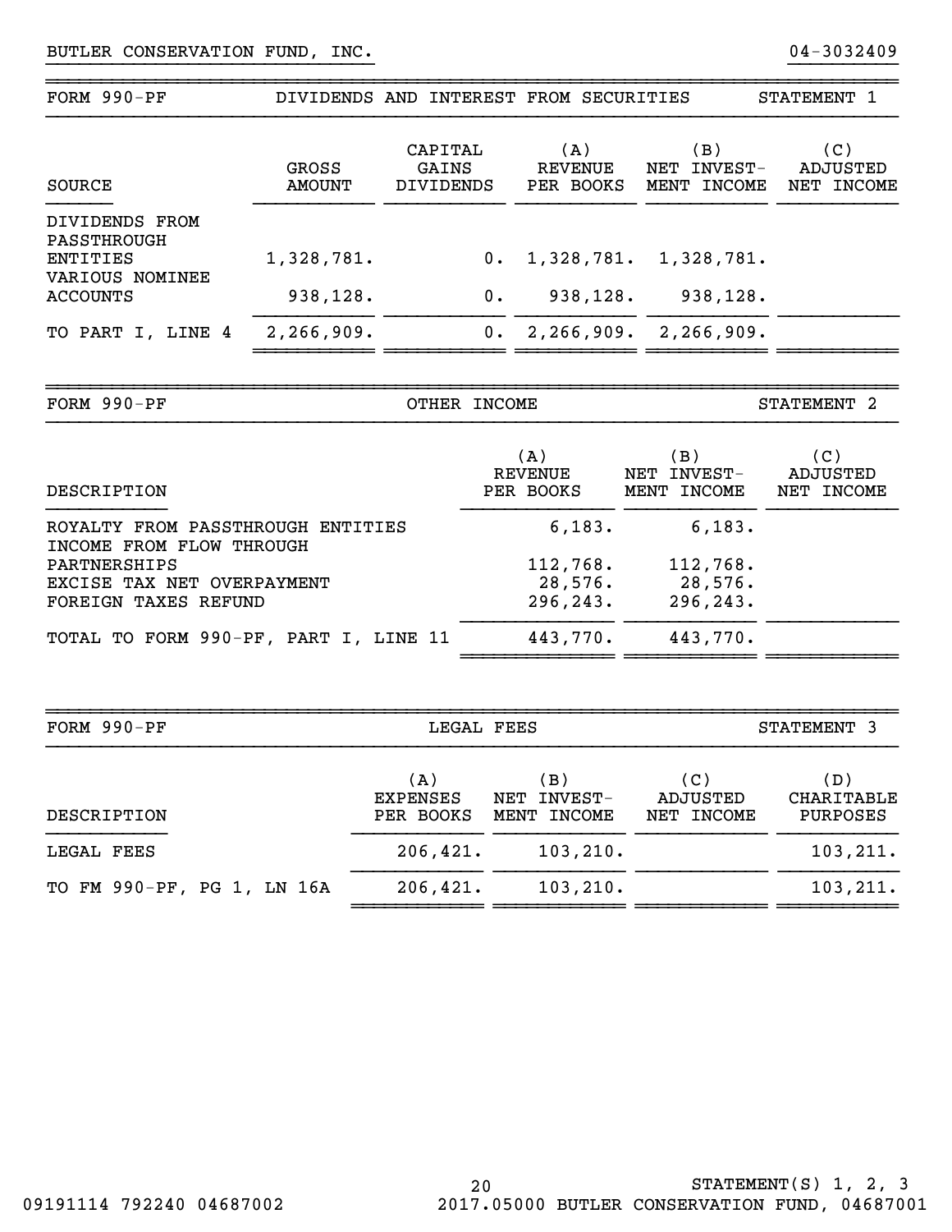BUTLER CONSERVATION FUND, INC. 04-3032409

## FORM 990-PF — DIVIDENDS AND INTEREST FROM SECURITIES — STATEMENT 1

| SOURCE | GROSS AMOUNT | CAPITAL GAINS DIVIDENDS | (A) REVENUE PER BOOKS | (B) NET INVEST-MENT INCOME | (C) ADJUSTED NET INCOME |
|---|---|---|---|---|---|
| DIVIDENDS FROM PASSTHROUGH ENTITIES | 1,328,781. | 0. | 1,328,781. | 1,328,781. | |
| VARIOUS NOMINEE ACCOUNTS | 938,128. | 0. | 938,128. | 938,128. | |
| TO PART I, LINE 4 | 2,266,909. | 0. | 2,266,909. | 2,266,909. | |

## FORM 990-PF — OTHER INCOME — STATEMENT 2

| DESCRIPTION | (A) REVENUE PER BOOKS | (B) NET INVEST-MENT INCOME | (C) ADJUSTED NET INCOME |
|---|---|---|---|
| ROYALTY FROM PASSTHROUGH ENTITIES | 6,183. | 6,183. | |
| INCOME FROM FLOW THROUGH PARTNERSHIPS | 112,768. | 112,768. | |
| EXCISE TAX NET OVERPAYMENT | 28,576. | 28,576. | |
| FOREIGN TAXES REFUND | 296,243. | 296,243. | |
| TOTAL TO FORM 990-PF, PART I, LINE 11 | 443,770. | 443,770. | |

## FORM 990-PF — LEGAL FEES — STATEMENT 3

| DESCRIPTION | (A) EXPENSES PER BOOKS | (B) NET INVEST-MENT INCOME | (C) ADJUSTED NET INCOME | (D) CHARITABLE PURPOSES |
|---|---|---|---|---|
| LEGAL FEES | 206,421. | 103,210. | | 103,211. |
| TO FM 990-PF, PG 1, LN 16A | 206,421. | 103,210. | | 103,211. |

STATEMENT(S) 1, 2, 3

09191114 792240 04687002 2017.05000 BUTLER CONSERVATION FUND, 04687001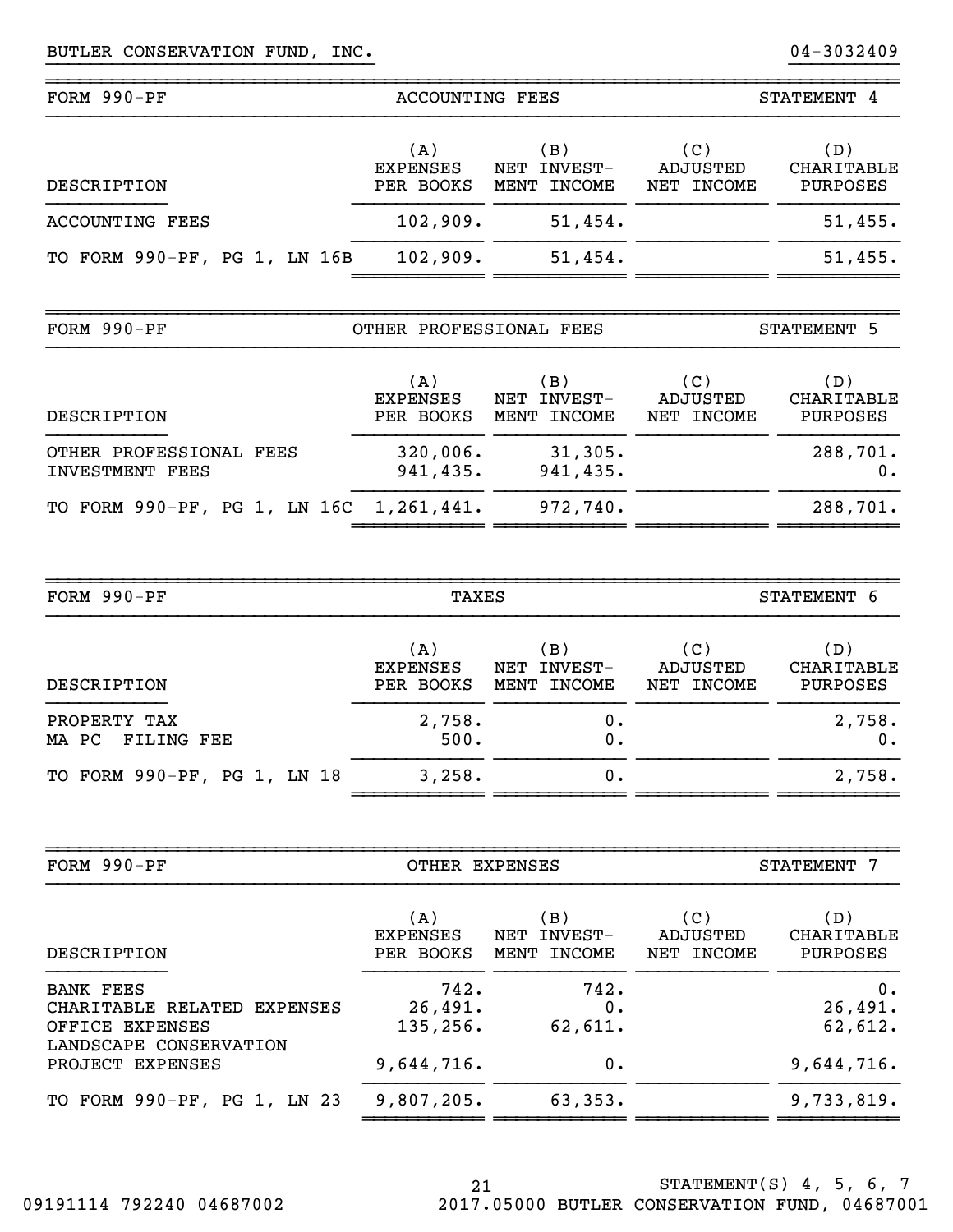BUTLER CONSERVATION FUND, INC. 04-3032409

## FORM 990-PF — ACCOUNTING FEES — STATEMENT 4

| DESCRIPTION | (A) EXPENSES PER BOOKS | (B) NET INVEST-MENT INCOME | (C) ADJUSTED NET INCOME | (D) CHARITABLE PURPOSES |
|---|---|---|---|---|
| ACCOUNTING FEES | 102,909. | 51,454. | | 51,455. |
| TO FORM 990-PF, PG 1, LN 16B | 102,909. | 51,454. | | 51,455. |

## FORM 990-PF — OTHER PROFESSIONAL FEES — STATEMENT 5

| DESCRIPTION | (A) EXPENSES PER BOOKS | (B) NET INVEST-MENT INCOME | (C) ADJUSTED NET INCOME | (D) CHARITABLE PURPOSES |
|---|---|---|---|---|
| OTHER PROFESSIONAL FEES | 320,006. | 31,305. | | 288,701. |
| INVESTMENT FEES | 941,435. | 941,435. | | 0. |
| TO FORM 990-PF, PG 1, LN 16C | 1,261,441. | 972,740. | | 288,701. |

## FORM 990-PF — TAXES — STATEMENT 6

| DESCRIPTION | (A) EXPENSES PER BOOKS | (B) NET INVEST-MENT INCOME | (C) ADJUSTED NET INCOME | (D) CHARITABLE PURPOSES |
|---|---|---|---|---|
| PROPERTY TAX | 2,758. | 0. | | 2,758. |
| MA PC FILING FEE | 500. | 0. | | 0. |
| TO FORM 990-PF, PG 1, LN 18 | 3,258. | 0. | | 2,758. |

## FORM 990-PF — OTHER EXPENSES — STATEMENT 7

| DESCRIPTION | (A) EXPENSES PER BOOKS | (B) NET INVEST-MENT INCOME | (C) ADJUSTED NET INCOME | (D) CHARITABLE PURPOSES |
|---|---|---|---|---|
| BANK FEES | 742. | 742. | | 0. |
| CHARITABLE RELATED EXPENSES | 26,491. | 0. | | 26,491. |
| OFFICE EXPENSES | 135,256. | 62,611. | | 62,612. |
| LANDSCAPE CONSERVATION PROJECT EXPENSES | 9,644,716. | 0. | | 9,644,716. |
| TO FORM 990-PF, PG 1, LN 23 | 9,807,205. | 63,353. | | 9,733,819. |

STATEMENT(S) 4, 5, 6, 7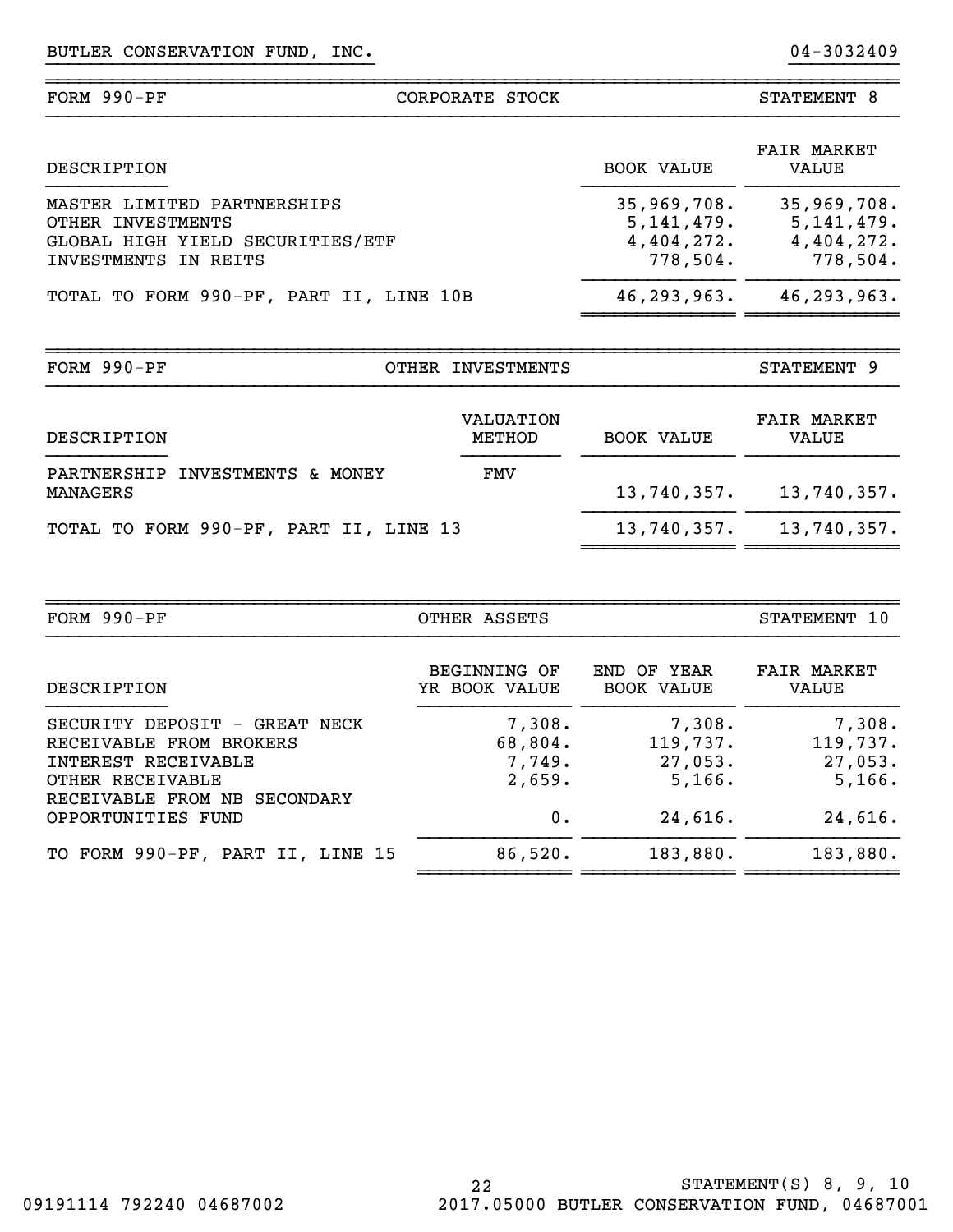BUTLER CONSERVATION FUND, INC. 04-3032409

| FORM 990-PF | CORPORATE STOCK | STATEMENT 8 |
|---|---|---|

| DESCRIPTION | BOOK VALUE | FAIR MARKET VALUE |
|---|---|---|
| MASTER LIMITED PARTNERSHIPS | 35,969,708. | 35,969,708. |
| OTHER INVESTMENTS | 5,141,479. | 5,141,479. |
| GLOBAL HIGH YIELD SECURITIES/ETF | 4,404,272. | 4,404,272. |
| INVESTMENTS IN REITS | 778,504. | 778,504. |
| TOTAL TO FORM 990-PF, PART II, LINE 10B | 46,293,963. | 46,293,963. |

| FORM 990-PF | OTHER INVESTMENTS | STATEMENT 9 |
|---|---|---|

| DESCRIPTION | VALUATION METHOD | BOOK VALUE | FAIR MARKET VALUE |
|---|---|---|---|
| PARTNERSHIP INVESTMENTS & MONEY MANAGERS | FMV | 13,740,357. | 13,740,357. |
| TOTAL TO FORM 990-PF, PART II, LINE 13 | | 13,740,357. | 13,740,357. |

| FORM 990-PF | OTHER ASSETS | STATEMENT 10 |
|---|---|---|

| DESCRIPTION | BEGINNING OF YR BOOK VALUE | END OF YEAR BOOK VALUE | FAIR MARKET VALUE |
|---|---|---|---|
| SECURITY DEPOSIT - GREAT NECK | 7,308. | 7,308. | 7,308. |
| RECEIVABLE FROM BROKERS | 68,804. | 119,737. | 119,737. |
| INTEREST RECEIVABLE | 7,749. | 27,053. | 27,053. |
| OTHER RECEIVABLE | 2,659. | 5,166. | 5,166. |
| RECEIVABLE FROM NB SECONDARY OPPORTUNITIES FUND | 0. | 24,616. | 24,616. |
| TO FORM 990-PF, PART II, LINE 15 | 86,520. | 183,880. | 183,880. |

STATEMENT(S) 8, 9, 10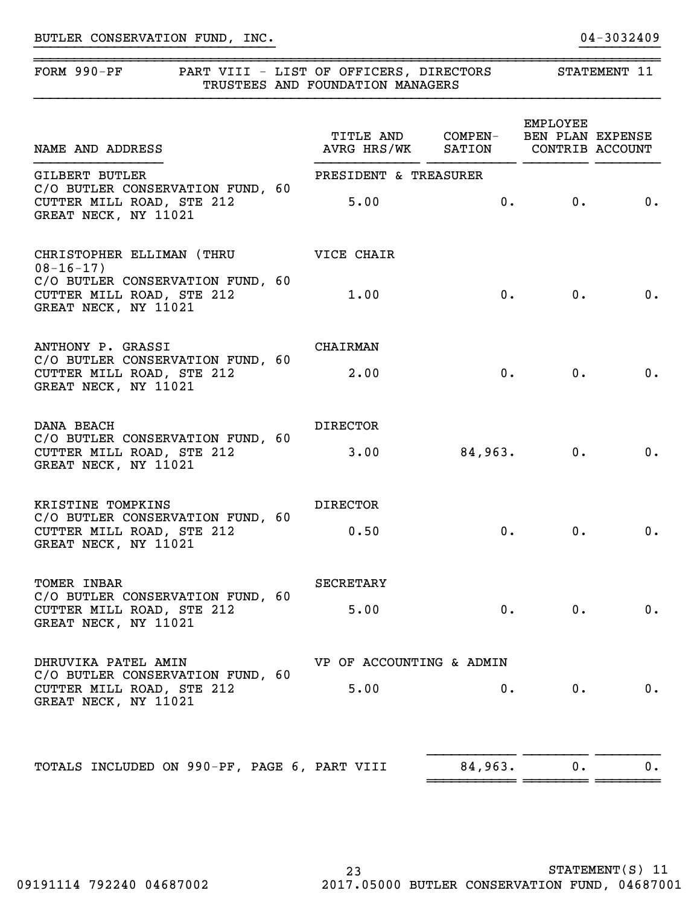BUTLER CONSERVATION FUND, INC. 04-3032409

## FORM 990-PF PART VIII - LIST OF OFFICERS, DIRECTORS TRUSTEES AND FOUNDATION MANAGERS STATEMENT 11

| NAME AND ADDRESS | TITLE AND AVRG HRS/WK | COMPEN-SATION | EMPLOYEE BEN PLAN CONTRIB | EXPENSE ACCOUNT |
|---|---|---|---|---|
| GILBERT BUTLER<br>C/O BUTLER CONSERVATION FUND, 60 CUTTER MILL ROAD, STE 212<br>GREAT NECK, NY 11021 | PRESIDENT & TREASURER<br>5.00 | 0. | 0. | 0. |
| CHRISTOPHER ELLIMAN (THRU 08-16-17)<br>C/O BUTLER CONSERVATION FUND, 60 CUTTER MILL ROAD, STE 212<br>GREAT NECK, NY 11021 | VICE CHAIR<br>1.00 | 0. | 0. | 0. |
| ANTHONY P. GRASSI<br>C/O BUTLER CONSERVATION FUND, 60 CUTTER MILL ROAD, STE 212<br>GREAT NECK, NY 11021 | CHAIRMAN<br>2.00 | 0. | 0. | 0. |
| DANA BEACH<br>C/O BUTLER CONSERVATION FUND, 60 CUTTER MILL ROAD, STE 212<br>GREAT NECK, NY 11021 | DIRECTOR<br>3.00 | 84,963. | 0. | 0. |
| KRISTINE TOMPKINS<br>C/O BUTLER CONSERVATION FUND, 60 CUTTER MILL ROAD, STE 212<br>GREAT NECK, NY 11021 | DIRECTOR<br>0.50 | 0. | 0. | 0. |
| TOMER INBAR<br>C/O BUTLER CONSERVATION FUND, 60 CUTTER MILL ROAD, STE 212<br>GREAT NECK, NY 11021 | SECRETARY<br>5.00 | 0. | 0. | 0. |
| DHRUVIKA PATEL AMIN<br>C/O BUTLER CONSERVATION FUND, 60 CUTTER MILL ROAD, STE 212<br>GREAT NECK, NY 11021 | VP OF ACCOUNTING & ADMIN<br>5.00 | 0. | 0. | 0. |
| TOTALS INCLUDED ON 990-PF, PAGE 6, PART VIII | | 84,963. | 0. | 0. |

STATEMENT(S) 11

09191114 792240 04687002 2017.05000 BUTLER CONSERVATION FUND, 04687001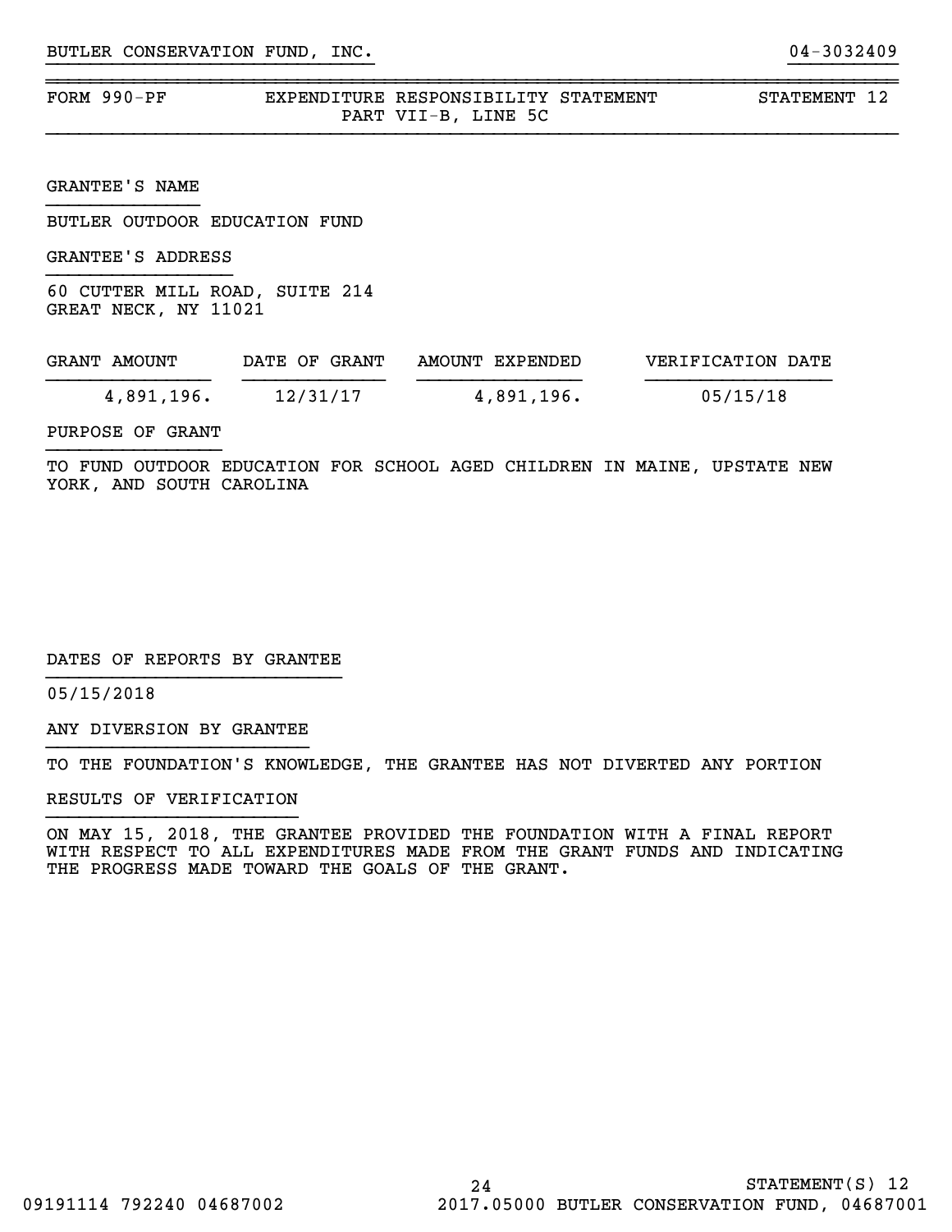BUTLER CONSERVATION FUND, INC. 04-3032409

| FORM 990-PF | EXPENDITURE RESPONSIBILITY STATEMENT PART VII-B, LINE 5C | STATEMENT 12 |
|---|---|---|

GRANTEE'S NAME

BUTLER OUTDOOR EDUCATION FUND

GRANTEE'S ADDRESS

60 CUTTER MILL ROAD, SUITE 214
GREAT NECK, NY 11021

| GRANT AMOUNT | DATE OF GRANT | AMOUNT EXPENDED | VERIFICATION DATE |
|---|---|---|---|
| 4,891,196. | 12/31/17 | 4,891,196. | 05/15/18 |

PURPOSE OF GRANT

TO FUND OUTDOOR EDUCATION FOR SCHOOL AGED CHILDREN IN MAINE, UPSTATE NEW YORK, AND SOUTH CAROLINA

DATES OF REPORTS BY GRANTEE

05/15/2018

ANY DIVERSION BY GRANTEE

TO THE FOUNDATION'S KNOWLEDGE, THE GRANTEE HAS NOT DIVERTED ANY PORTION

RESULTS OF VERIFICATION

ON MAY 15, 2018, THE GRANTEE PROVIDED THE FOUNDATION WITH A FINAL REPORT WITH RESPECT TO ALL EXPENDITURES MADE FROM THE GRANT FUNDS AND INDICATING THE PROGRESS MADE TOWARD THE GOALS OF THE GRANT.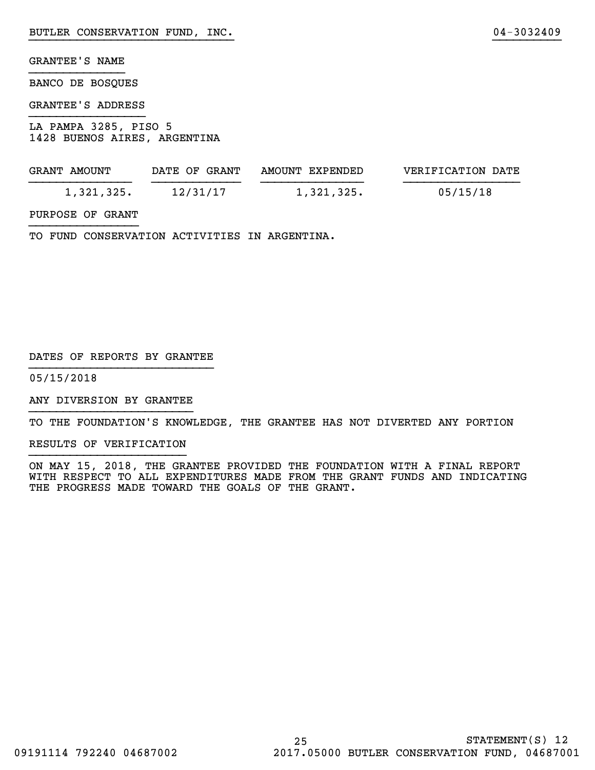BUTLER CONSERVATION FUND, INC. 04-3032409

GRANTEE'S NAME

BANCO DE BOSQUES

GRANTEE'S ADDRESS

LA PAMPA 3285, PISO 5
1428 BUENOS AIRES, ARGENTINA

| GRANT AMOUNT | DATE OF GRANT | AMOUNT EXPENDED | VERIFICATION DATE |
|---|---|---|---|
| 1,321,325. | 12/31/17 | 1,321,325. | 05/15/18 |

PURPOSE OF GRANT

TO FUND CONSERVATION ACTIVITIES IN ARGENTINA.

DATES OF REPORTS BY GRANTEE

05/15/2018

ANY DIVERSION BY GRANTEE

TO THE FOUNDATION'S KNOWLEDGE, THE GRANTEE HAS NOT DIVERTED ANY PORTION

RESULTS OF VERIFICATION

ON MAY 15, 2018, THE GRANTEE PROVIDED THE FOUNDATION WITH A FINAL REPORT WITH RESPECT TO ALL EXPENDITURES MADE FROM THE GRANT FUNDS AND INDICATING THE PROGRESS MADE TOWARD THE GOALS OF THE GRANT.

STATEMENT(S) 12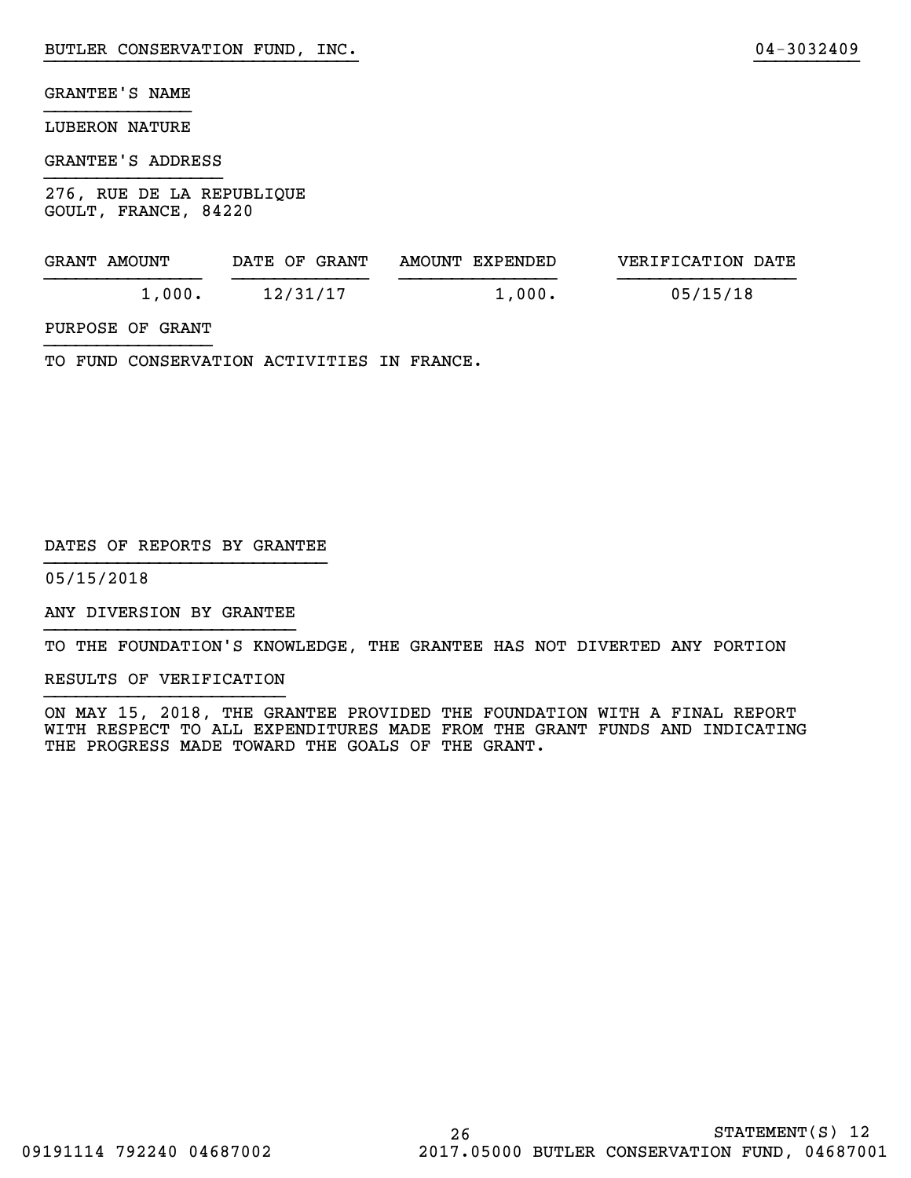BUTLER CONSERVATION FUND, INC. 04-3032409

GRANTEE'S NAME

LUBERON NATURE

GRANTEE'S ADDRESS

276, RUE DE LA REPUBLIQUE
GOULT, FRANCE, 84220

| GRANT AMOUNT | DATE OF GRANT | AMOUNT EXPENDED | VERIFICATION DATE |
|---|---|---|---|
| 1,000. | 12/31/17 | 1,000. | 05/15/18 |

PURPOSE OF GRANT

TO FUND CONSERVATION ACTIVITIES IN FRANCE.

DATES OF REPORTS BY GRANTEE

05/15/2018

ANY DIVERSION BY GRANTEE

TO THE FOUNDATION'S KNOWLEDGE, THE GRANTEE HAS NOT DIVERTED ANY PORTION

RESULTS OF VERIFICATION

ON MAY 15, 2018, THE GRANTEE PROVIDED THE FOUNDATION WITH A FINAL REPORT WITH RESPECT TO ALL EXPENDITURES MADE FROM THE GRANT FUNDS AND INDICATING THE PROGRESS MADE TOWARD THE GOALS OF THE GRANT.

STATEMENT(S) 12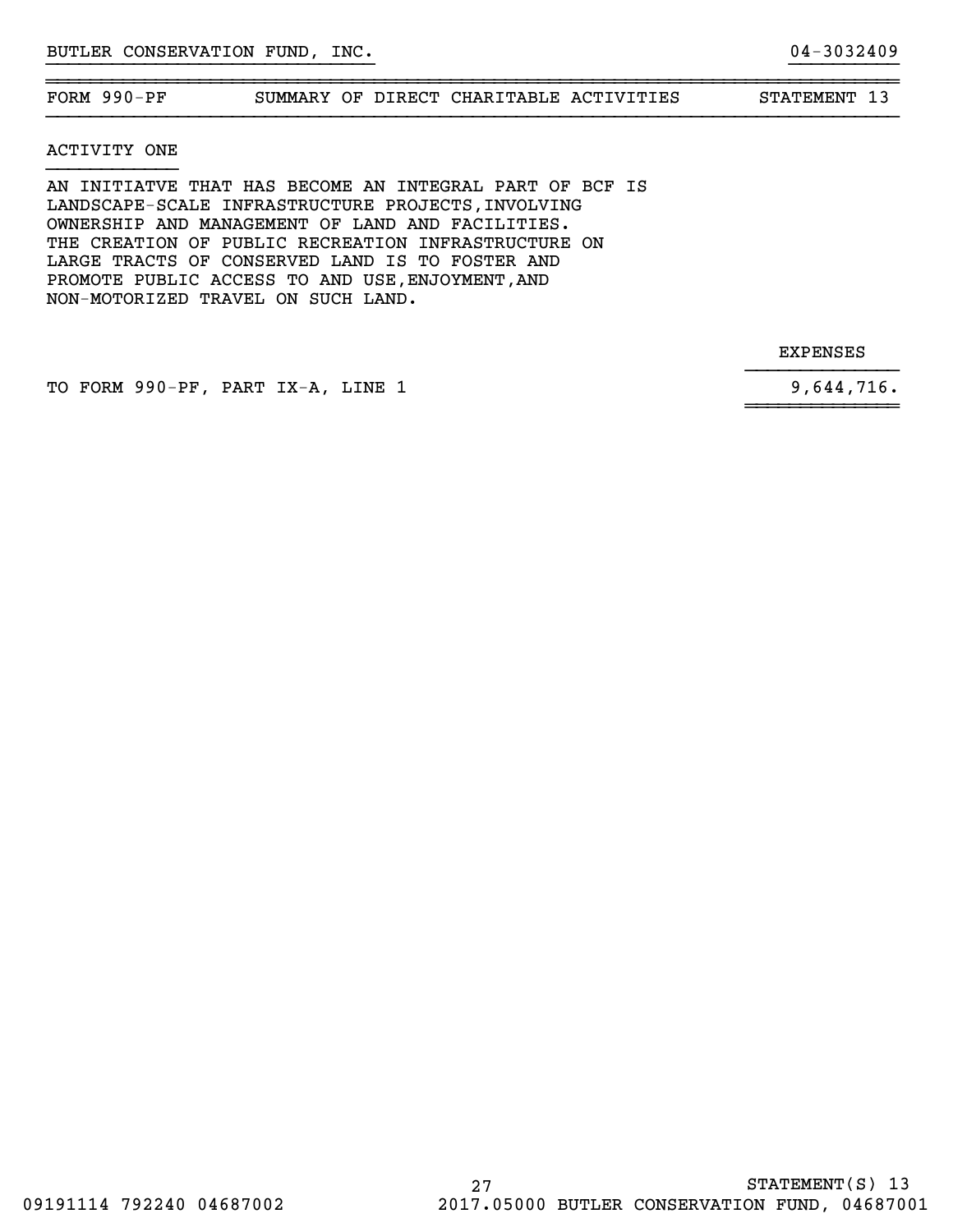BUTLER CONSERVATION FUND, INC. 04-3032409

| FORM 990-PF | SUMMARY OF DIRECT CHARITABLE ACTIVITIES | STATEMENT 13 |
| --- | --- | --- |

ACTIVITY ONE

AN INITIATVE THAT HAS BECOME AN INTEGRAL PART OF BCF IS LANDSCAPE-SCALE INFRASTRUCTURE PROJECTS,INVOLVING OWNERSHIP AND MANAGEMENT OF LAND AND FACILITIES. THE CREATION OF PUBLIC RECREATION INFRASTRUCTURE ON LARGE TRACTS OF CONSERVED LAND IS TO FOSTER AND PROMOTE PUBLIC ACCESS TO AND USE,ENJOYMENT,AND NON-MOTORIZED TRAVEL ON SUCH LAND.

| | EXPENSES |
| --- | --- |
| TO FORM 990-PF, PART IX-A, LINE 1 | 9,644,716. |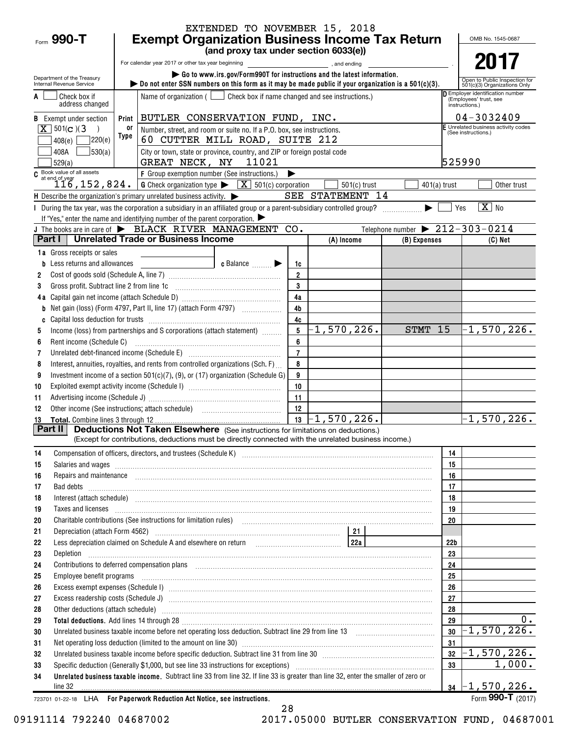EXTENDED TO NOVEMBER 15, 2018

Form **990-T**

# Exempt Organization Business Income Tax Return

**(and proxy tax under section 6033(e))**

For calendar year 2017 or other tax year beginning , and ending .

▶ Go to www.irs.gov/Form990T for instructions and the latest information.

▶ Do not enter SSN numbers on this form as it may be made public if your organization is a 501(c)(3).

OMB No. 1545-0687

**2017**

Open to Public Inspection for 501(c)(3) Organizations Only

Department of the Treasury
Internal Revenue Service

A [ ] Check box if address changed

Name of organization ( [ ] Check box if name changed and see instructions.)

**BUTLER CONSERVATION FUND, INC.**

D Employer identification number (Employees' trust, see instructions.)
**04-3032409**

B Exempt under section [X] 501(c)(3) [ ] 408(e) [ ] 220(e) [ ] 408A [ ] 530(a) [ ] 529(a)

Number, street, and room or suite no. If a P.O. box, see instructions.
**60 CUTTER MILL ROAD, SUITE 212**

City or town, state or province, country, and ZIP or foreign postal code
**GREAT NECK, NY 11021**

E Unrelated business activity codes (See instructions.)
**525990**

C Book value of all assets at end of year **116,152,824.**

F Group exemption number (See instructions.) ▶

G Check organization type ▶ [X] 501(c) corporation [ ] 501(c) trust [ ] 401(a) trust [ ] Other trust

H Describe the organization's primary unrelated business activity. ▶ SEE STATEMENT 14

I During the tax year, was the corporation a subsidiary in an affiliated group or a parent-subsidiary controlled group? ▶ [ ] Yes [X] No

If "Yes," enter the name and identifying number of the parent corporation. ▶

J The books are in care of ▶ BLACK RIVER MANAGEMENT CO. Telephone number ▶ 212-303-0214

## Part I Unrelated Trade or Business Income

| | | | (A) Income | (B) Expenses | (C) Net |
|---|---|---|---|---|---|
| 1a | Gross receipts or sales | | | | |
| b | Less returns and allowances ... c Balance ▶ | 1c | | | |
| 2 | Cost of goods sold (Schedule A, line 7) | 2 | | | |
| 3 | Gross profit. Subtract line 2 from line 1c | 3 | | | |
| 4a | Capital gain net income (attach Schedule D) | 4a | | | |
| b | Net gain (loss) (Form 4797, Part II, line 17) (attach Form 4797) | 4b | | | |
| c | Capital loss deduction for trusts | 4c | | | |
| 5 | Income (loss) from partnerships and S corporations (attach statement) | 5 | -1,570,226. | STMT 15 | -1,570,226. |
| 6 | Rent income (Schedule C) | 6 | | | |
| 7 | Unrelated debt-financed income (Schedule E) | 7 | | | |
| 8 | Interest, annuities, royalties, and rents from controlled organizations (Sch. F) | 8 | | | |
| 9 | Investment income of a section 501(c)(7), (9), or (17) organization (Schedule G) | 9 | | | |
| 10 | Exploited exempt activity income (Schedule I) | 10 | | | |
| 11 | Advertising income (Schedule J) | 11 | | | |
| 12 | Other income (See instructions; attach schedule) | 12 | | | |
| 13 | **Total.** Combine lines 3 through 12 | 13 | -1,570,226. | | -1,570,226. |

## Part II Deductions Not Taken Elsewhere

(See instructions for limitations on deductions.) (Except for contributions, deductions must be directly connected with the unrelated business income.)

| | | | |
|---|---|---|---|
| 14 | Compensation of officers, directors, and trustees (Schedule K) | 14 | |
| 15 | Salaries and wages | 15 | |
| 16 | Repairs and maintenance | 16 | |
| 17 | Bad debts | 17 | |
| 18 | Interest (attach schedule) | 18 | |
| 19 | Taxes and licenses | 19 | |
| 20 | Charitable contributions (See instructions for limitation rules) | 20 | |
| 21 | Depreciation (attach Form 4562) ... 21 | | |
| 22 | Less depreciation claimed on Schedule A and elsewhere on return ... 22a | 22b | |
| 23 | Depletion | 23 | |
| 24 | Contributions to deferred compensation plans | 24 | |
| 25 | Employee benefit programs | 25 | |
| 26 | Excess exempt expenses (Schedule I) | 26 | |
| 27 | Excess readership costs (Schedule J) | 27 | |
| 28 | Other deductions (attach schedule) | 28 | |
| 29 | **Total deductions.** Add lines 14 through 28 | 29 | 0. |
| 30 | Unrelated business taxable income before net operating loss deduction. Subtract line 29 from line 13 | 30 | -1,570,226. |
| 31 | Net operating loss deduction (limited to the amount on line 30) | 31 | |
| 32 | Unrelated business taxable income before specific deduction. Subtract line 31 from line 30 | 32 | -1,570,226. |
| 33 | Specific deduction (Generally $1,000, but see line 33 instructions for exceptions) | 33 | 1,000. |
| 34 | **Unrelated business taxable income.** Subtract line 33 from line 32. If line 33 is greater than line 32, enter the smaller of zero or line 32 | 34 | -1,570,226. |

723701 01-22-18 LHA **For Paperwork Reduction Act Notice, see instructions.** Form **990-T** (2017)

09191114 792240 04687002 2017.05000 BUTLER CONSERVATION FUND, 04687001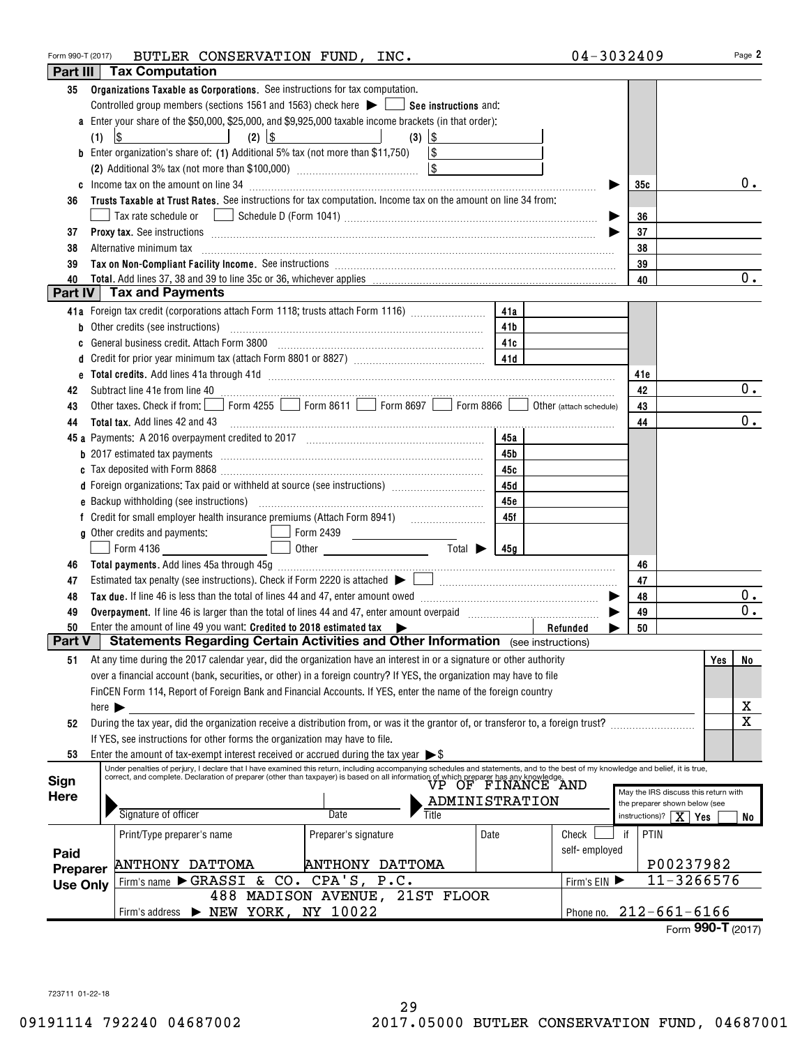Form 990-T (2017) BUTLER CONSERVATION FUND, INC. 04-3032409 Page 2

## Part III Tax Computation

**35 Organizations Taxable as Corporations.** See instructions for tax computation.

Controlled group members (sections 1561 and 1563) check here ▶ ☐ **See instructions** and:

**a** Enter your share of the $50,000, $25,000, and $9,925,000 taxable income brackets (in that order):

(1) $ (2) $ (3) $

**b** Enter organization's share of: (1) Additional 5% tax (not more than $11,750) $

(2) Additional 3% tax (not more than $100,000) $

| | | |
|---|---|---|
| **c** Income tax on the amount on line 34 ▶ | 35c | 0. |
| **36 Trusts Taxable at Trust Rates.** See instructions for tax computation. Income tax on the amount on line 34 from: ☐ Tax rate schedule or ☐ Schedule D (Form 1041) ▶ | 36 | |
| **37 Proxy tax.** See instructions ▶ | 37 | |
| **38** Alternative minimum tax | 38 | |
| **39 Tax on Non-Compliant Facility Income.** See instructions | 39 | |
| **40 Total.** Add lines 37, 38 and 39 to line 35c or 36, whichever applies | 40 | 0. |

## Part IV Tax and Payments

| | | | | |
|---|---|---|---|---|
| **41a** Foreign tax credit (corporations attach Form 1118; trusts attach Form 1116) | 41a | | | |
| **b** Other credits (see instructions) | 41b | | | |
| **c** General business credit. Attach Form 3800 | 41c | | | |
| **d** Credit for prior year minimum tax (attach Form 8801 or 8827) | 41d | | | |
| **e Total credits.** Add lines 41a through 41d | | | 41e | |
| **42** Subtract line 41e from line 40 | | | 42 | 0. |
| **43** Other taxes. Check if from: ☐ Form 4255 ☐ Form 8611 ☐ Form 8697 ☐ Form 8866 ☐ Other (attach schedule) | | | 43 | |
| **44 Total tax.** Add lines 42 and 43 | | | 44 | 0. |
| **45a** Payments: A 2016 overpayment credited to 2017 | 45a | | | |
| **b** 2017 estimated tax payments | 45b | | | |
| **c** Tax deposited with Form 8868 | 45c | | | |
| **d** Foreign organizations: Tax paid or withheld at source (see instructions) | 45d | | | |
| **e** Backup withholding (see instructions) | 45e | | | |
| **f** Credit for small employer health insurance premiums (Attach Form 8941) | 45f | | | |
| **g** Other credits and payments: ☐ Form 2439 ☐ Form 4136 ☐ Other Total ▶ | 45g | | | |
| **46 Total payments.** Add lines 45a through 45g | | | 46 | |
| **47** Estimated tax penalty (see instructions). Check if Form 2220 is attached ▶ ☐ | | | 47 | |
| **48 Tax due.** If line 46 is less than the total of lines 44 and 47, enter amount owed ▶ | | | 48 | 0. |
| **49 Overpayment.** If line 46 is larger than the total of lines 44 and 47, enter amount overpaid ▶ | | | 49 | 0. |
| **50** Enter the amount of line 49 you want: **Credited to 2018 estimated tax** ▶ | | Refunded ▶ | 50 | |

## Part V Statements Regarding Certain Activities and Other Information (see instructions)

| | Yes | No |
|---|---|---|
| **51** At any time during the 2017 calendar year, did the organization have an interest in or a signature or other authority over a financial account (bank, securities, or other) in a foreign country? If YES, the organization may have to file FinCEN Form 114, Report of Foreign Bank and Financial Accounts. If YES, enter the name of the foreign country here ▶ | | X |
| **52** During the tax year, did the organization receive a distribution from, or was it the grantor of, or transferor to, a foreign trust? If YES, see instructions for other forms the organization may have to file. | | X |
| **53** Enter the amount of tax-exempt interest received or accrued during the tax year ▶ $ | | |

**Sign Here**

Under penalties of perjury, I declare that I have examined this return, including accompanying schedules and statements, and to the best of my knowledge and belief, it is true, correct, and complete. Declaration of preparer (other than taxpayer) is based on all information of which preparer has any knowledge.

Signature of officer | Date | Title: VP OF FINANCE AND ADMINISTRATION

May the IRS discuss this return with the preparer shown below (see instructions)? ☒ Yes ☐ No

**Paid Preparer Use Only**

| Print/Type preparer's name | Preparer's signature | Date | Check ☐ if self-employed | PTIN |
|---|---|---|---|---|
| ANTHONY DATTOMA | ANTHONY DATTOMA | | | P00237982 |

Firm's name ▶ GRASSI & CO. CPA'S, P.C. Firm's EIN ▶ 11-3266576

Firm's address ▶ 488 MADISON AVENUE, 21ST FLOOR NEW YORK, NY 10022 Phone no. 212-661-6166

Form **990-T** (2017)

723711 01-22-18

09191114 792240 04687002 2017.05000 BUTLER CONSERVATION FUND, 04687001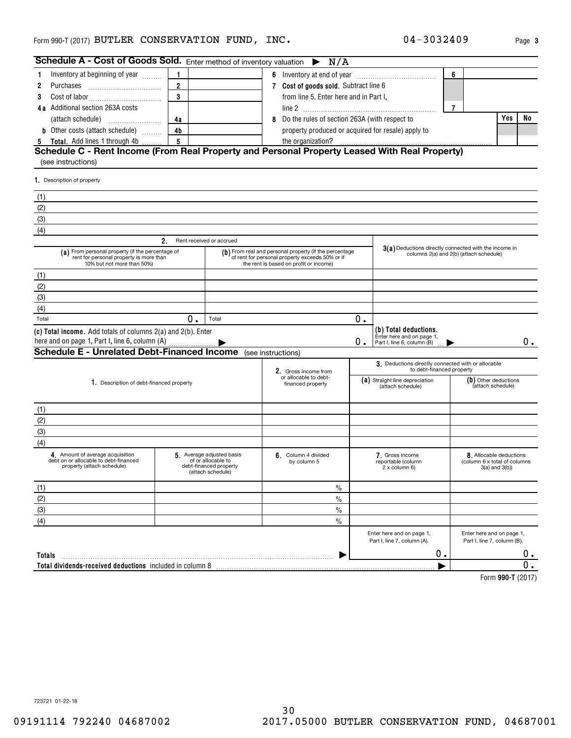Form 990-T (2017) BUTLER CONSERVATION FUND, INC. 04-3032409 Page 3

## Schedule A - Cost of Goods Sold. Enter method of inventory valuation ▶ N/A

| | | | | | | |
|---|---|---|---|---|---|---|
| 1 Inventory at beginning of year | 1 | | 6 Inventory at end of year | 6 | | |
| 2 Purchases | 2 | | 7 Cost of goods sold. Subtract line 6 from line 5. Enter here and in Part I, line 2 | 7 | | |
| 3 Cost of labor | 3 | | | | | |
| 4a Additional section 263A costs (attach schedule) | 4a | | 8 Do the rules of section 263A (with respect to property produced or acquired for resale) apply to the organization? | | Yes | No |
| b Other costs (attach schedule) | 4b | | | | | |
| 5 Total. Add lines 1 through 4b | 5 | | | | | |

## Schedule C - Rent Income (From Real Property and Personal Property Leased With Real Property)

(see instructions)

1. Description of property

(1)
(2)
(3)
(4)

| 2. Rent received or accrued | | 3(a) Deductions directly connected with the income in columns 2(a) and 2(b) (attach schedule) |
|---|---|---|
| (a) From personal property (if the percentage of rent for personal property is more than 10% but not more than 50%) | (b) From real and personal property (if the percentage of rent for personal property exceeds 50% or if the rent is based on profit or income) | |
| (1) | | |
| (2) | | |
| (3) | | |
| (4) | | |
| Total 0. | Total 0. | |
| (c) Total income. Add totals of columns 2(a) and 2(b). Enter here and on page 1, Part I, line 6, column (A) ▶ | 0. | (b) Total deductions. Enter here and on page 1, Part I, line 6, column (B) ▶ 0. |

## Schedule E - Unrelated Debt-Financed Income (see instructions)

| 1. Description of debt-financed property | 2. Gross income from or allocable to debt-financed property | 3. Deductions directly connected with or allocable to debt-financed property (a) Straight line depreciation (attach schedule) | (b) Other deductions (attach schedule) |
|---|---|---|---|
| (1) | | | |
| (2) | | | |
| (3) | | | |
| (4) | | | |

| 4. Amount of average acquisition debt on or allocable to debt-financed property (attach schedule) | 5. Average adjusted basis of or allocable to debt-financed property (attach schedule) | 6. Column 4 divided by column 5 | 7. Gross income reportable (column 2 x column 6) | 8. Allocable deductions (column 6 x total of columns 3(a) and 3(b)) |
|---|---|---|---|---|
| (1) | | % | | |
| (2) | | % | | |
| (3) | | % | | |
| (4) | | % | | |
| | | | Enter here and on page 1, Part I, line 7, column (A). | Enter here and on page 1, Part I, line 7, column (B). |
| Totals | | ▶ | 0. | 0. |
| Total dividends-received deductions included in column 8 | | | ▶ | 0. |

Form 990-T (2017)

723721 01-22-18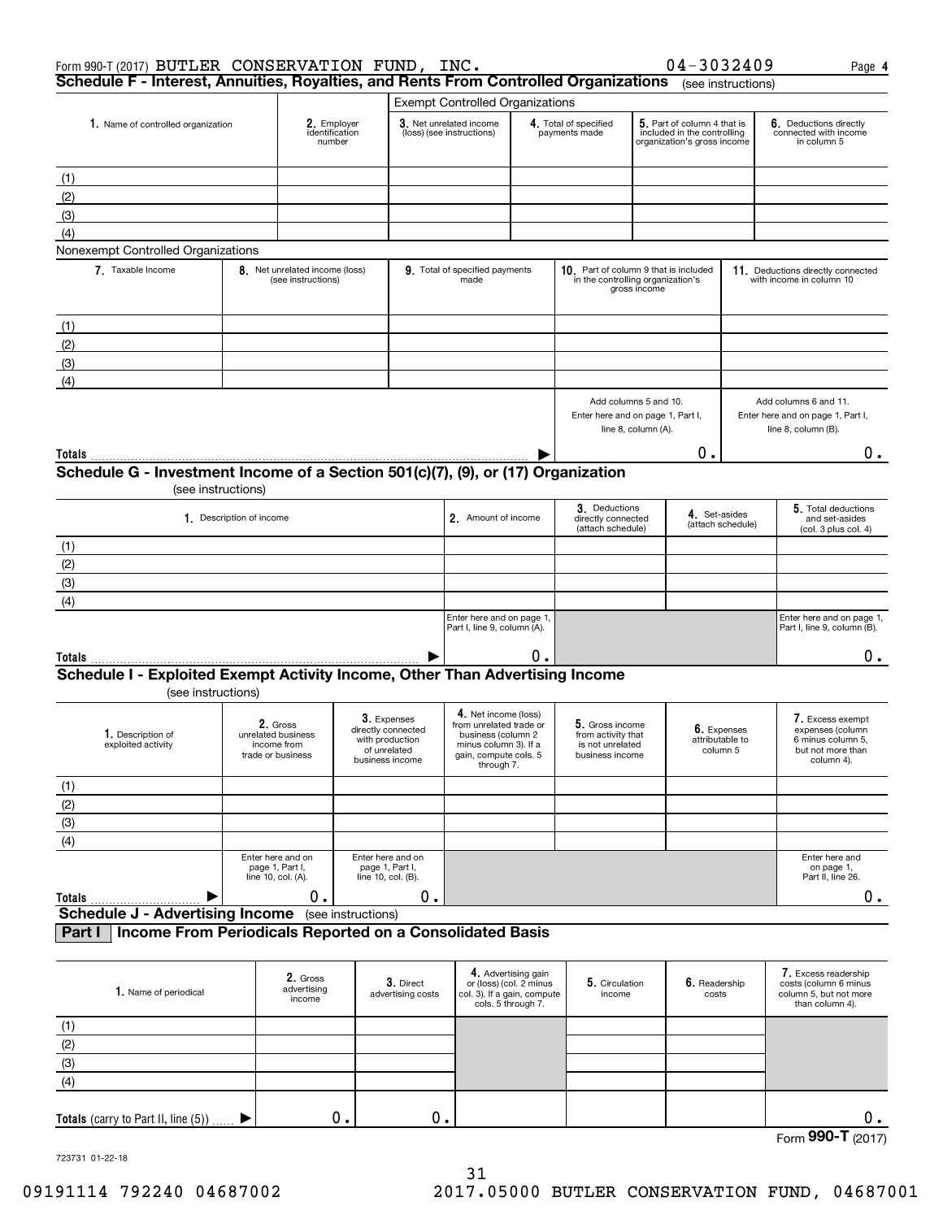Form 990-T (2017) BUTLER CONSERVATION FUND, INC. 04-3032409 Page **4**

## Schedule F - Interest, Annuities, Royalties, and Rents From Controlled Organizations (see instructions)

| 1. Name of controlled organization | 2. Employer identification number | Exempt Controlled Organizations | | | |
|---|---|---|---|---|---|
| | | 3. Net unrelated income (loss) (see instructions) | 4. Total of specified payments made | 5. Part of column 4 that is included in the controlling organization's gross income | 6. Deductions directly connected with income in column 5 |
| (1) | | | | | |
| (2) | | | | | |
| (3) | | | | | |
| (4) | | | | | |

Nonexempt Controlled Organizations

| 7. Taxable Income | 8. Net unrelated income (loss) (see instructions) | 9. Total of specified payments made | 10. Part of column 9 that is included in the controlling organization's gross income | 11. Deductions directly connected with income in column 10 |
|---|---|---|---|---|
| (1) | | | | |
| (2) | | | | |
| (3) | | | | |
| (4) | | | | |
| | | | Add columns 5 and 10. Enter here and on page 1, Part I, line 8, column (A). | Add columns 6 and 11. Enter here and on page 1, Part I, line 8, column (B). |
| **Totals** ▶ | | | 0. | 0. |

## Schedule G - Investment Income of a Section 501(c)(7), (9), or (17) Organization (see instructions)

| 1. Description of income | 2. Amount of income | 3. Deductions directly connected (attach schedule) | 4. Set-asides (attach schedule) | 5. Total deductions and set-asides (col. 3 plus col. 4) |
|---|---|---|---|---|
| (1) | | | | |
| (2) | | | | |
| (3) | | | | |
| (4) | | | | |
| | Enter here and on page 1, Part I, line 9, column (A). | | | Enter here and on page 1, Part I, line 9, column (B). |
| **Totals** ▶ | 0. | | | 0. |

## Schedule I - Exploited Exempt Activity Income, Other Than Advertising Income (see instructions)

| 1. Description of exploited activity | 2. Gross unrelated business income from trade or business | 3. Expenses directly connected with production of unrelated business income | 4. Net income (loss) from unrelated trade or business (column 2 minus column 3). If a gain, compute cols. 5 through 7. | 5. Gross income from activity that is not unrelated business income | 6. Expenses attributable to column 5 | 7. Excess exempt expenses (column 6 minus column 5, but not more than column 4). |
|---|---|---|---|---|---|---|
| (1) | | | | | | |
| (2) | | | | | | |
| (3) | | | | | | |
| (4) | | | | | | |
| | Enter here and on page 1, Part I, line 10, col. (A). | Enter here and on page 1, Part I, line 10, col. (B). | | | | Enter here and on page 1, Part II, line 26. |
| **Totals** ▶ | 0. | 0. | | | | 0. |

## Schedule J - Advertising Income (see instructions)

### Part I Income From Periodicals Reported on a Consolidated Basis

| 1. Name of periodical | 2. Gross advertising income | 3. Direct advertising costs | 4. Advertising gain or (loss) (col. 2 minus col. 3). If a gain, compute cols. 5 through 7. | 5. Circulation income | 6. Readership costs | 7. Excess readership costs (column 6 minus column 5, but not more than column 4). |
|---|---|---|---|---|---|---|
| (1) | | | | | | |
| (2) | | | | | | |
| (3) | | | | | | |
| (4) | | | | | | |
| **Totals** (carry to Part II, line (5)) ▶ | 0. | 0. | | | | 0. |

Form **990-T** (2017)

723731 01-22-18

09191114 792240 04687002 2017.05000 BUTLER CONSERVATION FUND, 04687001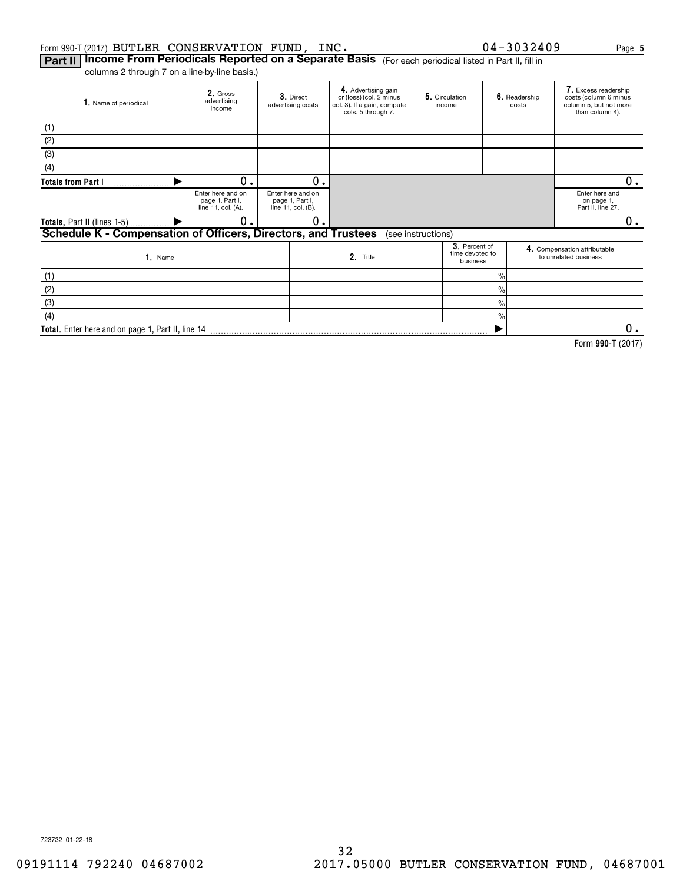Form 990-T (2017) BUTLER CONSERVATION FUND, INC. 04-3032409 Page **5**

## Part II Income From Periodicals Reported on a Separate Basis (For each periodical listed in Part II, fill in columns 2 through 7 on a line-by-line basis.)

| 1. Name of periodical | 2. Gross advertising income | 3. Direct advertising costs | 4. Advertising gain or (loss) (col. 2 minus col. 3). If a gain, compute cols. 5 through 7. | 5. Circulation income | 6. Readership costs | 7. Excess readership costs (column 6 minus column 5, but not more than column 4). |
|---|---|---|---|---|---|---|
| (1) | | | | | | |
| (2) | | | | | | |
| (3) | | | | | | |
| (4) | | | | | | |
| Totals from Part I ▶ | 0. | 0. | | | | 0. |
| | Enter here and on page 1, Part I, line 11, col. (A). | Enter here and on page 1, Part I, line 11, col. (B). | | | | Enter here and on page 1, Part II, line 27. |
| Totals, Part II (lines 1-5) ▶ | 0. | 0. | | | | 0. |

## Schedule K - Compensation of Officers, Directors, and Trustees (see instructions)

| 1. Name | 2. Title | 3. Percent of time devoted to business | 4. Compensation attributable to unrelated business |
|---|---|---|---|
| (1) | | % | |
| (2) | | % | |
| (3) | | % | |
| (4) | | % | |
| Total. Enter here and on page 1, Part II, line 14 | | ▶ | 0. |

Form **990-T** (2017)

723732 01-22-18

09191114 792240 04687002 2017.05000 BUTLER CONSERVATION FUND, 04687001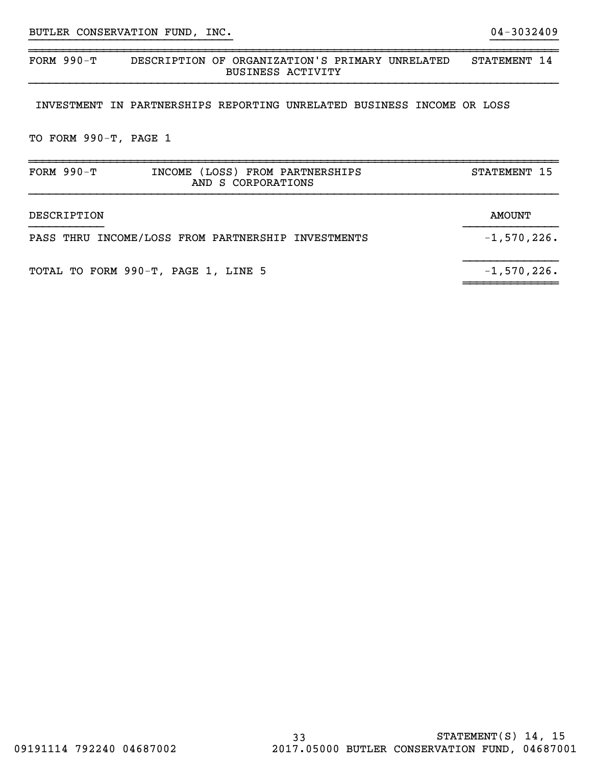BUTLER CONSERVATION FUND, INC. 04-3032409

| FORM 990-T | DESCRIPTION OF ORGANIZATION'S PRIMARY UNRELATED BUSINESS ACTIVITY | STATEMENT 14 |
|---|---|---|

INVESTMENT IN PARTNERSHIPS REPORTING UNRELATED BUSINESS INCOME OR LOSS

TO FORM 990-T, PAGE 1

| FORM 990-T | INCOME (LOSS) FROM PARTNERSHIPS AND S CORPORATIONS | STATEMENT 15 |
|---|---|---|

| DESCRIPTION | AMOUNT |
|---|---|
| PASS THRU INCOME/LOSS FROM PARTNERSHIP INVESTMENTS | -1,570,226. |
| TOTAL TO FORM 990-T, PAGE 1, LINE 5 | -1,570,226. |

STATEMENT(S) 14, 15

09191114 792240 04687002 2017.05000 BUTLER CONSERVATION FUND, 04687001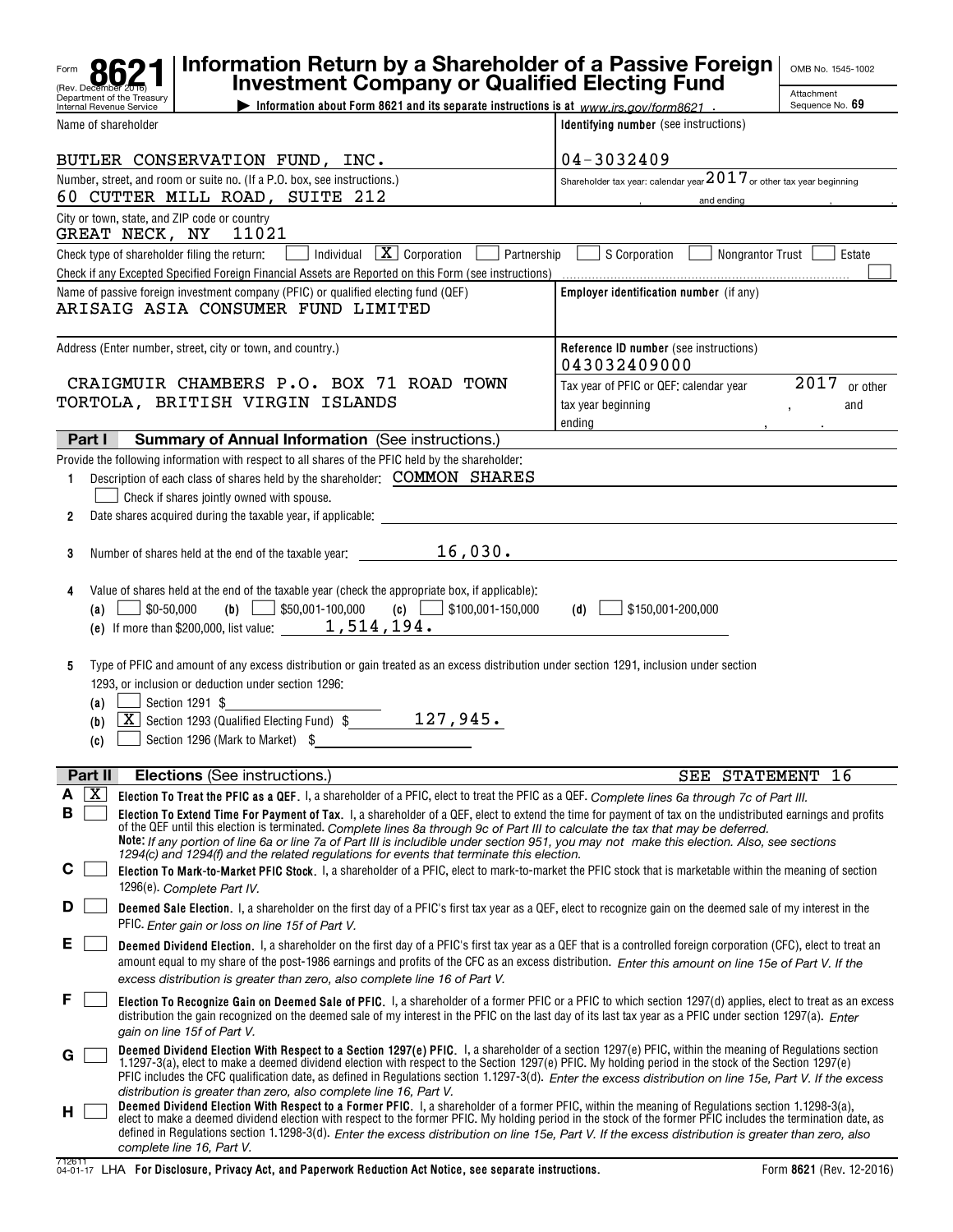Form **8621** (Rev. December 2016)
Department of the Treasury
Internal Revenue Service

# Information Return by a Shareholder of a Passive Foreign Investment Company or Qualified Electing Fund

▶ Information about Form 8621 and its separate instructions is at *www.irs.gov/form8621*.

OMB No. 1545-1002
Attachment Sequence No. **69**

| Name of shareholder | Identifying number (see instructions) |
|---|---|
| BUTLER CONSERVATION FUND, INC. | 04-3032409 |
| Number, street, and room or suite no. (If a P.O. box, see instructions.) 60 CUTTER MILL ROAD, SUITE 212 | Shareholder tax year: calendar year 2017 or other tax year beginning , and ending , . |
| City or town, state, and ZIP code or country GREAT NECK, NY 11021 | |

Check type of shareholder filing the return: ☐ Individual ☒ Corporation ☐ Partnership ☐ S Corporation ☐ Nongrantor Trust ☐ Estate

Check if any Excepted Specified Foreign Financial Assets are Reported on this Form (see instructions) ☐

| Name of passive foreign investment company (PFIC) or qualified electing fund (QEF) | Employer identification number (if any) |
|---|---|
| ARISAIG ASIA CONSUMER FUND LIMITED | |
| Address (Enter number, street, city or town, and country.) | Reference ID number (see instructions) 043032409000 |
| CRAIGMUIR CHAMBERS P.O. BOX 71 ROAD TOWN TORTOLA, BRITISH VIRGIN ISLANDS | Tax year of PFIC or QEF: calendar year 2017 or other tax year beginning , and ending , . |

## Part I Summary of Annual Information (See instructions.)

Provide the following information with respect to all shares of the PFIC held by the shareholder:

1. Description of each class of shares held by the shareholder: COMMON SHARES
   ☐ Check if shares jointly owned with spouse.
2. Date shares acquired during the taxable year, if applicable:
3. Number of shares held at the end of the taxable year: 16,030.
4. Value of shares held at the end of the taxable year (check the appropriate box, if applicable):
   (a) ☐ $0-50,000 (b) ☐ $50,001-100,000 (c) ☐ $100,001-150,000 (d) ☐ $150,001-200,000
   (e) If more than $200,000, list value: 1,514,194.
5. Type of PFIC and amount of any excess distribution or gain treated as an excess distribution under section 1291, inclusion under section 1293, or inclusion or deduction under section 1296:
   (a) ☐ Section 1291 $
   (b) ☒ Section 1293 (Qualified Electing Fund) $ 127,945.
   (c) ☐ Section 1296 (Mark to Market) $

## Part II Elections (See instructions.) SEE STATEMENT 16

**A** ☒ **Election To Treat the PFIC as a QEF.** I, a shareholder of a PFIC, elect to treat the PFIC as a QEF. *Complete lines 6a through 7c of Part III.*

**B** ☐ **Election To Extend Time For Payment of Tax.** I, a shareholder of a QEF, elect to extend the time for payment of tax on the undistributed earnings and profits of the QEF until this election is terminated. *Complete lines 8a through 9c of Part III to calculate the tax that may be deferred.*
**Note:** *If any portion of line 6a or line 7a of Part III is includible under section 951, you may not make this election. Also, see sections 1294(c) and 1294(f) and the related regulations for events that terminate this election.*

**C** ☐ **Election To Mark-to-Market PFIC Stock.** I, a shareholder of a PFIC, elect to mark-to-market the PFIC stock that is marketable within the meaning of section 1296(e). *Complete Part IV.*

**D** ☐ **Deemed Sale Election.** I, a shareholder on the first day of a PFIC's first tax year as a QEF, elect to recognize gain on the deemed sale of my interest in the PFIC. *Enter gain or loss on line 15f of Part V.*

**E** ☐ **Deemed Dividend Election.** I, a shareholder on the first day of a PFIC's first tax year as a QEF that is a controlled foreign corporation (CFC), elect to treat an amount equal to my share of the post-1986 earnings and profits of the CFC as an excess distribution. *Enter this amount on line 15e of Part V. If the excess distribution is greater than zero, also complete line 16 of Part V.*

**F** ☐ **Election To Recognize Gain on Deemed Sale of PFIC.** I, a shareholder of a former PFIC or a PFIC to which section 1297(d) applies, elect to treat as an excess distribution the gain recognized on the deemed sale of my interest in the PFIC on the last day of its last tax year as a PFIC under section 1297(a). *Enter gain on line 15f of Part V.*

**G** ☐ **Deemed Dividend Election With Respect to a Section 1297(e) PFIC.** I, a shareholder of a section 1297(e) PFIC, within the meaning of Regulations section 1.1297-3(a), elect to make a deemed dividend election with respect to the Section 1297(e) PFIC. My holding period in the stock of the Section 1297(e) PFIC includes the CFC qualification date, as defined in Regulations section 1.1297-3(d). *Enter the excess distribution on line 15e, Part V. If the excess distribution is greater than zero, also complete line 16, Part V.*

**H** ☐ **Deemed Dividend Election With Respect to a Former PFIC.** I, a shareholder of a former PFIC, within the meaning of Regulations section 1.1298-3(a), elect to make a deemed dividend election with respect to the former PFIC. My holding period in the stock of the former PFIC includes the termination date, as defined in Regulations section 1.1298-3(d). *Enter the excess distribution on line 15e, Part V. If the excess distribution is greater than zero, also complete line 16, Part V.*

712611 04-01-17 LHA **For Disclosure, Privacy Act, and Paperwork Reduction Act Notice, see separate instructions.** Form **8621** (Rev. 12-2016)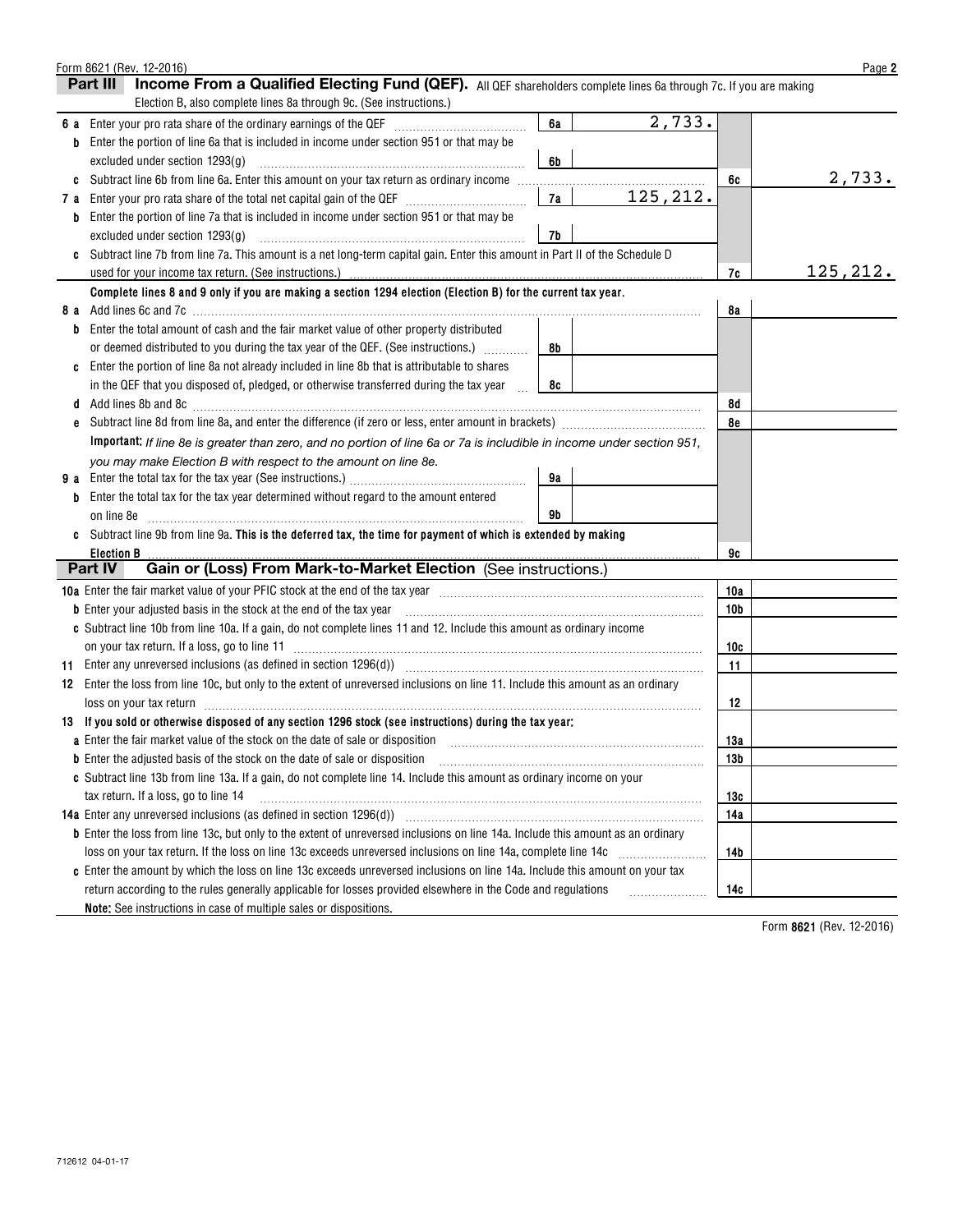Form 8621 (Rev. 12-2016)

## Part III Income From a Qualified Electing Fund (QEF).

All QEF shareholders complete lines 6a through 7c. If you are making Election B, also complete lines 8a through 9c. (See instructions.)

| Line | Description | Sub-line | Amount | Line | Amount |
|---|---|---|---|---|---|
| 6 a | Enter your pro rata share of the ordinary earnings of the QEF | 6a | 2,733. | | |
| b | Enter the portion of line 6a that is included in income under section 951 or that may be excluded under section 1293(g) | 6b | | | |
| c | Subtract line 6b from line 6a. Enter this amount on your tax return as ordinary income | | | 6c | 2,733. |
| 7 a | Enter your pro rata share of the total net capital gain of the QEF | 7a | 125,212. | | |
| b | Enter the portion of line 7a that is included in income under section 951 or that may be excluded under section 1293(g) | 7b | | | |
| c | Subtract line 7b from line 7a. This amount is a net long-term capital gain. Enter this amount in Part II of the Schedule D used for your income tax return. (See instructions.) | | | 7c | 125,212. |

**Complete lines 8 and 9 only if you are making a section 1294 election (Election B) for the current tax year.**

| Line | Description | Sub-line | Amount | Line | Amount |
|---|---|---|---|---|---|
| 8 a | Add lines 6c and 7c | | | 8a | |
| b | Enter the total amount of cash and the fair market value of other property distributed or deemed distributed to you during the tax year of the QEF. (See instructions.) | 8b | | | |
| c | Enter the portion of line 8a not already included in line 8b that is attributable to shares in the QEF that you disposed of, pledged, or otherwise transferred during the tax year | 8c | | | |
| d | Add lines 8b and 8c | | | 8d | |
| e | Subtract line 8d from line 8a, and enter the difference (if zero or less, enter amount in brackets) | | | 8e | |

**Important:** *If line 8e is greater than zero, and no portion of line 6a or 7a is includible in income under section 951, you may make Election B with respect to the amount on line 8e.*

| Line | Description | Sub-line | Amount | Line | Amount |
|---|---|---|---|---|---|
| 9 a | Enter the total tax for the tax year (See instructions.) | 9a | | | |
| b | Enter the total tax for the tax year determined without regard to the amount entered on line 8e | 9b | | | |
| c | Subtract line 9b from line 9a. **This is the deferred tax, the time for payment of which is extended by making Election B** | | | 9c | |

## Part IV Gain or (Loss) From Mark-to-Market Election (See instructions.)

| Line | Description | Line | Amount |
|---|---|---|---|
| 10a | Enter the fair market value of your PFIC stock at the end of the tax year | 10a | |
| b | Enter your adjusted basis in the stock at the end of the tax year | 10b | |
| c | Subtract line 10b from line 10a. If a gain, do not complete lines 11 and 12. Include this amount as ordinary income on your tax return. If a loss, go to line 11 | 10c | |
| 11 | Enter any unreversed inclusions (as defined in section 1296(d)) | 11 | |
| 12 | Enter the loss from line 10c, but only to the extent of unreversed inclusions on line 11. Include this amount as an ordinary loss on your tax return | 12 | |
| 13 | **If you sold or otherwise disposed of any section 1296 stock (see instructions) during the tax year:** | | |
| a | Enter the fair market value of the stock on the date of sale or disposition | 13a | |
| b | Enter the adjusted basis of the stock on the date of sale or disposition | 13b | |
| c | Subtract line 13b from line 13a. If a gain, do not complete line 14. Include this amount as ordinary income on your tax return. If a loss, go to line 14 | 13c | |
| 14a | Enter any unreversed inclusions (as defined in section 1296(d)) | 14a | |
| b | Enter the loss from line 13c, but only to the extent of unreversed inclusions on line 14a. Include this amount as an ordinary loss on your tax return. If the loss on line 13c exceeds unreversed inclusions on line 14a, complete line 14c | 14b | |
| c | Enter the amount by which the loss on line 13c exceeds unreversed inclusions on line 14a. Include this amount on your tax return according to the rules generally applicable for losses provided elsewhere in the Code and regulations | 14c | |

**Note:** See instructions in case of multiple sales or dispositions.

Form **8621** (Rev. 12-2016)

712612 04-01-17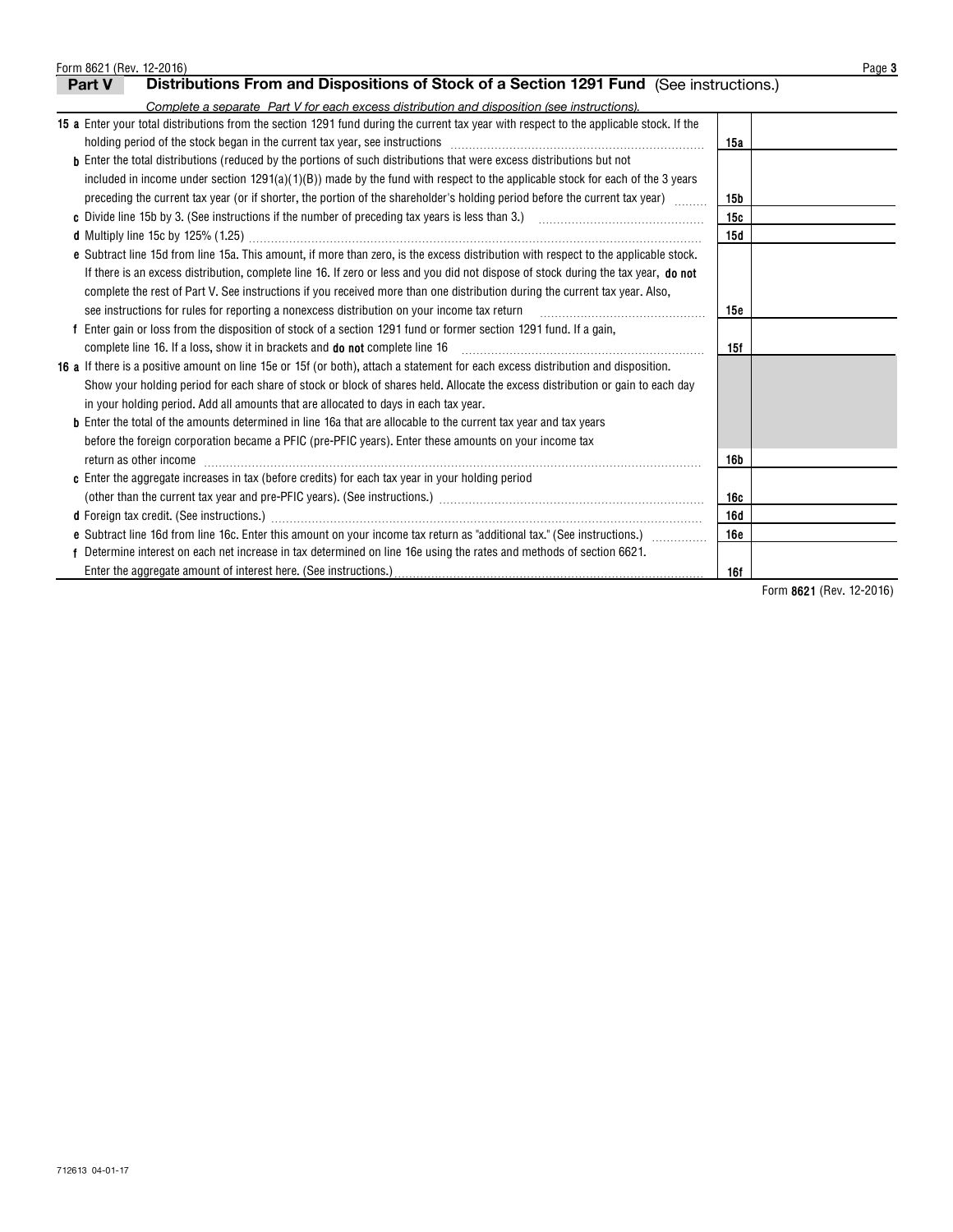## Part V Distributions From and Disposition of Stock of a Section 1291 Fund (See instructions.)

*Complete a separate Part V for each excess distribution and disposition (see instructions).*

| | | |
|---|---|---|
| **15 a** Enter your total distributions from the section 1291 fund during the current tax year with respect to the applicable stock. If the holding period of the stock began in the current tax year, see instructions | 15a | |
| **b** Enter the total distributions (reduced by the portions of such distributions that were excess distributions but not included in income under section 1291(a)(1)(B)) made by the fund with respect to the applicable stock for each of the 3 years preceding the current tax year (or if shorter, the portion of the shareholder's holding period before the current tax year) | 15b | |
| **c** Divide line 15b by 3. (See instructions if the number of preceding tax years is less than 3.) | 15c | |
| **d** Multiply line 15c by 125% (1.25) | 15d | |
| **e** Subtract line 15d from line 15a. This amount, if more than zero, is the excess distribution with respect to the applicable stock. If there is an excess distribution, complete line 16. If zero or less and you did not dispose of stock during the tax year, **do not** complete the rest of Part V. See instructions if you received more than one distribution during the current tax year. Also, see instructions for rules for reporting a nonexcess distribution on your income tax return | 15e | |
| **f** Enter gain or loss from the disposition of stock of a section 1291 fund or former section 1291 fund. If a gain, complete line 16. If a loss, show it in brackets and **do not** complete line 16 | 15f | |
| **16 a** If there is a positive amount on line 15e or 15f (or both), attach a statement for each excess distribution and disposition. Show your holding period for each share of stock or block of shares held. Allocate the excess distribution or gain to each day in your holding period. Add all amounts that are allocated to days in each tax year. | | |
| **b** Enter the total of the amounts determined in line 16a that are allocable to the current tax year and tax years before the foreign corporation became a PFIC (pre-PFIC years). Enter these amounts on your income tax return as other income | 16b | |
| **c** Enter the aggregate increases in tax (before credits) for each tax year in your holding period (other than the current tax year and pre-PFIC years). (See instructions.) | 16c | |
| **d** Foreign tax credit. (See instructions.) | 16d | |
| **e** Subtract line 16d from line 16c. Enter this amount on your income tax return as "additional tax." (See instructions.) | 16e | |
| **f** Determine interest on each net increase in tax determined on line 16e using the rates and methods of section 6621. Enter the aggregate amount of interest here. (See instructions.) | 16f | |

Form **8621** (Rev. 12-2016)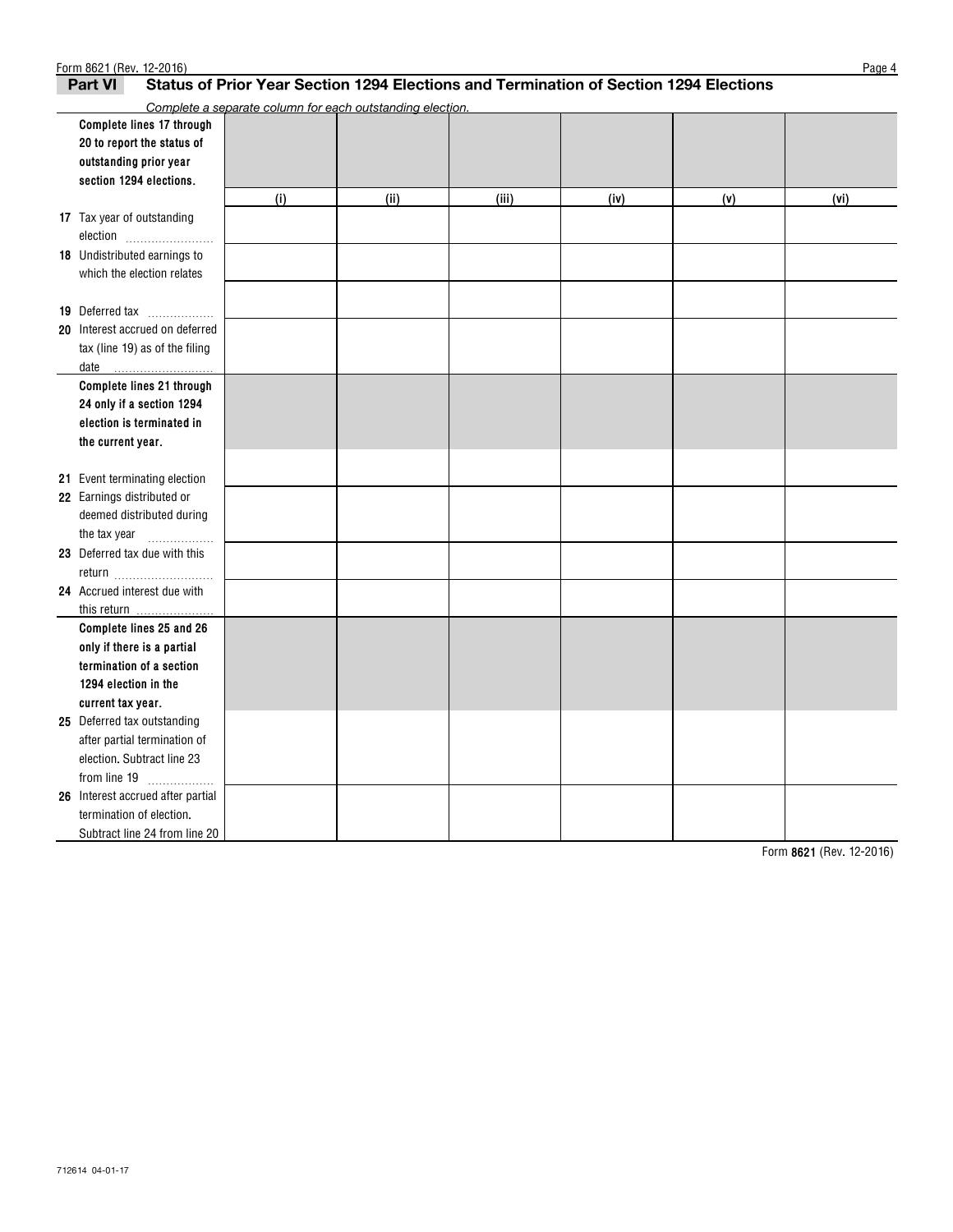## Part VI Status of Prior Year Section 1294 Elections and Termination of Section 1294 Elections

*Complete a separate column for each outstanding election.*

| | (i) | (ii) | (iii) | (iv) | (v) | (vi) |
|---|---|---|---|---|---|---|
| **Complete lines 17 through 20 to report the status of outstanding prior year section 1294 elections.** | | | | | | |
| **17** Tax year of outstanding election | | | | | | |
| **18** Undistributed earnings to which the election relates | | | | | | |
| **19** Deferred tax | | | | | | |
| **20** Interest accrued on deferred tax (line 19) as of the filing date | | | | | | |
| **Complete lines 21 through 24 only if a section 1294 election is terminated in the current year.** | | | | | | |
| **21** Event terminating election | | | | | | |
| **22** Earnings distributed or deemed distributed during the tax year | | | | | | |
| **23** Deferred tax due with this return | | | | | | |
| **24** Accrued interest due with this return | | | | | | |
| **Complete lines 25 and 26 only if there is a partial termination of a section 1294 election in the current tax year.** | | | | | | |
| **25** Deferred tax outstanding after partial termination of election. Subtract line 23 from line 19 | | | | | | |
| **26** Interest accrued after partial termination of election. Subtract line 24 from line 20 | | | | | | |

712614 04-01-17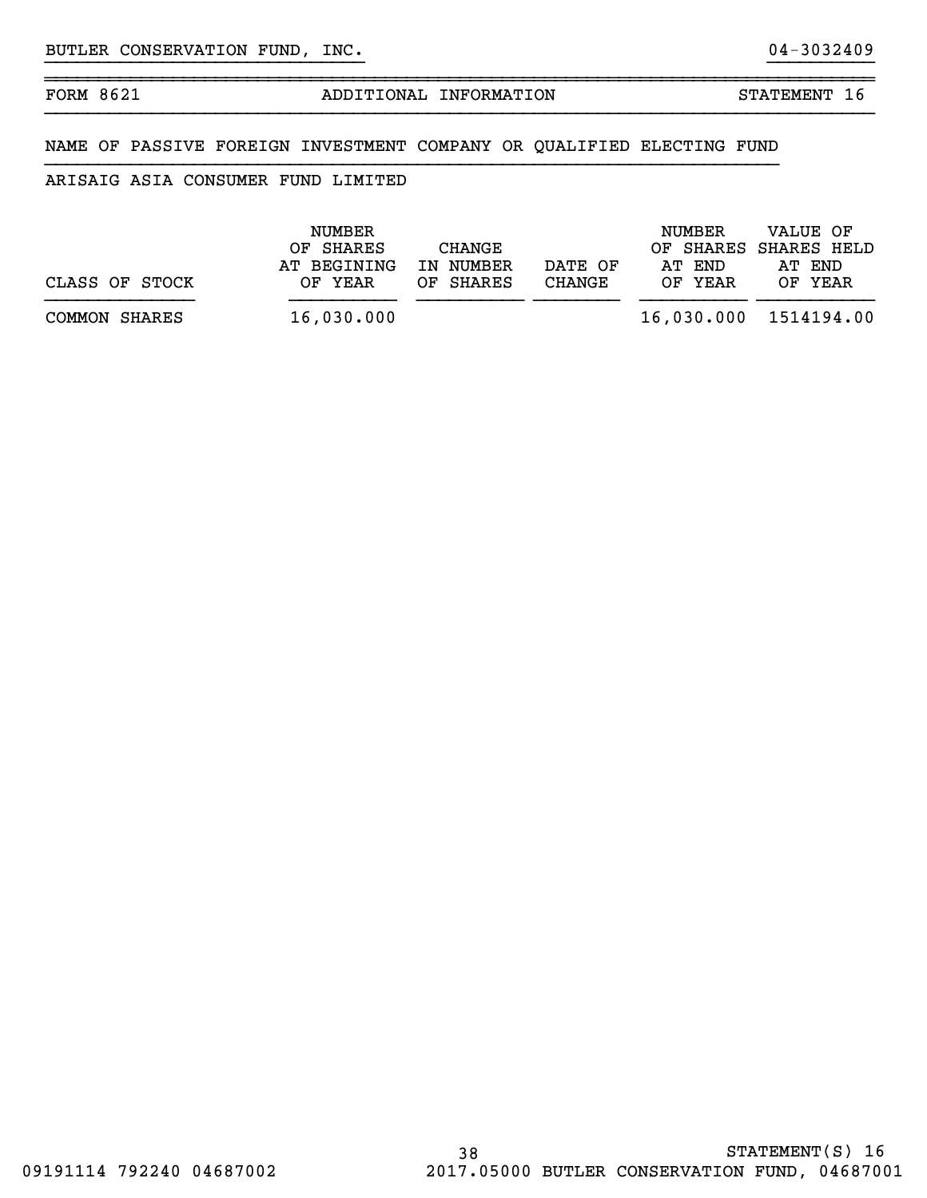BUTLER CONSERVATION FUND, INC. 04-3032409

FORM 8621 ADDITIONAL INFORMATION STATEMENT 16

NAME OF PASSIVE FOREIGN INVESTMENT COMPANY OR QUALIFIED ELECTING FUND

ARISAIG ASIA CONSUMER FUND LIMITED

| CLASS OF STOCK | NUMBER OF SHARES AT BEGINING OF YEAR | CHANGE IN NUMBER OF SHARES | DATE OF CHANGE | NUMBER OF SHARES AT END OF YEAR | VALUE OF SHARES HELD AT END OF YEAR |
|---|---|---|---|---|---|
| COMMON SHARES | 16,030.000 | | | 16,030.000 | 1514194.00 |

STATEMENT(S) 16

09191114 792240 04687002 2017.05000 BUTLER CONSERVATION FUND, 04687001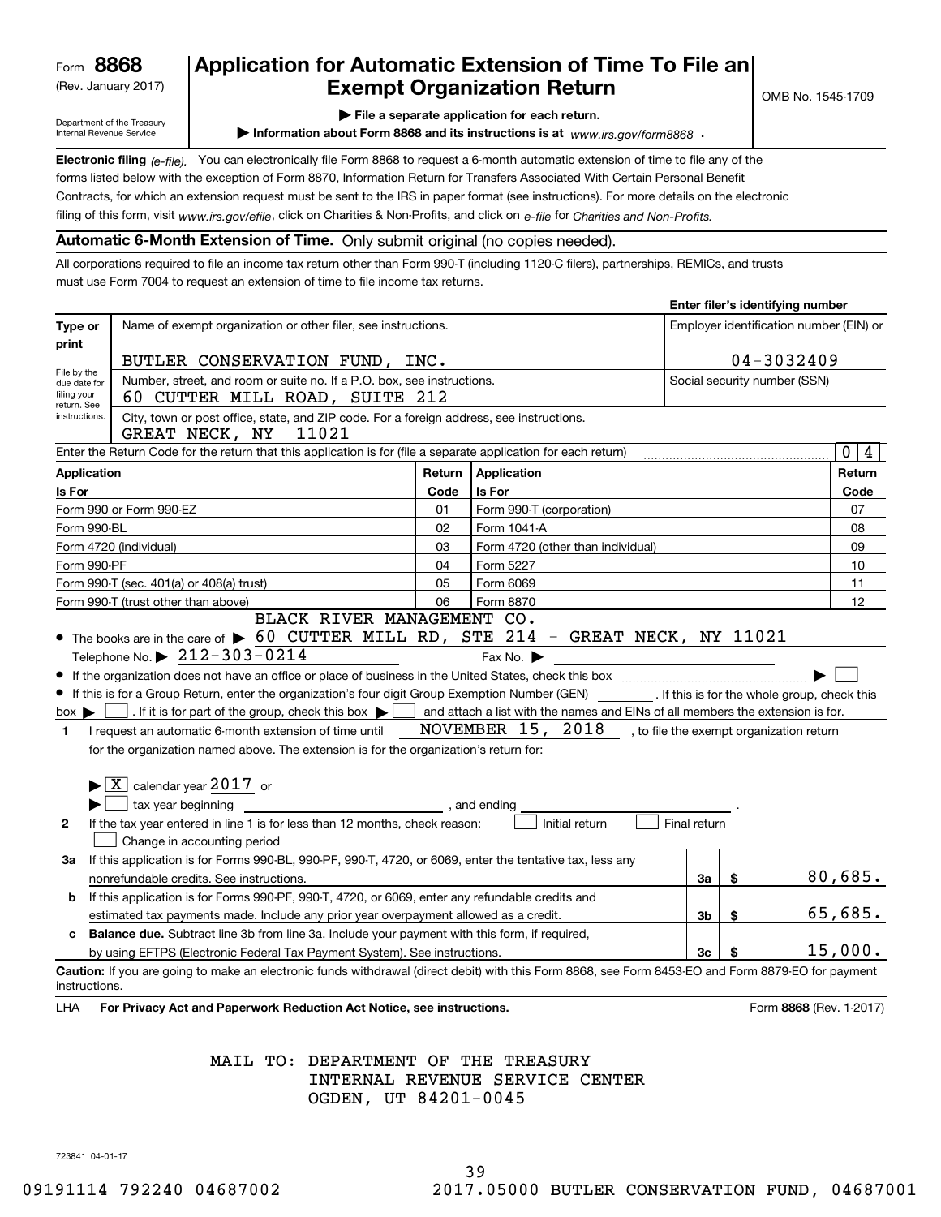Form **8868** (Rev. January 2017)

Department of the Treasury Internal Revenue Service

# Application for Automatic Extension of Time To File an Exempt Organization Return

OMB No. 1545-1709

▶ **File a separate application for each return.**

▶ **Information about Form 8868 and its instructions is at** *www.irs.gov/form8868* **.**

**Electronic filing** *(e-file).* You can electronically file Form 8868 to request a 6-month automatic extension of time to file any of the forms listed below with the exception of Form 8870, Information Return for Transfers Associated With Certain Personal Benefit Contracts, for which an extension request must be sent to the IRS in paper format (see instructions). For more details on the electronic filing of this form, visit *www.irs.gov/efile*, click on Charities & Non-Profits, and click on *e-file* for *Charities and Non-Profits.*

**Automatic 6-Month Extension of Time.** Only submit original (no copies needed).

All corporations required to file an income tax return other than Form 990-T (including 1120-C filers), partnerships, REMICs, and trusts must use Form 7004 to request an extension of time to file income tax returns.

**Enter filer's identifying number**

| **Type or print** | | |
|---|---|---|
| File by the due date for filing your return. See instructions. | Name of exempt organization or other filer, see instructions.<br>BUTLER CONSERVATION FUND, INC. | Employer identification number (EIN) or<br>04-3032409 |
| | Number, street, and room or suite no. If a P.O. box, see instructions.<br>60 CUTTER MILL ROAD, SUITE 212 | Social security number (SSN) |
| | City, town or post office, state, and ZIP code. For a foreign address, see instructions.<br>GREAT NECK, NY 11021 | |

Enter the Return Code for the return that this application is for (file a separate application for each return) .... 0 4

| **Application Is For** | **Return Code** | **Application Is For** | **Return Code** |
|---|---|---|---|
| Form 990 or Form 990-EZ | 01 | Form 990-T (corporation) | 07 |
| Form 990-BL | 02 | Form 1041-A | 08 |
| Form 4720 (individual) | 03 | Form 4720 (other than individual) | 09 |
| Form 990-PF | 04 | Form 5227 | 10 |
| Form 990-T (sec. 401(a) or 408(a) trust) | 05 | Form 6069 | 11 |
| Form 990-T (trust other than above) | 06 | Form 8870 | 12 |

- The books are in the care of ▶ BLACK RIVER MANAGEMENT CO. 60 CUTTER MILL RD, STE 214 - GREAT NECK, NY 11021
  Telephone No. ▶ 212-303-0214    Fax No. ▶
- If the organization does not have an office or place of business in the United States, check this box .... ▶ ☐
- If this is for a Group Return, enter the organization's four digit Group Exemption Number (GEN) ______ . If this is for the whole group, check this box ▶ ☐ . If it is for part of the group, check this box ▶ ☐ and attach a list with the names and EINs of all members the extension is for.

**1** I request an automatic 6-month extension of time until NOVEMBER 15, 2018 , to file the exempt organization return for the organization named above. The extension is for the organization's return for:

▶ ☒ calendar year 2017 or

▶ ☐ tax year beginning ______________, and ending ______________.

**2** If the tax year entered in line 1 is for less than 12 months, check reason: ☐ Initial return ☐ Final return ☐ Change in accounting period

| | | | |
|---|---|---|---|
| **3a** | If this application is for Forms 990-BL, 990-PF, 990-T, 4720, or 6069, enter the tentative tax, less any nonrefundable credits. See instructions. | **3a** | $ 80,685. |
| **b** | If this application is for Forms 990-PF, 990-T, 4720, or 6069, enter any refundable credits and estimated tax payments made. Include any prior year overpayment allowed as a credit. | **3b** | $ 65,685. |
| **c** | **Balance due.** Subtract line 3b from line 3a. Include your payment with this form, if required, by using EFTPS (Electronic Federal Tax Payment System). See instructions. | **3c** | $ 15,000. |

**Caution:** If you are going to make an electronic funds withdrawal (direct debit) with this Form 8868, see Form 8453-EO and Form 8879-EO for payment instructions.

LHA **For Privacy Act and Paperwork Reduction Act Notice, see instructions.** Form **8868** (Rev. 1-2017)

MAIL TO: DEPARTMENT OF THE TREASURY
INTERNAL REVENUE SERVICE CENTER
OGDEN, UT 84201-0045

723841 04-01-17

09191114 792240 04687002 2017.05000 BUTLER CONSERVATION FUND, 04687001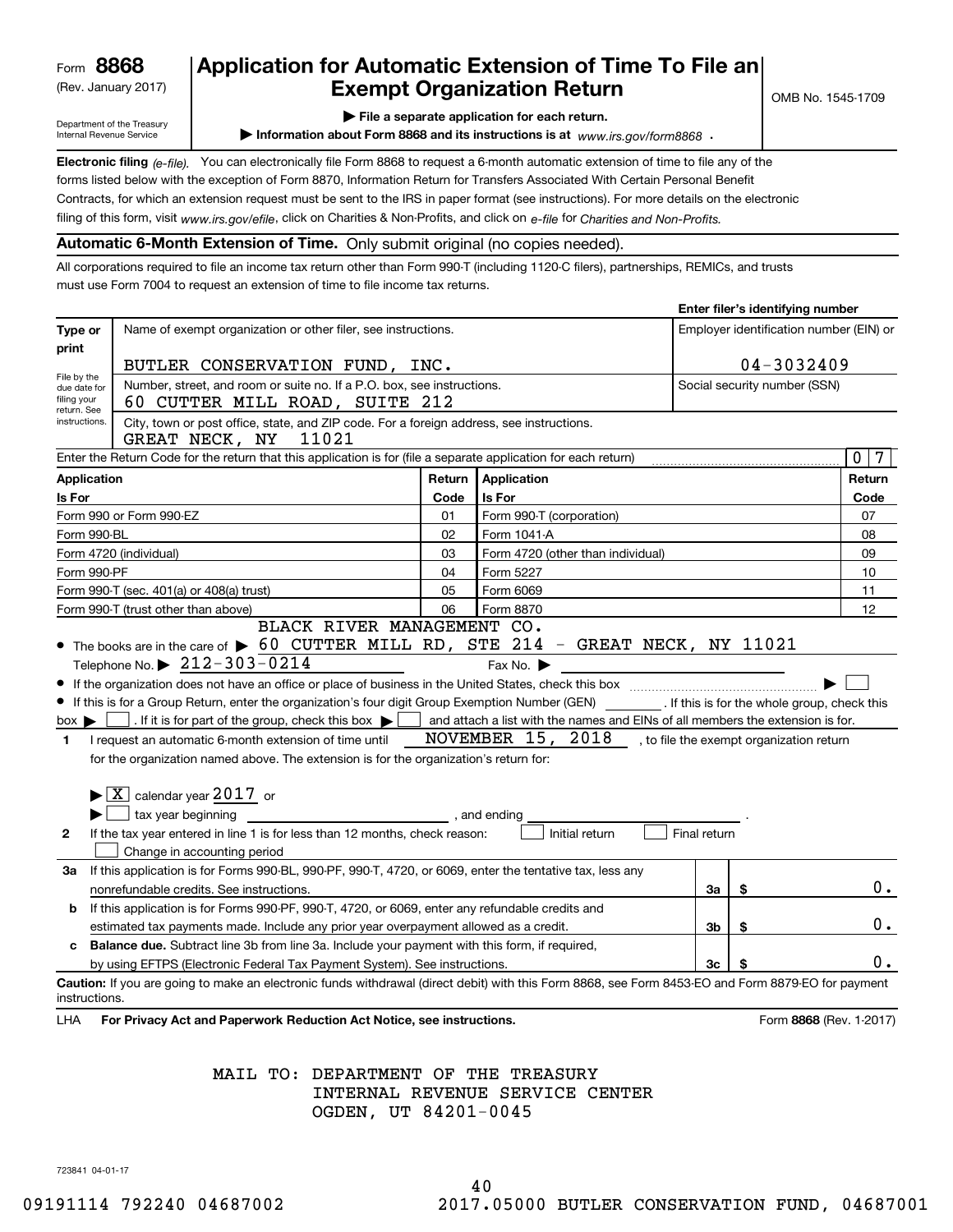Form **8868** (Rev. January 2017)

Department of the Treasury
Internal Revenue Service

# Application for Automatic Extension of Time To File an Exempt Organization Return

OMB No. 1545-1709

▶ **File a separate application for each return.**

▶ **Information about Form 8868 and its instructions is at** *www.irs.gov/form8868* .

**Electronic filing** *(e-file).* You can electronically file Form 8868 to request a 6-month automatic extension of time to file any of the forms listed below with the exception of Form 8870, Information Return for Transfers Associated With Certain Personal Benefit Contracts, for which an extension request must be sent to the IRS in paper format (see instructions). For more details on the electronic filing of this form, visit *www.irs.gov/efile*, click on Charities & Non-Profits, and click on *e-file* for *Charities and Non-Profits.*

**Automatic 6-Month Extension of Time.** Only submit original (no copies needed).

All corporations required to file an income tax return other than Form 990-T (including 1120-C filers), partnerships, REMICs, and trusts must use Form 7004 to request an extension of time to file income tax returns.

**Type or print**

File by the due date for filing your return. See instructions.

Name of exempt organization or other filer, see instructions.
BUTLER CONSERVATION FUND, INC.

**Enter filer's identifying number**
Employer identification number (EIN) or
04-3032409

Number, street, and room or suite no. If a P.O. box, see instructions.
60 CUTTER MILL ROAD, SUITE 212

Social security number (SSN)

City, town or post office, state, and ZIP code. For a foreign address, see instructions.
GREAT NECK, NY 11021

Enter the Return Code for the return that this application is for (file a separate application for each return) .......... 0 7

| Application Is For | Return Code | Application Is For | Return Code |
|---|---|---|---|
| Form 990 or Form 990-EZ | 01 | Form 990-T (corporation) | 07 |
| Form 990-BL | 02 | Form 1041-A | 08 |
| Form 4720 (individual) | 03 | Form 4720 (other than individual) | 09 |
| Form 990-PF | 04 | Form 5227 | 10 |
| Form 990-T (sec. 401(a) or 408(a) trust) | 05 | Form 6069 | 11 |
| Form 990-T (trust other than above) | 06 | Form 8870 | 12 |

- The books are in the care of ▶ BLACK RIVER MANAGEMENT CO. 60 CUTTER MILL RD, STE 214 - GREAT NECK, NY 11021
  Telephone No. ▶ 212-303-0214 Fax No. ▶
- If the organization does not have an office or place of business in the United States, check this box .......... ▶ ☐
- If this is for a Group Return, enter the organization's four digit Group Exemption Number (GEN) ________ . If this is for the whole group, check this box ▶ ☐ . If it is for part of the group, check this box ▶ ☐ and attach a list with the names and EINs of all members the extension is for.

**1** I request an automatic 6-month extension of time until NOVEMBER 15, 2018 , to file the exempt organization return for the organization named above. The extension is for the organization's return for:

▶ ☒ calendar year 2017 or
▶ ☐ tax year beginning ________________ , and ending ________________ .

**2** If the tax year entered in line 1 is for less than 12 months, check reason: ☐ Initial return ☐ Final return ☐ Change in accounting period

| | | | |
|---|---|---|---|
| **3a** If this application is for Forms 990-BL, 990-PF, 990-T, 4720, or 6069, enter the tentative tax, less any nonrefundable credits. See instructions. | **3a** | $ | 0. |
| **b** If this application is for Forms 990-PF, 990-T, 4720, or 6069, enter any refundable credits and estimated tax payments made. Include any prior year overpayment allowed as a credit. | **3b** | $ | 0. |
| **c** **Balance due.** Subtract line 3b from line 3a. Include your payment with this form, if required, by using EFTPS (Electronic Federal Tax Payment System). See instructions. | **3c** | $ | 0. |

**Caution:** If you are going to make an electronic funds withdrawal (direct debit) with this Form 8868, see Form 8453-EO and Form 8879-EO for payment instructions.

LHA **For Privacy Act and Paperwork Reduction Act Notice, see instructions.** Form **8868** (Rev. 1-2017)

MAIL TO: DEPARTMENT OF THE TREASURY
INTERNAL REVENUE SERVICE CENTER
OGDEN, UT 84201-0045

723841 04-01-17

09191114 792240 04687002 2017.05000 BUTLER CONSERVATION FUND, 04687001